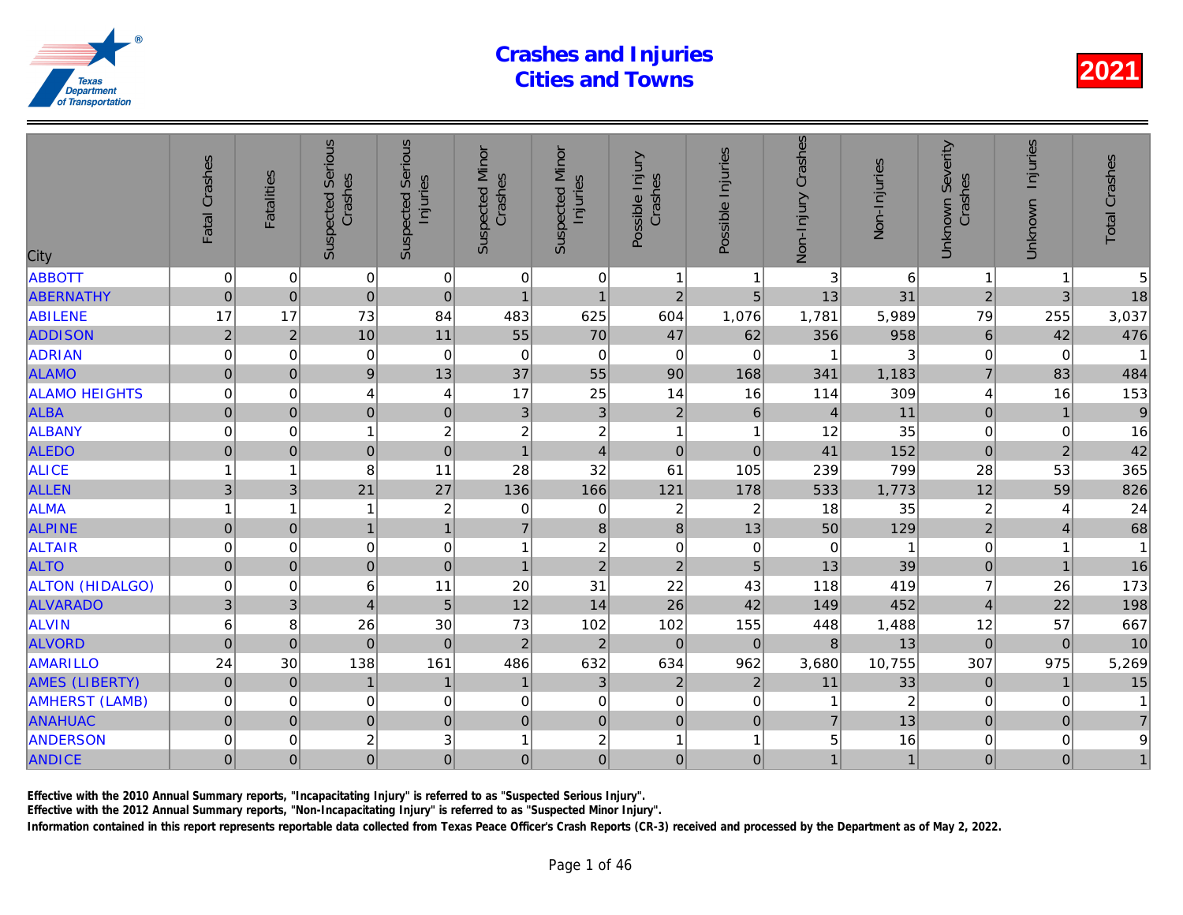# Crashes and Injuries Cities and Towns

2021

| City | Fatal Crashes | Fatalities | Suspected Serious Crashes | Suspected Serious Injuries | Suspected Minor Crashes | Suspected Minor Injuries | Possible Injury Crashes | Possible Injuries | Non-Injury Crashes | Non-Injuries | Unknown Severity Crashes | Unknown Injuries | Total Crashes |
|---|---|---|---|---|---|---|---|---|---|---|---|---|---|
| ABBOTT | 0 | 0 | 0 | 0 | 0 | 0 | 1 | 1 | 3 | 6 | 1 | 1 | 5 |
| ABERNATHY | 0 | 0 | 0 | 0 | 1 | 1 | 2 | 5 | 13 | 31 | 2 | 3 | 18 |
| ABILENE | 17 | 17 | 73 | 84 | 483 | 625 | 604 | 1,076 | 1,781 | 5,989 | 79 | 255 | 3,037 |
| ADDISON | 2 | 2 | 10 | 11 | 55 | 70 | 47 | 62 | 356 | 958 | 6 | 42 | 476 |
| ADRIAN | 0 | 0 | 0 | 0 | 0 | 0 | 0 | 0 | 1 | 3 | 0 | 0 | 1 |
| ALAMO | 0 | 0 | 9 | 13 | 37 | 55 | 90 | 168 | 341 | 1,183 | 7 | 83 | 484 |
| ALAMO HEIGHTS | 0 | 0 | 4 | 4 | 17 | 25 | 14 | 16 | 114 | 309 | 4 | 16 | 153 |
| ALBA | 0 | 0 | 0 | 0 | 3 | 3 | 2 | 6 | 4 | 11 | 0 | 1 | 9 |
| ALBANY | 0 | 0 | 1 | 2 | 2 | 2 | 1 | 1 | 12 | 35 | 0 | 0 | 16 |
| ALEDO | 0 | 0 | 0 | 0 | 1 | 4 | 0 | 0 | 41 | 152 | 0 | 2 | 42 |
| ALICE | 1 | 1 | 8 | 11 | 28 | 32 | 61 | 105 | 239 | 799 | 28 | 53 | 365 |
| ALLEN | 3 | 3 | 21 | 27 | 136 | 166 | 121 | 178 | 533 | 1,773 | 12 | 59 | 826 |
| ALMA | 1 | 1 | 1 | 2 | 0 | 0 | 2 | 2 | 18 | 35 | 2 | 4 | 24 |
| ALPINE | 0 | 0 | 1 | 1 | 7 | 8 | 8 | 13 | 50 | 129 | 2 | 4 | 68 |
| ALTAIR | 0 | 0 | 0 | 0 | 1 | 2 | 0 | 0 | 0 | 1 | 0 | 1 | 1 |
| ALTO | 0 | 0 | 0 | 0 | 1 | 2 | 2 | 5 | 13 | 39 | 0 | 1 | 16 |
| ALTON (HIDALGO) | 0 | 0 | 6 | 11 | 20 | 31 | 22 | 43 | 118 | 419 | 7 | 26 | 173 |
| ALVARADO | 3 | 3 | 4 | 5 | 12 | 14 | 26 | 42 | 149 | 452 | 4 | 22 | 198 |
| ALVIN | 6 | 8 | 26 | 30 | 73 | 102 | 102 | 155 | 448 | 1,488 | 12 | 57 | 667 |
| ALVORD | 0 | 0 | 0 | 0 | 2 | 2 | 0 | 0 | 8 | 13 | 0 | 0 | 10 |
| AMARILLO | 24 | 30 | 138 | 161 | 486 | 632 | 634 | 962 | 3,680 | 10,755 | 307 | 975 | 5,269 |
| AMES (LIBERTY) | 0 | 0 | 1 | 1 | 1 | 3 | 2 | 2 | 11 | 33 | 0 | 1 | 15 |
| AMHERST (LAMB) | 0 | 0 | 0 | 0 | 0 | 0 | 0 | 0 | 1 | 2 | 0 | 0 | 1 |
| ANAHUAC | 0 | 0 | 0 | 0 | 0 | 0 | 0 | 0 | 7 | 13 | 0 | 0 | 7 |
| ANDERSON | 0 | 0 | 2 | 3 | 1 | 2 | 1 | 1 | 5 | 16 | 0 | 0 | 9 |
| ANDICE | 0 | 0 | 0 | 0 | 0 | 0 | 0 | 0 | 1 | 1 | 0 | 0 | 1 |

Effective with the 2010 Annual Summary reports, "Incapacitating Injury" is referred to as "Suspected Serious Injury".

Effective with the 2012 Annual Summary reports, "Non-Incapacitating Injury" is referred to as "Suspected Minor Injury".

Information contained in this report represents reportable data collected from Texas Peace Officer's Crash Reports (CR-3) received and processed by the Department as of May 2, 2022.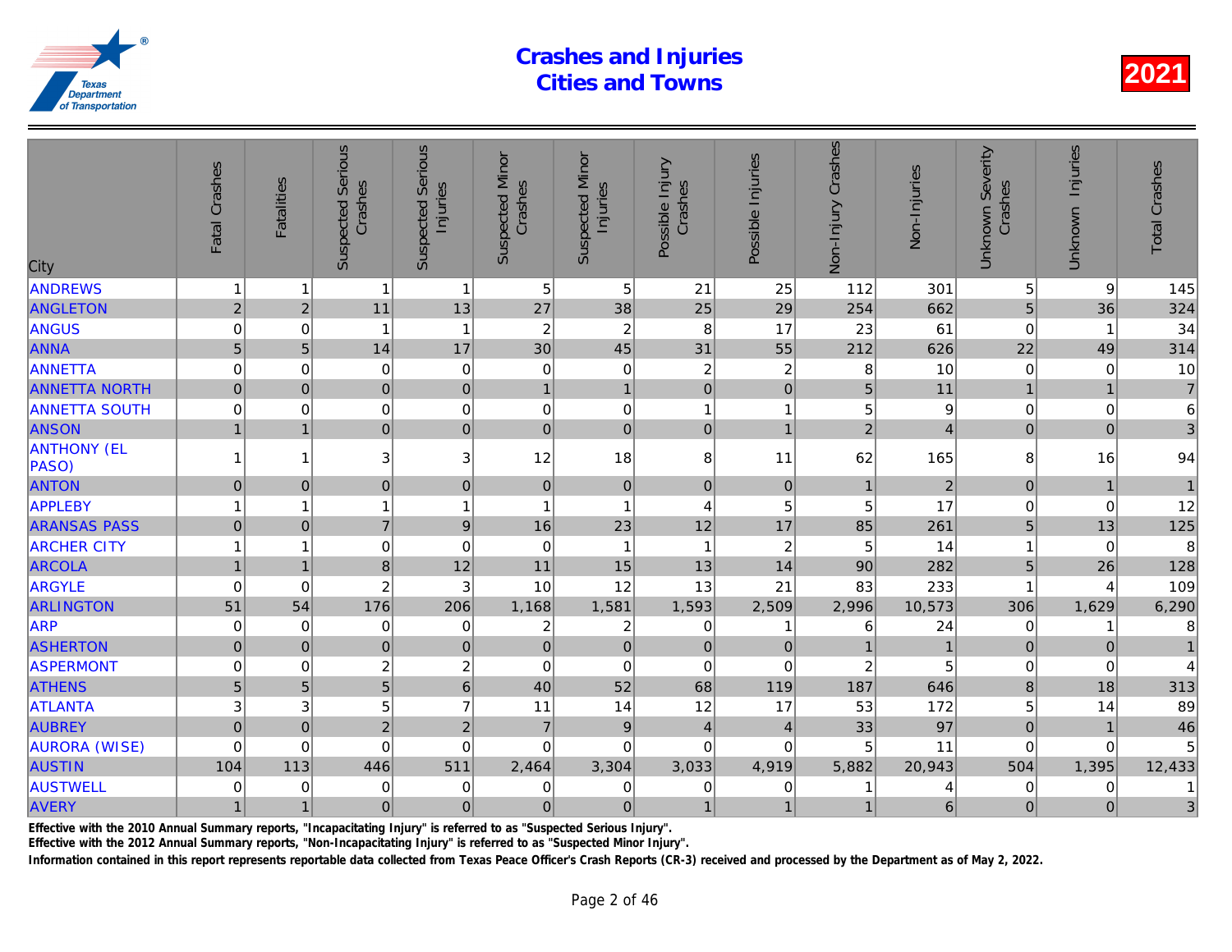# Crashes and Injuries Cities and Towns

2021

| City | Fatal Crashes | Fatalities | Suspected Serious Crashes | Suspected Serious Injuries | Suspected Minor Crashes | Suspected Minor Injuries | Possible Injury Crashes | Possible Injuries | Non-Injury Crashes | Non-Injuries | Unknown Severity Crashes | Unknown Injuries | Total Crashes |
|---|---|---|---|---|---|---|---|---|---|---|---|---|---|
| ANDREWS | 1 | 1 | 1 | 1 | 5 | 5 | 21 | 25 | 112 | 301 | 5 | 9 | 145 |
| ANGLETON | 2 | 2 | 11 | 13 | 27 | 38 | 25 | 29 | 254 | 662 | 5 | 36 | 324 |
| ANGUS | 0 | 0 | 1 | 1 | 2 | 2 | 8 | 17 | 23 | 61 | 0 | 1 | 34 |
| ANNA | 5 | 5 | 14 | 17 | 30 | 45 | 31 | 55 | 212 | 626 | 22 | 49 | 314 |
| ANNETTA | 0 | 0 | 0 | 0 | 0 | 0 | 2 | 2 | 8 | 10 | 0 | 0 | 10 |
| ANNETTA NORTH | 0 | 0 | 0 | 0 | 1 | 1 | 0 | 0 | 5 | 11 | 1 | 1 | 7 |
| ANNETTA SOUTH | 0 | 0 | 0 | 0 | 0 | 0 | 1 | 1 | 5 | 9 | 0 | 0 | 6 |
| ANSON | 1 | 1 | 0 | 0 | 0 | 0 | 0 | 1 | 2 | 4 | 0 | 0 | 3 |
| ANTHONY (EL PASO) | 1 | 1 | 3 | 3 | 12 | 18 | 8 | 11 | 62 | 165 | 8 | 16 | 94 |
| ANTON | 0 | 0 | 0 | 0 | 0 | 0 | 0 | 0 | 1 | 2 | 0 | 1 | 1 |
| APPLEBY | 1 | 1 | 1 | 1 | 1 | 1 | 4 | 5 | 5 | 17 | 0 | 0 | 12 |
| ARANSAS PASS | 0 | 0 | 7 | 9 | 16 | 23 | 12 | 17 | 85 | 261 | 5 | 13 | 125 |
| ARCHER CITY | 1 | 1 | 0 | 0 | 0 | 1 | 1 | 2 | 5 | 14 | 1 | 0 | 8 |
| ARCOLA | 1 | 1 | 8 | 12 | 11 | 15 | 13 | 14 | 90 | 282 | 5 | 26 | 128 |
| ARGYLE | 0 | 0 | 2 | 3 | 10 | 12 | 13 | 21 | 83 | 233 | 1 | 4 | 109 |
| ARLINGTON | 51 | 54 | 176 | 206 | 1,168 | 1,581 | 1,593 | 2,509 | 2,996 | 10,573 | 306 | 1,629 | 6,290 |
| ARP | 0 | 0 | 0 | 0 | 2 | 2 | 0 | 1 | 6 | 24 | 0 | 1 | 8 |
| ASHERTON | 0 | 0 | 0 | 0 | 0 | 0 | 0 | 0 | 1 | 1 | 0 | 0 | 1 |
| ASPERMONT | 0 | 0 | 2 | 2 | 0 | 0 | 0 | 0 | 2 | 5 | 0 | 0 | 4 |
| ATHENS | 5 | 5 | 5 | 6 | 40 | 52 | 68 | 119 | 187 | 646 | 8 | 18 | 313 |
| ATLANTA | 3 | 3 | 5 | 7 | 11 | 14 | 12 | 17 | 53 | 172 | 5 | 14 | 89 |
| AUBREY | 0 | 0 | 2 | 2 | 7 | 9 | 4 | 4 | 33 | 97 | 0 | 1 | 46 |
| AURORA (WISE) | 0 | 0 | 0 | 0 | 0 | 0 | 0 | 0 | 5 | 11 | 0 | 0 | 5 |
| AUSTIN | 104 | 113 | 446 | 511 | 2,464 | 3,304 | 3,033 | 4,919 | 5,882 | 20,943 | 504 | 1,395 | 12,433 |
| AUSTWELL | 0 | 0 | 0 | 0 | 0 | 0 | 0 | 0 | 1 | 4 | 0 | 0 | 1 |
| AVERY | 1 | 1 | 0 | 0 | 0 | 0 | 1 | 1 | 1 | 6 | 0 | 0 | 3 |

Effective with the 2010 Annual Summary reports, "Incapacitating Injury" is referred to as "Suspected Serious Injury".

Effective with the 2012 Annual Summary reports, "Non-Incapacitating Injury" is referred to as "Suspected Minor Injury".

Information contained in this report represents reportable data collected from Texas Peace Officer's Crash Reports (CR-3) received and processed by the Department as of May 2, 2022.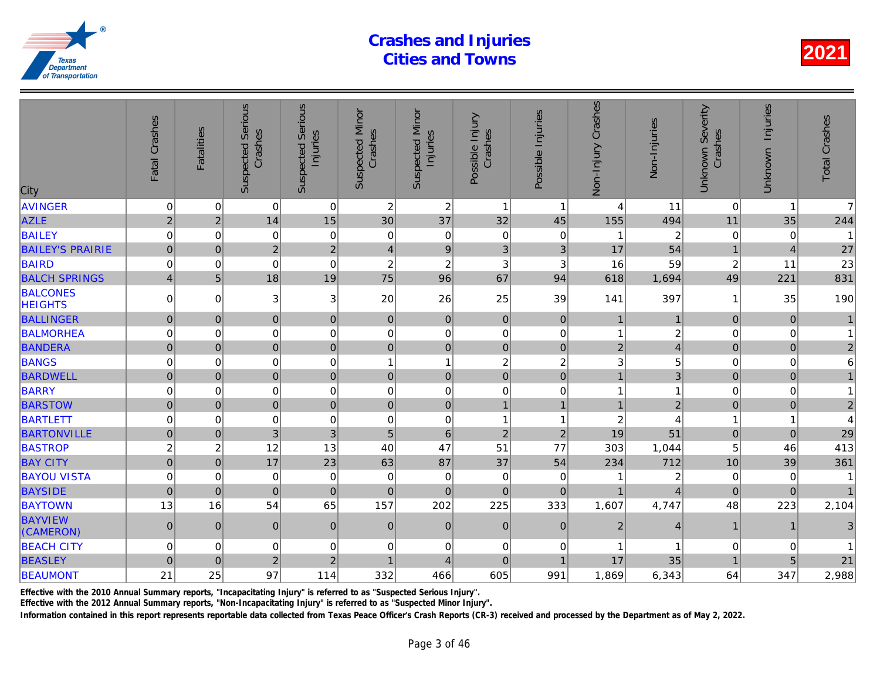# Crashes and Injuries
# Cities and Towns

**2021**

| City | Fatal Crashes | Fatalities | Suspected Serious Crashes | Suspected Serious Injuries | Suspected Minor Crashes | Suspected Minor Injuries | Possible Injury Crashes | Possible Injuries | Non-Injury Crashes | Non-Injuries | Unknown Severity Crashes | Unknown Injuries | Total Crashes |
|---|---|---|---|---|---|---|---|---|---|---|---|---|---|
| AVINGER | 0 | 0 | 0 | 0 | 2 | 2 | 1 | 1 | 4 | 11 | 0 | 1 | 7 |
| AZLE | 2 | 2 | 14 | 15 | 30 | 37 | 32 | 45 | 155 | 494 | 11 | 35 | 244 |
| BAILEY | 0 | 0 | 0 | 0 | 0 | 0 | 0 | 0 | 1 | 2 | 0 | 0 | 1 |
| BAILEY'S PRAIRIE | 0 | 0 | 2 | 2 | 4 | 9 | 3 | 3 | 17 | 54 | 1 | 4 | 27 |
| BAIRD | 0 | 0 | 0 | 0 | 2 | 2 | 3 | 3 | 16 | 59 | 2 | 11 | 23 |
| BALCH SPRINGS | 4 | 5 | 18 | 19 | 75 | 96 | 67 | 94 | 618 | 1,694 | 49 | 221 | 831 |
| BALCONES HEIGHTS | 0 | 0 | 3 | 3 | 20 | 26 | 25 | 39 | 141 | 397 | 1 | 35 | 190 |
| BALLINGER | 0 | 0 | 0 | 0 | 0 | 0 | 0 | 0 | 1 | 1 | 0 | 0 | 1 |
| BALMORHEA | 0 | 0 | 0 | 0 | 0 | 0 | 0 | 0 | 1 | 2 | 0 | 0 | 1 |
| BANDERA | 0 | 0 | 0 | 0 | 0 | 0 | 0 | 0 | 2 | 4 | 0 | 0 | 2 |
| BANGS | 0 | 0 | 0 | 0 | 1 | 1 | 2 | 2 | 3 | 5 | 0 | 0 | 6 |
| BARDWELL | 0 | 0 | 0 | 0 | 0 | 0 | 0 | 0 | 1 | 3 | 0 | 0 | 1 |
| BARRY | 0 | 0 | 0 | 0 | 0 | 0 | 0 | 0 | 1 | 1 | 0 | 0 | 1 |
| BARSTOW | 0 | 0 | 0 | 0 | 0 | 0 | 1 | 1 | 1 | 2 | 0 | 0 | 2 |
| BARTLETT | 0 | 0 | 0 | 0 | 0 | 0 | 1 | 1 | 2 | 4 | 1 | 1 | 4 |
| BARTONVILLE | 0 | 0 | 3 | 3 | 5 | 6 | 2 | 2 | 19 | 51 | 0 | 0 | 29 |
| BASTROP | 2 | 2 | 12 | 13 | 40 | 47 | 51 | 77 | 303 | 1,044 | 5 | 46 | 413 |
| BAY CITY | 0 | 0 | 17 | 23 | 63 | 87 | 37 | 54 | 234 | 712 | 10 | 39 | 361 |
| BAYOU VISTA | 0 | 0 | 0 | 0 | 0 | 0 | 0 | 0 | 1 | 2 | 0 | 0 | 1 |
| BAYSIDE | 0 | 0 | 0 | 0 | 0 | 0 | 0 | 0 | 1 | 4 | 0 | 0 | 1 |
| BAYTOWN | 13 | 16 | 54 | 65 | 157 | 202 | 225 | 333 | 1,607 | 4,747 | 48 | 223 | 2,104 |
| BAYVIEW (CAMERON) | 0 | 0 | 0 | 0 | 0 | 0 | 0 | 0 | 2 | 4 | 1 | 1 | 3 |
| BEACH CITY | 0 | 0 | 0 | 0 | 0 | 0 | 0 | 0 | 1 | 1 | 0 | 0 | 1 |
| BEASLEY | 0 | 0 | 2 | 2 | 1 | 4 | 0 | 1 | 17 | 35 | 1 | 5 | 21 |
| BEAUMONT | 21 | 25 | 97 | 114 | 332 | 466 | 605 | 991 | 1,869 | 6,343 | 64 | 347 | 2,988 |

Effective with the 2010 Annual Summary reports, "Incapacitating Injury" is referred to as "Suspected Serious Injury".

Effective with the 2012 Annual Summary reports, "Non-Incapacitating Injury" is referred to as "Suspected Minor Injury".

Information contained in this report represents reportable data collected from Texas Peace Officer's Crash Reports (CR-3) received and processed by the Department as of May 2, 2022.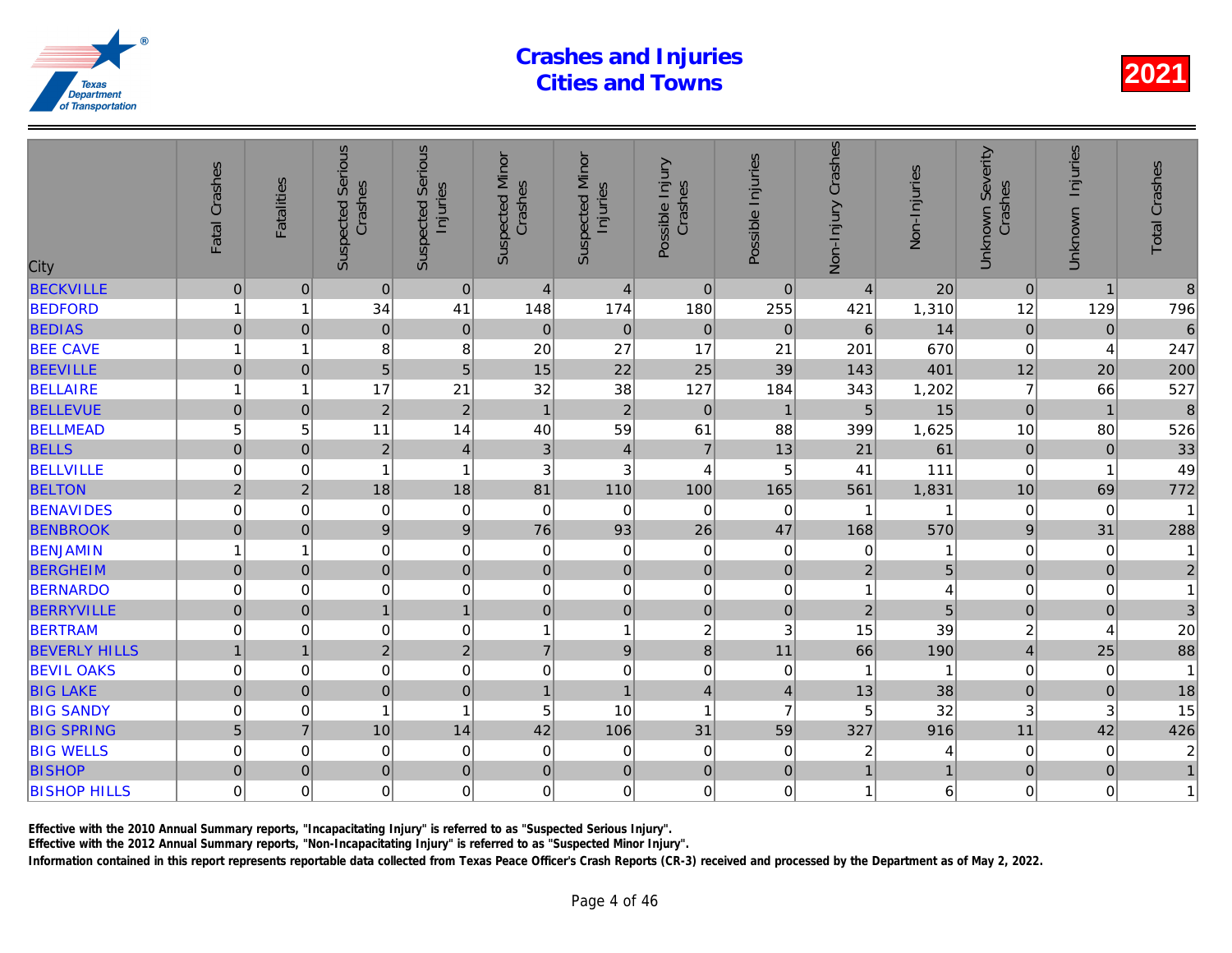# Crashes and Injuries Cities and Towns

2021

| City | Fatal Crashes | Fatalities | Suspected Serious Crashes | Suspected Serious Injuries | Suspected Minor Crashes | Suspected Minor Injuries | Possible Injury Crashes | Possible Injuries | Non-Injury Crashes | Non-Injuries | Unknown Severity Crashes | Unknown Injuries | Total Crashes |
|---|---|---|---|---|---|---|---|---|---|---|---|---|---|
| BECKVILLE | 0 | 0 | 0 | 0 | 4 | 4 | 0 | 0 | 4 | 20 | 0 | 1 | 8 |
| BEDFORD | 1 | 1 | 34 | 41 | 148 | 174 | 180 | 255 | 421 | 1,310 | 12 | 129 | 796 |
| BEDIAS | 0 | 0 | 0 | 0 | 0 | 0 | 0 | 0 | 6 | 14 | 0 | 0 | 6 |
| BEE CAVE | 1 | 1 | 8 | 8 | 20 | 27 | 17 | 21 | 201 | 670 | 0 | 4 | 247 |
| BEEVILLE | 0 | 0 | 5 | 5 | 15 | 22 | 25 | 39 | 143 | 401 | 12 | 20 | 200 |
| BELLAIRE | 1 | 1 | 17 | 21 | 32 | 38 | 127 | 184 | 343 | 1,202 | 7 | 66 | 527 |
| BELLEVUE | 0 | 0 | 2 | 2 | 1 | 2 | 0 | 1 | 5 | 15 | 0 | 1 | 8 |
| BELLMEAD | 5 | 5 | 11 | 14 | 40 | 59 | 61 | 88 | 399 | 1,625 | 10 | 80 | 526 |
| BELLS | 0 | 0 | 2 | 4 | 3 | 4 | 7 | 13 | 21 | 61 | 0 | 0 | 33 |
| BELLVILLE | 0 | 0 | 1 | 1 | 3 | 3 | 4 | 5 | 41 | 111 | 0 | 1 | 49 |
| BELTON | 2 | 2 | 18 | 18 | 81 | 110 | 100 | 165 | 561 | 1,831 | 10 | 69 | 772 |
| BENAVIDES | 0 | 0 | 0 | 0 | 0 | 0 | 0 | 0 | 1 | 1 | 0 | 0 | 1 |
| BENBROOK | 0 | 0 | 9 | 9 | 76 | 93 | 26 | 47 | 168 | 570 | 9 | 31 | 288 |
| BENJAMIN | 1 | 1 | 0 | 0 | 0 | 0 | 0 | 0 | 0 | 1 | 0 | 0 | 1 |
| BERGHEIM | 0 | 0 | 0 | 0 | 0 | 0 | 0 | 0 | 2 | 5 | 0 | 0 | 2 |
| BERNARDO | 0 | 0 | 0 | 0 | 0 | 0 | 0 | 0 | 1 | 4 | 0 | 0 | 1 |
| BERRYVILLE | 0 | 0 | 1 | 1 | 0 | 0 | 0 | 0 | 2 | 5 | 0 | 0 | 3 |
| BERTRAM | 0 | 0 | 0 | 0 | 1 | 1 | 2 | 3 | 15 | 39 | 2 | 4 | 20 |
| BEVERLY HILLS | 1 | 1 | 2 | 2 | 7 | 9 | 8 | 11 | 66 | 190 | 4 | 25 | 88 |
| BEVIL OAKS | 0 | 0 | 0 | 0 | 0 | 0 | 0 | 0 | 1 | 1 | 0 | 0 | 1 |
| BIG LAKE | 0 | 0 | 0 | 0 | 1 | 1 | 4 | 4 | 13 | 38 | 0 | 0 | 18 |
| BIG SANDY | 0 | 0 | 1 | 1 | 5 | 10 | 1 | 7 | 5 | 32 | 3 | 3 | 15 |
| BIG SPRING | 5 | 7 | 10 | 14 | 42 | 106 | 31 | 59 | 327 | 916 | 11 | 42 | 426 |
| BIG WELLS | 0 | 0 | 0 | 0 | 0 | 0 | 0 | 0 | 2 | 4 | 0 | 0 | 2 |
| BISHOP | 0 | 0 | 0 | 0 | 0 | 0 | 0 | 0 | 1 | 1 | 0 | 0 | 1 |
| BISHOP HILLS | 0 | 0 | 0 | 0 | 0 | 0 | 0 | 0 | 1 | 6 | 0 | 0 | 1 |

Effective with the 2010 Annual Summary reports, "Incapacitating Injury" is referred to as "Suspected Serious Injury".

Effective with the 2012 Annual Summary reports, "Non-Incapacitating Injury" is referred to as "Suspected Minor Injury".

Information contained in this report represents reportable data collected from Texas Peace Officer's Crash Reports (CR-3) received and processed by the Department as of May 2, 2022.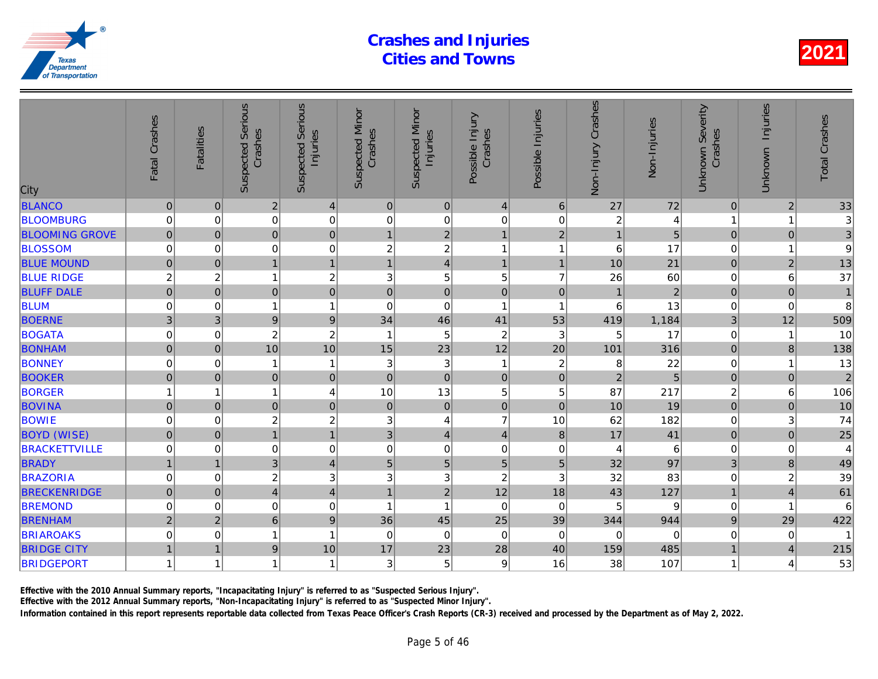# Crashes and Injuries Cities and Towns

2021

| City | Fatal Crashes | Fatalities | Suspected Serious Crashes | Suspected Serious Injuries | Suspected Minor Crashes | Suspected Minor Injuries | Possible Injury Crashes | Possible Injuries | Non-Injury Crashes | Non-Injuries | Unknown Severity Crashes | Unknown Injuries | Total Crashes |
|---|---|---|---|---|---|---|---|---|---|---|---|---|---|
| BLANCO | 0 | 0 | 2 | 4 | 0 | 0 | 4 | 6 | 27 | 72 | 0 | 2 | 33 |
| BLOOMBURG | 0 | 0 | 0 | 0 | 0 | 0 | 0 | 0 | 2 | 4 | 1 | 1 | 3 |
| BLOOMING GROVE | 0 | 0 | 0 | 0 | 1 | 2 | 1 | 2 | 1 | 5 | 0 | 0 | 3 |
| BLOSSOM | 0 | 0 | 0 | 0 | 2 | 2 | 1 | 1 | 6 | 17 | 0 | 1 | 9 |
| BLUE MOUND | 0 | 0 | 1 | 1 | 1 | 4 | 1 | 1 | 10 | 21 | 0 | 2 | 13 |
| BLUE RIDGE | 2 | 2 | 1 | 2 | 3 | 5 | 5 | 7 | 26 | 60 | 0 | 6 | 37 |
| BLUFF DALE | 0 | 0 | 0 | 0 | 0 | 0 | 0 | 0 | 1 | 2 | 0 | 0 | 1 |
| BLUM | 0 | 0 | 1 | 1 | 0 | 0 | 1 | 1 | 6 | 13 | 0 | 0 | 8 |
| BOERNE | 3 | 3 | 9 | 9 | 34 | 46 | 41 | 53 | 419 | 1,184 | 3 | 12 | 509 |
| BOGATA | 0 | 0 | 2 | 2 | 1 | 5 | 2 | 3 | 5 | 17 | 0 | 1 | 10 |
| BONHAM | 0 | 0 | 10 | 10 | 15 | 23 | 12 | 20 | 101 | 316 | 0 | 8 | 138 |
| BONNEY | 0 | 0 | 1 | 1 | 3 | 3 | 1 | 2 | 8 | 22 | 0 | 1 | 13 |
| BOOKER | 0 | 0 | 0 | 0 | 0 | 0 | 0 | 0 | 2 | 5 | 0 | 0 | 2 |
| BORGER | 1 | 1 | 1 | 4 | 10 | 13 | 5 | 5 | 87 | 217 | 2 | 6 | 106 |
| BOVINA | 0 | 0 | 0 | 0 | 0 | 0 | 0 | 0 | 10 | 19 | 0 | 0 | 10 |
| BOWIE | 0 | 0 | 2 | 2 | 3 | 4 | 7 | 10 | 62 | 182 | 0 | 3 | 74 |
| BOYD (WISE) | 0 | 0 | 1 | 1 | 3 | 4 | 4 | 8 | 17 | 41 | 0 | 0 | 25 |
| BRACKETTVILLE | 0 | 0 | 0 | 0 | 0 | 0 | 0 | 0 | 4 | 6 | 0 | 0 | 4 |
| BRADY | 1 | 1 | 3 | 4 | 5 | 5 | 5 | 5 | 32 | 97 | 3 | 8 | 49 |
| BRAZORIA | 0 | 0 | 2 | 3 | 3 | 3 | 2 | 3 | 32 | 83 | 0 | 2 | 39 |
| BRECKENRIDGE | 0 | 0 | 4 | 4 | 1 | 2 | 12 | 18 | 43 | 127 | 1 | 4 | 61 |
| BREMOND | 0 | 0 | 0 | 0 | 1 | 1 | 0 | 0 | 5 | 9 | 0 | 1 | 6 |
| BRENHAM | 2 | 2 | 6 | 9 | 36 | 45 | 25 | 39 | 344 | 944 | 9 | 29 | 422 |
| BRIAROAKS | 0 | 0 | 1 | 1 | 0 | 0 | 0 | 0 | 0 | 0 | 0 | 0 | 1 |
| BRIDGE CITY | 1 | 1 | 9 | 10 | 17 | 23 | 28 | 40 | 159 | 485 | 1 | 4 | 215 |
| BRIDGEPORT | 1 | 1 | 1 | 1 | 3 | 5 | 9 | 16 | 38 | 107 | 1 | 4 | 53 |

Effective with the 2010 Annual Summary reports, "Incapacitating Injury" is referred to as "Suspected Serious Injury".

Effective with the 2012 Annual Summary reports, "Non-Incapacitating Injury" is referred to as "Suspected Minor Injury".

Information contained in this report represents reportable data collected from Texas Peace Officer's Crash Reports (CR-3) received and processed by the Department as of May 2, 2022.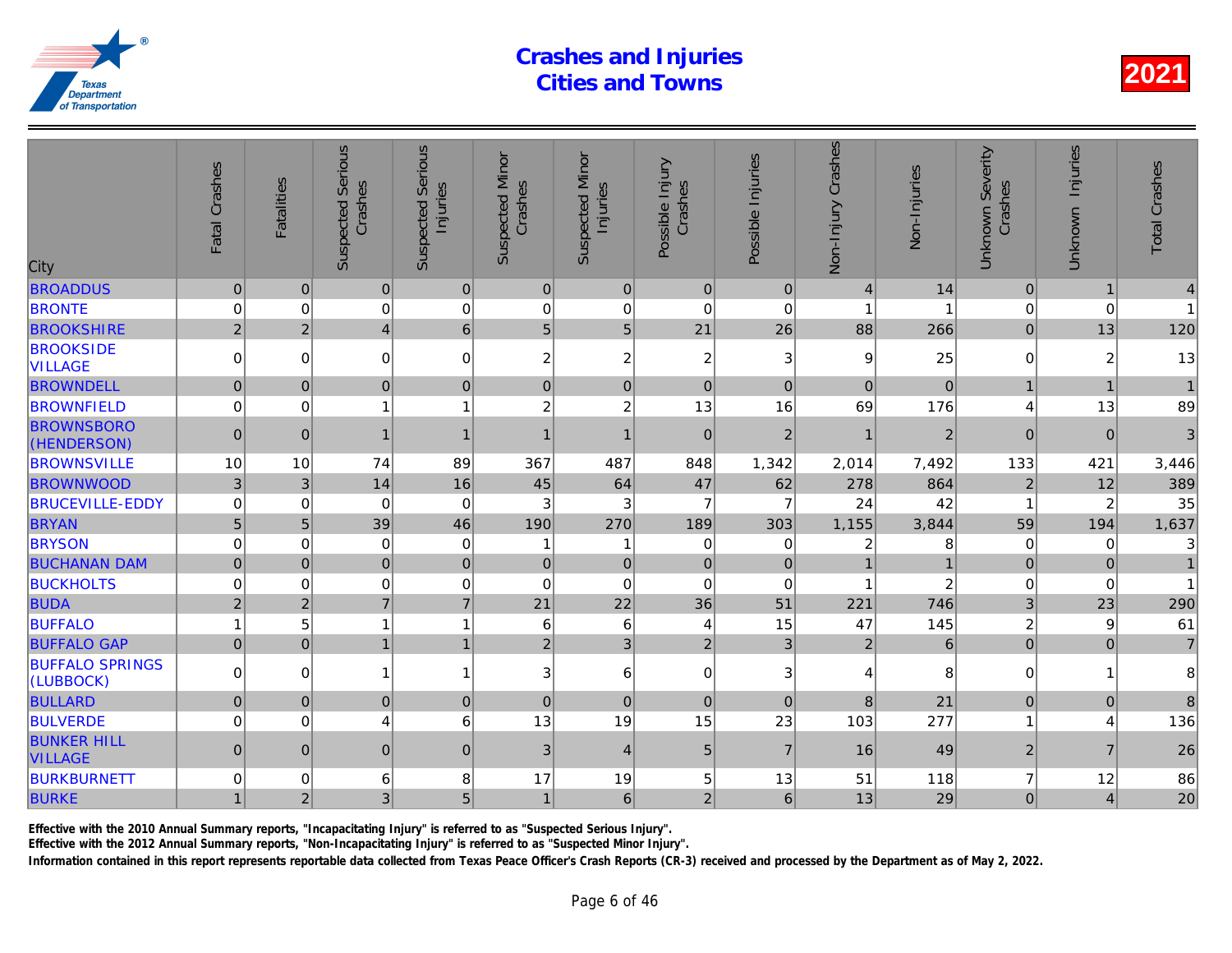# Crashes and Injuries Cities and Towns

2021

| City | Fatal Crashes | Fatalities | Suspected Serious Crashes | Suspected Serious Injuries | Suspected Minor Crashes | Suspected Minor Injuries | Possible Injury Crashes | Possible Injuries | Non-Injury Crashes | Non-Injuries | Unknown Severity Crashes | Unknown Injuries | Total Crashes |
|---|---|---|---|---|---|---|---|---|---|---|---|---|---|
| BROADDUS | 0 | 0 | 0 | 0 | 0 | 0 | 0 | 0 | 4 | 14 | 0 | 1 | 4 |
| BRONTE | 0 | 0 | 0 | 0 | 0 | 0 | 0 | 0 | 1 | 1 | 0 | 0 | 1 |
| BROOKSHIRE | 2 | 2 | 4 | 6 | 5 | 5 | 21 | 26 | 88 | 266 | 0 | 13 | 120 |
| BROOKSIDE VILLAGE | 0 | 0 | 0 | 0 | 2 | 2 | 2 | 3 | 9 | 25 | 0 | 2 | 13 |
| BROWNDELL | 0 | 0 | 0 | 0 | 0 | 0 | 0 | 0 | 0 | 0 | 1 | 1 | 1 |
| BROWNFIELD | 0 | 0 | 1 | 1 | 2 | 2 | 13 | 16 | 69 | 176 | 4 | 13 | 89 |
| BROWNSBORO (HENDERSON) | 0 | 0 | 1 | 1 | 1 | 1 | 0 | 2 | 1 | 2 | 0 | 0 | 3 |
| BROWNSVILLE | 10 | 10 | 74 | 89 | 367 | 487 | 848 | 1,342 | 2,014 | 7,492 | 133 | 421 | 3,446 |
| BROWNWOOD | 3 | 3 | 14 | 16 | 45 | 64 | 47 | 62 | 278 | 864 | 2 | 12 | 389 |
| BRUCEVILLE-EDDY | 0 | 0 | 0 | 0 | 3 | 3 | 7 | 7 | 24 | 42 | 1 | 2 | 35 |
| BRYAN | 5 | 5 | 39 | 46 | 190 | 270 | 189 | 303 | 1,155 | 3,844 | 59 | 194 | 1,637 |
| BRYSON | 0 | 0 | 0 | 0 | 1 | 1 | 0 | 0 | 2 | 8 | 0 | 0 | 3 |
| BUCHANAN DAM | 0 | 0 | 0 | 0 | 0 | 0 | 0 | 0 | 1 | 1 | 0 | 0 | 1 |
| BUCKHOLTS | 0 | 0 | 0 | 0 | 0 | 0 | 0 | 0 | 1 | 2 | 0 | 0 | 1 |
| BUDA | 2 | 2 | 7 | 7 | 21 | 22 | 36 | 51 | 221 | 746 | 3 | 23 | 290 |
| BUFFALO | 1 | 5 | 1 | 1 | 6 | 6 | 4 | 15 | 47 | 145 | 2 | 9 | 61 |
| BUFFALO GAP | 0 | 0 | 1 | 1 | 2 | 3 | 2 | 3 | 2 | 6 | 0 | 0 | 7 |
| BUFFALO SPRINGS (LUBBOCK) | 0 | 0 | 1 | 1 | 3 | 6 | 0 | 3 | 4 | 8 | 0 | 1 | 8 |
| BULLARD | 0 | 0 | 0 | 0 | 0 | 0 | 0 | 0 | 8 | 21 | 0 | 0 | 8 |
| BULVERDE | 0 | 0 | 4 | 6 | 13 | 19 | 15 | 23 | 103 | 277 | 1 | 4 | 136 |
| BUNKER HILL VILLAGE | 0 | 0 | 0 | 0 | 3 | 4 | 5 | 7 | 16 | 49 | 2 | 7 | 26 |
| BURKBURNETT | 0 | 0 | 6 | 8 | 17 | 19 | 5 | 13 | 51 | 118 | 7 | 12 | 86 |
| BURKE | 1 | 2 | 3 | 5 | 1 | 6 | 2 | 6 | 13 | 29 | 0 | 4 | 20 |

Effective with the 2010 Annual Summary reports, "Incapacitating Injury" is referred to as "Suspected Serious Injury".

Effective with the 2012 Annual Summary reports, "Non-Incapacitating Injury" is referred to as "Suspected Minor Injury".

Information contained in this report represents reportable data collected from Texas Peace Officer's Crash Reports (CR-3) received and processed by the Department as of May 2, 2022.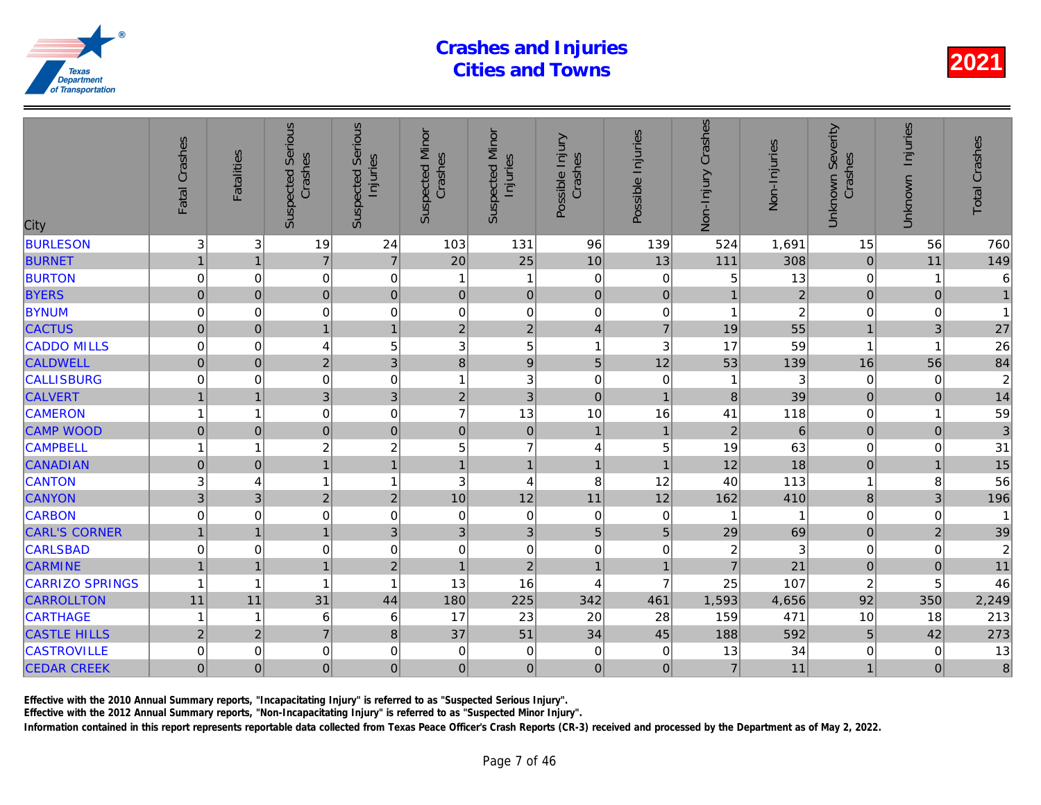# Crashes and Injuries Cities and Towns

**2021**

| City | Fatal Crashes | Fatalities | Suspected Serious Crashes | Suspected Serious Injuries | Suspected Minor Crashes | Suspected Minor Injuries | Possible Injury Crashes | Possible Injuries | Non-Injury Crashes | Non-Injuries | Unknown Severity Crashes | Unknown Injuries | Total Crashes |
|---|---|---|---|---|---|---|---|---|---|---|---|---|---|
| BURLESON | 3 | 3 | 19 | 24 | 103 | 131 | 96 | 139 | 524 | 1,691 | 15 | 56 | 760 |
| BURNET | 1 | 1 | 7 | 7 | 20 | 25 | 10 | 13 | 111 | 308 | 0 | 11 | 149 |
| BURTON | 0 | 0 | 0 | 0 | 1 | 1 | 0 | 0 | 5 | 13 | 0 | 1 | 6 |
| BYERS | 0 | 0 | 0 | 0 | 0 | 0 | 0 | 0 | 1 | 2 | 0 | 0 | 1 |
| BYNUM | 0 | 0 | 0 | 0 | 0 | 0 | 0 | 0 | 1 | 2 | 0 | 0 | 1 |
| CACTUS | 0 | 0 | 1 | 1 | 2 | 2 | 4 | 7 | 19 | 55 | 1 | 3 | 27 |
| CADDO MILLS | 0 | 0 | 4 | 5 | 3 | 5 | 1 | 3 | 17 | 59 | 1 | 1 | 26 |
| CALDWELL | 0 | 0 | 2 | 3 | 8 | 9 | 5 | 12 | 53 | 139 | 16 | 56 | 84 |
| CALLISBURG | 0 | 0 | 0 | 0 | 1 | 3 | 0 | 0 | 1 | 3 | 0 | 0 | 2 |
| CALVERT | 1 | 1 | 3 | 3 | 2 | 3 | 0 | 1 | 8 | 39 | 0 | 0 | 14 |
| CAMERON | 1 | 1 | 0 | 0 | 7 | 13 | 10 | 16 | 41 | 118 | 0 | 1 | 59 |
| CAMP WOOD | 0 | 0 | 0 | 0 | 0 | 0 | 1 | 1 | 2 | 6 | 0 | 0 | 3 |
| CAMPBELL | 1 | 1 | 2 | 2 | 5 | 7 | 4 | 5 | 19 | 63 | 0 | 0 | 31 |
| CANADIAN | 0 | 0 | 1 | 1 | 1 | 1 | 1 | 1 | 12 | 18 | 0 | 1 | 15 |
| CANTON | 3 | 4 | 1 | 1 | 3 | 4 | 8 | 12 | 40 | 113 | 1 | 8 | 56 |
| CANYON | 3 | 3 | 2 | 2 | 10 | 12 | 11 | 12 | 162 | 410 | 8 | 3 | 196 |
| CARBON | 0 | 0 | 0 | 0 | 0 | 0 | 0 | 0 | 1 | 1 | 0 | 0 | 1 |
| CARL'S CORNER | 1 | 1 | 1 | 3 | 3 | 3 | 5 | 5 | 29 | 69 | 0 | 2 | 39 |
| CARLSBAD | 0 | 0 | 0 | 0 | 0 | 0 | 0 | 0 | 2 | 3 | 0 | 0 | 2 |
| CARMINE | 1 | 1 | 1 | 2 | 1 | 2 | 1 | 1 | 7 | 21 | 0 | 0 | 11 |
| CARRIZO SPRINGS | 1 | 1 | 1 | 1 | 13 | 16 | 4 | 7 | 25 | 107 | 2 | 5 | 46 |
| CARROLLTON | 11 | 11 | 31 | 44 | 180 | 225 | 342 | 461 | 1,593 | 4,656 | 92 | 350 | 2,249 |
| CARTHAGE | 1 | 1 | 6 | 6 | 17 | 23 | 20 | 28 | 159 | 471 | 10 | 18 | 213 |
| CASTLE HILLS | 2 | 2 | 7 | 8 | 37 | 51 | 34 | 45 | 188 | 592 | 5 | 42 | 273 |
| CASTROVILLE | 0 | 0 | 0 | 0 | 0 | 0 | 0 | 0 | 13 | 34 | 0 | 0 | 13 |
| CEDAR CREEK | 0 | 0 | 0 | 0 | 0 | 0 | 0 | 0 | 7 | 11 | 1 | 0 | 8 |

Effective with the 2010 Annual Summary reports, "Incapacitating Injury" is referred to as "Suspected Serious Injury".

Effective with the 2012 Annual Summary reports, "Non-Incapacitating Injury" is referred to as "Suspected Minor Injury".

Information contained in this report represents reportable data collected from Texas Peace Officer's Crash Reports (CR-3) received and processed by the Department as of May 2, 2022.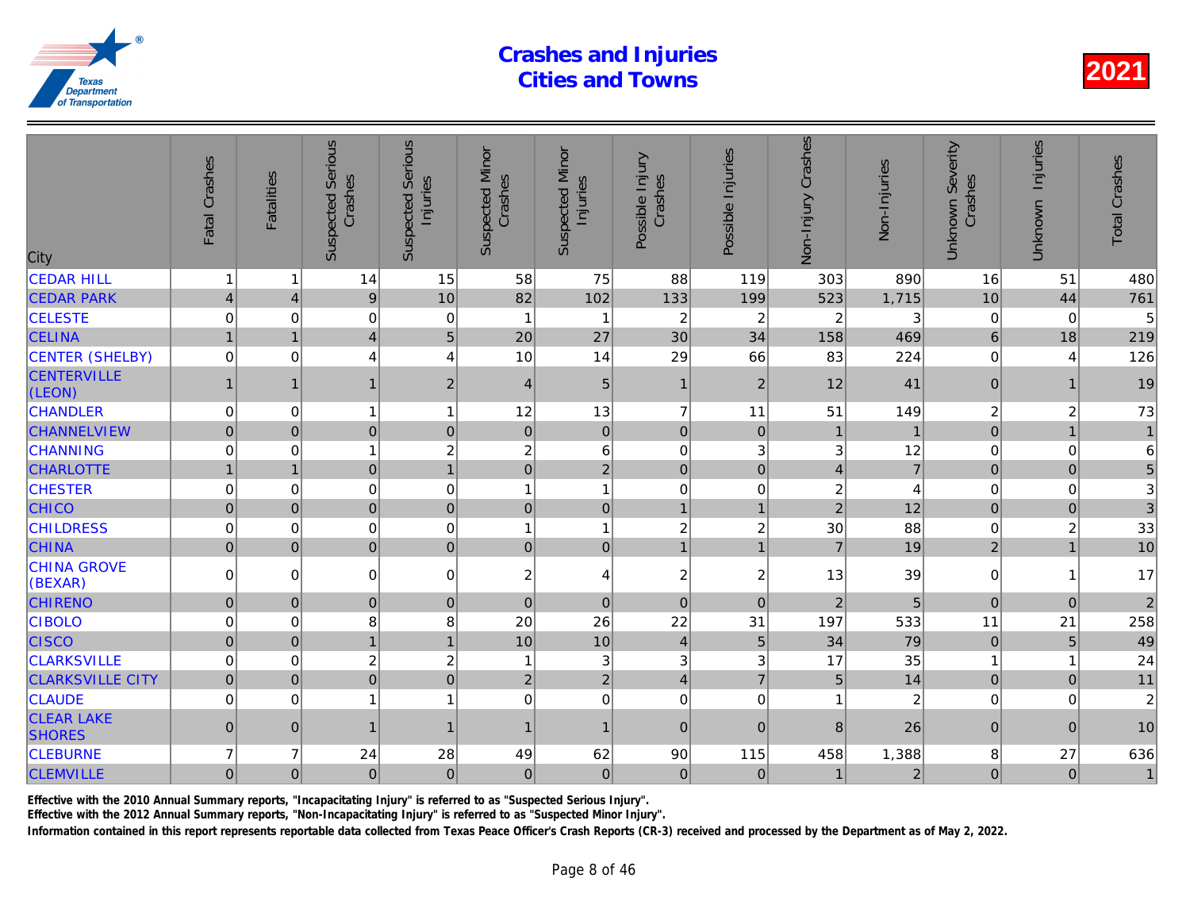# Crashes and Injuries
# Cities and Towns

2021

| City | Fatal Crashes | Fatalities | Suspected Serious Crashes | Suspected Serious Injuries | Suspected Minor Crashes | Suspected Minor Injuries | Possible Injury Crashes | Possible Injuries | Non-Injury Crashes | Non-Injuries | Unknown Severity Crashes | Unknown Injuries | Total Crashes |
|---|---|---|---|---|---|---|---|---|---|---|---|---|---|
| CEDAR HILL | 1 | 1 | 14 | 15 | 58 | 75 | 88 | 119 | 303 | 890 | 16 | 51 | 480 |
| CEDAR PARK | 4 | 4 | 9 | 10 | 82 | 102 | 133 | 199 | 523 | 1,715 | 10 | 44 | 761 |
| CELESTE | 0 | 0 | 0 | 0 | 1 | 1 | 2 | 2 | 2 | 3 | 0 | 0 | 5 |
| CELINA | 1 | 1 | 4 | 5 | 20 | 27 | 30 | 34 | 158 | 469 | 6 | 18 | 219 |
| CENTER (SHELBY) | 0 | 0 | 4 | 4 | 10 | 14 | 29 | 66 | 83 | 224 | 0 | 4 | 126 |
| CENTERVILLE (LEON) | 1 | 1 | 1 | 2 | 4 | 5 | 1 | 2 | 12 | 41 | 0 | 1 | 19 |
| CHANDLER | 0 | 0 | 1 | 1 | 12 | 13 | 7 | 11 | 51 | 149 | 2 | 2 | 73 |
| CHANNELVIEW | 0 | 0 | 0 | 0 | 0 | 0 | 0 | 0 | 1 | 1 | 0 | 1 | 1 |
| CHANNING | 0 | 0 | 1 | 2 | 2 | 6 | 0 | 3 | 3 | 12 | 0 | 0 | 6 |
| CHARLOTTE | 1 | 1 | 0 | 1 | 0 | 2 | 0 | 0 | 4 | 7 | 0 | 0 | 5 |
| CHESTER | 0 | 0 | 0 | 0 | 1 | 1 | 0 | 0 | 2 | 4 | 0 | 0 | 3 |
| CHICO | 0 | 0 | 0 | 0 | 0 | 0 | 1 | 1 | 2 | 12 | 0 | 0 | 3 |
| CHILDRESS | 0 | 0 | 0 | 0 | 1 | 1 | 2 | 2 | 30 | 88 | 0 | 2 | 33 |
| CHINA | 0 | 0 | 0 | 0 | 0 | 0 | 1 | 1 | 7 | 19 | 2 | 1 | 10 |
| CHINA GROVE (BEXAR) | 0 | 0 | 0 | 0 | 2 | 4 | 2 | 2 | 13 | 39 | 0 | 1 | 17 |
| CHIRENO | 0 | 0 | 0 | 0 | 0 | 0 | 0 | 0 | 2 | 5 | 0 | 0 | 2 |
| CIBOLO | 0 | 0 | 8 | 8 | 20 | 26 | 22 | 31 | 197 | 533 | 11 | 21 | 258 |
| CISCO | 0 | 0 | 1 | 1 | 10 | 10 | 4 | 5 | 34 | 79 | 0 | 5 | 49 |
| CLARKSVILLE | 0 | 0 | 2 | 2 | 1 | 3 | 3 | 3 | 17 | 35 | 1 | 1 | 24 |
| CLARKSVILLE CITY | 0 | 0 | 0 | 0 | 2 | 2 | 4 | 7 | 5 | 14 | 0 | 0 | 11 |
| CLAUDE | 0 | 0 | 1 | 1 | 0 | 0 | 0 | 0 | 1 | 2 | 0 | 0 | 2 |
| CLEAR LAKE SHORES | 0 | 0 | 1 | 1 | 1 | 1 | 0 | 0 | 8 | 26 | 0 | 0 | 10 |
| CLEBURNE | 7 | 7 | 24 | 28 | 49 | 62 | 90 | 115 | 458 | 1,388 | 8 | 27 | 636 |
| CLEMVILLE | 0 | 0 | 0 | 0 | 0 | 0 | 0 | 0 | 1 | 2 | 0 | 0 | 1 |

**Effective with the 2010 Annual Summary reports, "Incapacitating Injury" is referred to as "Suspected Serious Injury".**

**Effective with the 2012 Annual Summary reports, "Non-Incapacitating Injury" is referred to as "Suspected Minor Injury".**

**Information contained in this report represents reportable data collected from Texas Peace Officer's Crash Reports (CR-3) received and processed by the Department as of May 2, 2022.**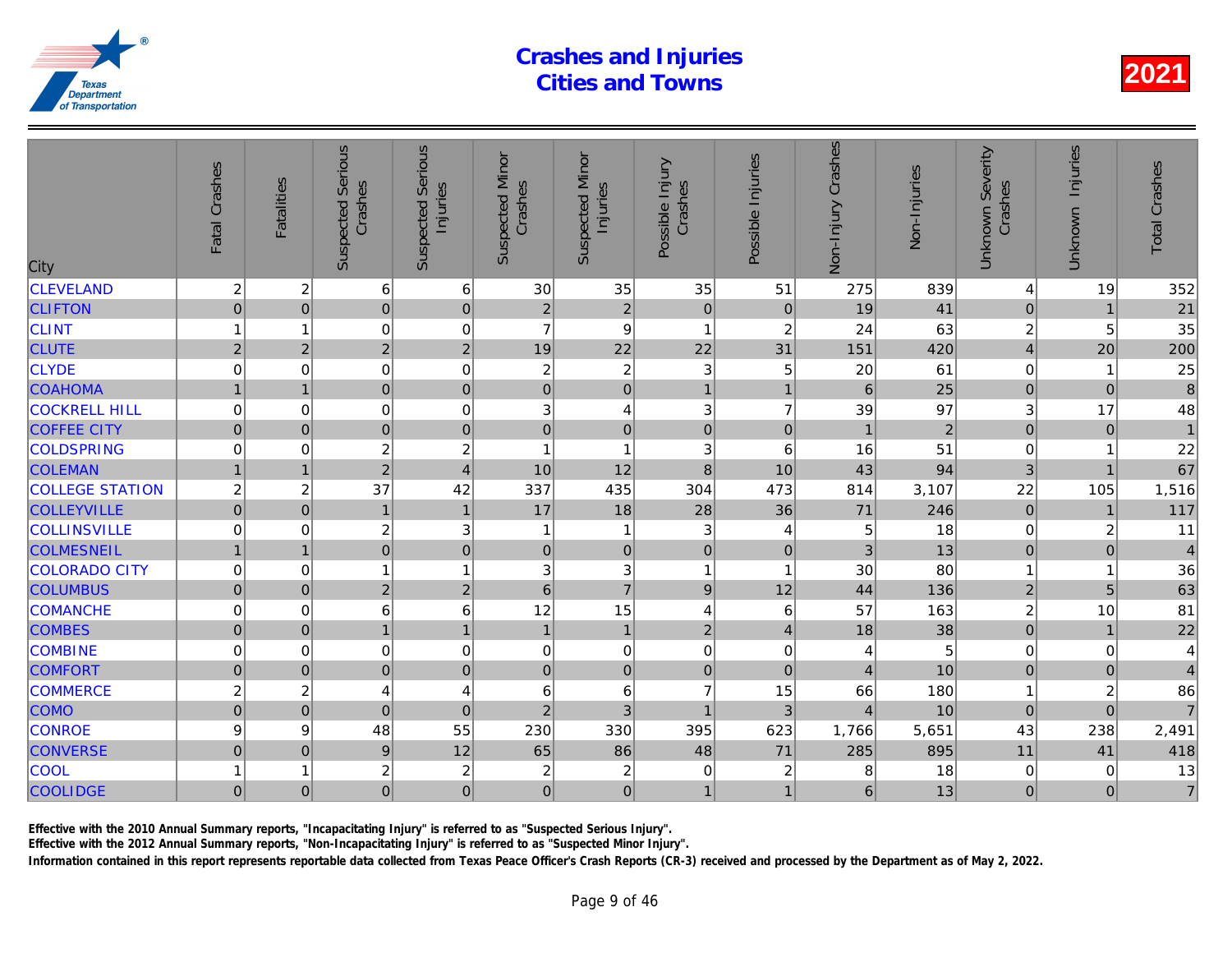# Crashes and Injuries Cities and Towns

**2021**

| City | Fatal Crashes | Fatalities | Suspected Serious Crashes | Suspected Serious Injuries | Suspected Minor Crashes | Suspected Minor Injuries | Possible Injury Crashes | Possible Injuries | Non-Injury Crashes | Non-Injuries | Unknown Severity Crashes | Unknown Injuries | Total Crashes |
|---|---|---|---|---|---|---|---|---|---|---|---|---|---|
| CLEVELAND | 2 | 2 | 6 | 6 | 30 | 35 | 35 | 51 | 275 | 839 | 4 | 19 | 352 |
| CLIFTON | 0 | 0 | 0 | 0 | 2 | 2 | 0 | 0 | 19 | 41 | 0 | 1 | 21 |
| CLINT | 1 | 1 | 0 | 0 | 7 | 9 | 1 | 2 | 24 | 63 | 2 | 5 | 35 |
| CLUTE | 2 | 2 | 2 | 2 | 19 | 22 | 22 | 31 | 151 | 420 | 4 | 20 | 200 |
| CLYDE | 0 | 0 | 0 | 0 | 2 | 2 | 3 | 5 | 20 | 61 | 0 | 1 | 25 |
| COAHOMA | 1 | 1 | 0 | 0 | 0 | 0 | 1 | 1 | 6 | 25 | 0 | 0 | 8 |
| COCKRELL HILL | 0 | 0 | 0 | 0 | 3 | 4 | 3 | 7 | 39 | 97 | 3 | 17 | 48 |
| COFFEE CITY | 0 | 0 | 0 | 0 | 0 | 0 | 0 | 0 | 1 | 2 | 0 | 0 | 1 |
| COLDSPRING | 0 | 0 | 2 | 2 | 1 | 1 | 3 | 6 | 16 | 51 | 0 | 1 | 22 |
| COLEMAN | 1 | 1 | 2 | 4 | 10 | 12 | 8 | 10 | 43 | 94 | 3 | 1 | 67 |
| COLLEGE STATION | 2 | 2 | 37 | 42 | 337 | 435 | 304 | 473 | 814 | 3,107 | 22 | 105 | 1,516 |
| COLLEYVILLE | 0 | 0 | 1 | 1 | 17 | 18 | 28 | 36 | 71 | 246 | 0 | 1 | 117 |
| COLLINSVILLE | 0 | 0 | 2 | 3 | 1 | 1 | 3 | 4 | 5 | 18 | 0 | 2 | 11 |
| COLMESNEIL | 1 | 1 | 0 | 0 | 0 | 0 | 0 | 0 | 3 | 13 | 0 | 0 | 4 |
| COLORADO CITY | 0 | 0 | 1 | 1 | 3 | 3 | 1 | 1 | 30 | 80 | 1 | 1 | 36 |
| COLUMBUS | 0 | 0 | 2 | 2 | 6 | 7 | 9 | 12 | 44 | 136 | 2 | 5 | 63 |
| COMANCHE | 0 | 0 | 6 | 6 | 12 | 15 | 4 | 6 | 57 | 163 | 2 | 10 | 81 |
| COMBES | 0 | 0 | 1 | 1 | 1 | 1 | 2 | 4 | 18 | 38 | 0 | 1 | 22 |
| COMBINE | 0 | 0 | 0 | 0 | 0 | 0 | 0 | 0 | 4 | 5 | 0 | 0 | 4 |
| COMFORT | 0 | 0 | 0 | 0 | 0 | 0 | 0 | 0 | 4 | 10 | 0 | 0 | 4 |
| COMMERCE | 2 | 2 | 4 | 4 | 6 | 6 | 7 | 15 | 66 | 180 | 1 | 2 | 86 |
| COMO | 0 | 0 | 0 | 0 | 2 | 3 | 1 | 3 | 4 | 10 | 0 | 0 | 7 |
| CONROE | 9 | 9 | 48 | 55 | 230 | 330 | 395 | 623 | 1,766 | 5,651 | 43 | 238 | 2,491 |
| CONVERSE | 0 | 0 | 9 | 12 | 65 | 86 | 48 | 71 | 285 | 895 | 11 | 41 | 418 |
| COOL | 1 | 1 | 2 | 2 | 2 | 2 | 0 | 2 | 8 | 18 | 0 | 0 | 13 |
| COOLIDGE | 0 | 0 | 0 | 0 | 0 | 0 | 1 | 1 | 6 | 13 | 0 | 0 | 7 |

Effective with the 2010 Annual Summary reports, "Incapacitating Injury" is referred to as "Suspected Serious Injury".

Effective with the 2012 Annual Summary reports, "Non-Incapacitating Injury" is referred to as "Suspected Minor Injury".

Information contained in this report represents reportable data collected from Texas Peace Officer's Crash Reports (CR-3) received and processed by the Department as of May 2, 2022.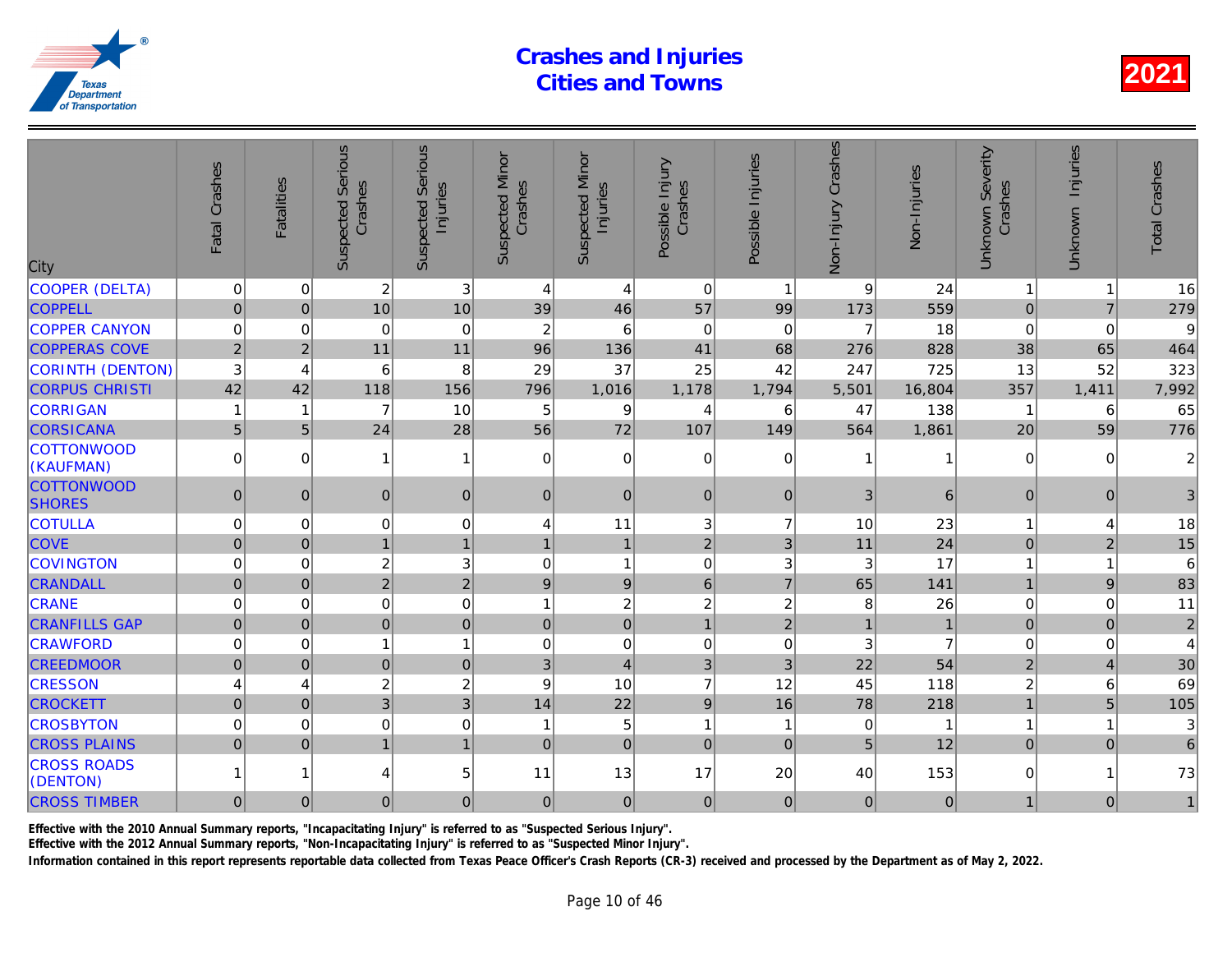# Crashes and Injuries
# Cities and Towns

**2021**

| City | Fatal Crashes | Fatalities | Suspected Serious Crashes | Suspected Serious Injuries | Suspected Minor Crashes | Suspected Minor Injuries | Possible Injury Crashes | Possible Injuries | Non-Injury Crashes | Non-Injuries | Unknown Severity Crashes | Unknown Injuries | Total Crashes |
|---|---|---|---|---|---|---|---|---|---|---|---|---|---|
| COOPER (DELTA) | 0 | 0 | 2 | 3 | 4 | 4 | 0 | 1 | 9 | 24 | 1 | 1 | 16 |
| COPPELL | 0 | 0 | 10 | 10 | 39 | 46 | 57 | 99 | 173 | 559 | 0 | 7 | 279 |
| COPPER CANYON | 0 | 0 | 0 | 0 | 2 | 6 | 0 | 0 | 7 | 18 | 0 | 0 | 9 |
| COPPERAS COVE | 2 | 2 | 11 | 11 | 96 | 136 | 41 | 68 | 276 | 828 | 38 | 65 | 464 |
| CORINTH (DENTON) | 3 | 4 | 6 | 8 | 29 | 37 | 25 | 42 | 247 | 725 | 13 | 52 | 323 |
| CORPUS CHRISTI | 42 | 42 | 118 | 156 | 796 | 1,016 | 1,178 | 1,794 | 5,501 | 16,804 | 357 | 1,411 | 7,992 |
| CORRIGAN | 1 | 1 | 7 | 10 | 5 | 9 | 4 | 6 | 47 | 138 | 1 | 6 | 65 |
| CORSICANA | 5 | 5 | 24 | 28 | 56 | 72 | 107 | 149 | 564 | 1,861 | 20 | 59 | 776 |
| COTTONWOOD (KAUFMAN) | 0 | 0 | 1 | 1 | 0 | 0 | 0 | 0 | 1 | 1 | 0 | 0 | 2 |
| COTTONWOOD SHORES | 0 | 0 | 0 | 0 | 0 | 0 | 0 | 0 | 3 | 6 | 0 | 0 | 3 |
| COTULLA | 0 | 0 | 0 | 0 | 4 | 11 | 3 | 7 | 10 | 23 | 1 | 4 | 18 |
| COVE | 0 | 0 | 1 | 1 | 1 | 1 | 2 | 3 | 11 | 24 | 0 | 2 | 15 |
| COVINGTON | 0 | 0 | 2 | 3 | 0 | 1 | 0 | 3 | 3 | 17 | 1 | 1 | 6 |
| CRANDALL | 0 | 0 | 2 | 2 | 9 | 9 | 6 | 7 | 65 | 141 | 1 | 9 | 83 |
| CRANE | 0 | 0 | 0 | 0 | 1 | 2 | 2 | 2 | 8 | 26 | 0 | 0 | 11 |
| CRANFILLS GAP | 0 | 0 | 0 | 0 | 0 | 0 | 1 | 2 | 1 | 1 | 0 | 0 | 2 |
| CRAWFORD | 0 | 0 | 1 | 1 | 0 | 0 | 0 | 0 | 3 | 7 | 0 | 0 | 4 |
| CREEDMOOR | 0 | 0 | 0 | 0 | 3 | 4 | 3 | 3 | 22 | 54 | 2 | 4 | 30 |
| CRESSON | 4 | 4 | 2 | 2 | 9 | 10 | 7 | 12 | 45 | 118 | 2 | 6 | 69 |
| CROCKETT | 0 | 0 | 3 | 3 | 14 | 22 | 9 | 16 | 78 | 218 | 1 | 5 | 105 |
| CROSBYTON | 0 | 0 | 0 | 0 | 1 | 5 | 1 | 1 | 0 | 1 | 1 | 1 | 3 |
| CROSS PLAINS | 0 | 0 | 1 | 1 | 0 | 0 | 0 | 0 | 5 | 12 | 0 | 0 | 6 |
| CROSS ROADS (DENTON) | 1 | 1 | 4 | 5 | 11 | 13 | 17 | 20 | 40 | 153 | 0 | 1 | 73 |
| CROSS TIMBER | 0 | 0 | 0 | 0 | 0 | 0 | 0 | 0 | 0 | 0 | 1 | 0 | 1 |

Effective with the 2010 Annual Summary reports, "Incapacitating Injury" is referred to as "Suspected Serious Injury".

Effective with the 2012 Annual Summary reports, "Non-Incapacitating Injury" is referred to as "Suspected Minor Injury".

Information contained in this report represents reportable data collected from Texas Peace Officer's Crash Reports (CR-3) received and processed by the Department as of May 2, 2022.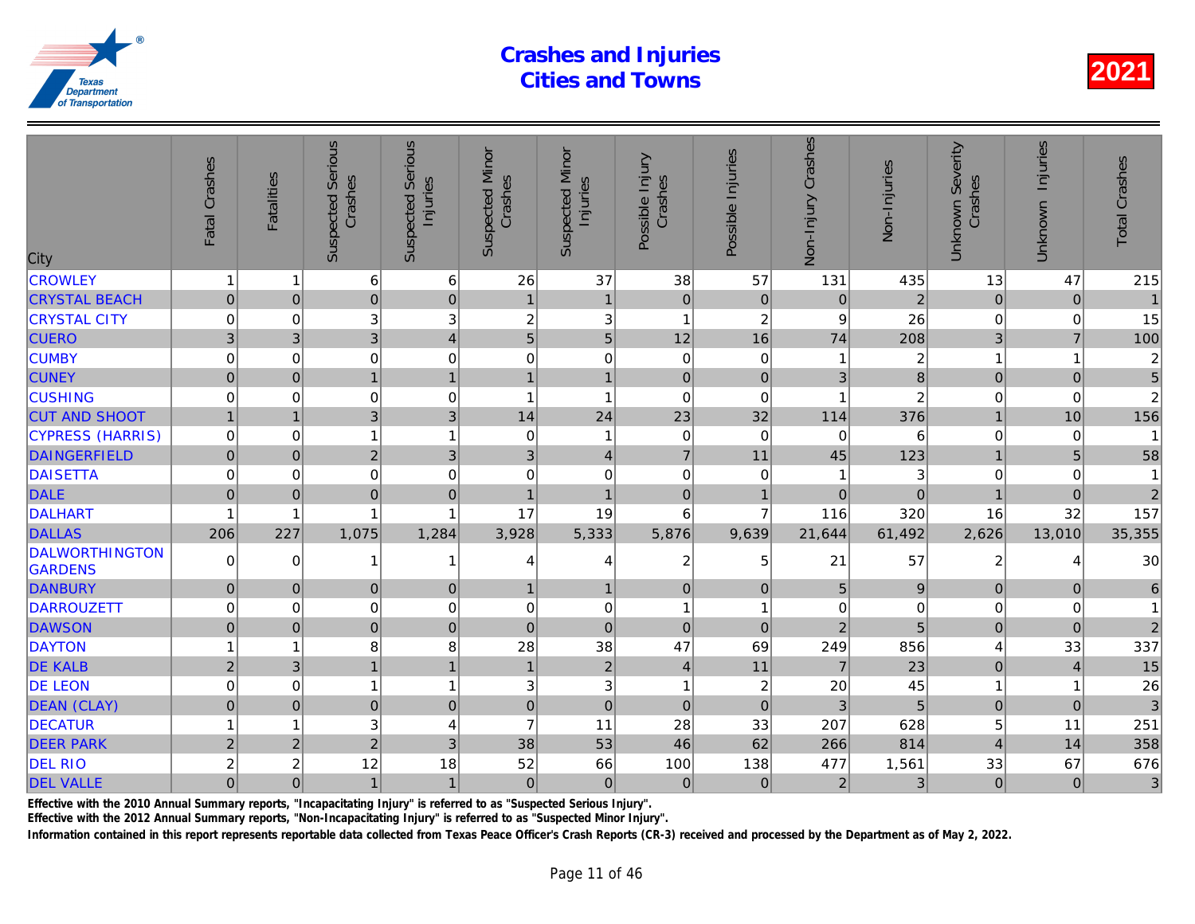# Crashes and Injuries Cities and Towns

2021

| City | Fatal Crashes | Fatalities | Suspected Serious Crashes | Suspected Serious Injuries | Suspected Minor Crashes | Suspected Minor Injuries | Possible Injury Crashes | Possible Injuries | Non-Injury Crashes | Non-Injuries | Unknown Severity Crashes | Unknown Injuries | Total Crashes |
|---|---|---|---|---|---|---|---|---|---|---|---|---|---|
| CROWLEY | 1 | 1 | 6 | 6 | 26 | 37 | 38 | 57 | 131 | 435 | 13 | 47 | 215 |
| CRYSTAL BEACH | 0 | 0 | 0 | 0 | 1 | 1 | 0 | 0 | 0 | 2 | 0 | 0 | 1 |
| CRYSTAL CITY | 0 | 0 | 3 | 3 | 2 | 3 | 1 | 2 | 9 | 26 | 0 | 0 | 15 |
| CUERO | 3 | 3 | 3 | 4 | 5 | 5 | 12 | 16 | 74 | 208 | 3 | 7 | 100 |
| CUMBY | 0 | 0 | 0 | 0 | 0 | 0 | 0 | 0 | 1 | 2 | 1 | 1 | 2 |
| CUNEY | 0 | 0 | 1 | 1 | 1 | 1 | 0 | 0 | 3 | 8 | 0 | 0 | 5 |
| CUSHING | 0 | 0 | 0 | 0 | 1 | 1 | 0 | 0 | 1 | 2 | 0 | 0 | 2 |
| CUT AND SHOOT | 1 | 1 | 3 | 3 | 14 | 24 | 23 | 32 | 114 | 376 | 1 | 10 | 156 |
| CYPRESS (HARRIS) | 0 | 0 | 1 | 1 | 0 | 1 | 0 | 0 | 0 | 6 | 0 | 0 | 1 |
| DAINGERFIELD | 0 | 0 | 2 | 3 | 3 | 4 | 7 | 11 | 45 | 123 | 1 | 5 | 58 |
| DAISETTA | 0 | 0 | 0 | 0 | 0 | 0 | 0 | 0 | 1 | 3 | 0 | 0 | 1 |
| DALE | 0 | 0 | 0 | 0 | 1 | 1 | 0 | 1 | 0 | 0 | 1 | 0 | 2 |
| DALHART | 1 | 1 | 1 | 1 | 17 | 19 | 6 | 7 | 116 | 320 | 16 | 32 | 157 |
| DALLAS | 206 | 227 | 1,075 | 1,284 | 3,928 | 5,333 | 5,876 | 9,639 | 21,644 | 61,492 | 2,626 | 13,010 | 35,355 |
| DALWORTHINGTON GARDENS | 0 | 0 | 1 | 1 | 4 | 4 | 2 | 5 | 21 | 57 | 2 | 4 | 30 |
| DANBURY | 0 | 0 | 0 | 0 | 1 | 1 | 0 | 0 | 5 | 9 | 0 | 0 | 6 |
| DARROUZETT | 0 | 0 | 0 | 0 | 0 | 0 | 1 | 1 | 0 | 0 | 0 | 0 | 1 |
| DAWSON | 0 | 0 | 0 | 0 | 0 | 0 | 0 | 0 | 2 | 5 | 0 | 0 | 2 |
| DAYTON | 1 | 1 | 8 | 8 | 28 | 38 | 47 | 69 | 249 | 856 | 4 | 33 | 337 |
| DE KALB | 2 | 3 | 1 | 1 | 1 | 2 | 4 | 11 | 7 | 23 | 0 | 4 | 15 |
| DE LEON | 0 | 0 | 1 | 1 | 3 | 3 | 1 | 2 | 20 | 45 | 1 | 1 | 26 |
| DEAN (CLAY) | 0 | 0 | 0 | 0 | 0 | 0 | 0 | 0 | 3 | 5 | 0 | 0 | 3 |
| DECATUR | 1 | 1 | 3 | 4 | 7 | 11 | 28 | 33 | 207 | 628 | 5 | 11 | 251 |
| DEER PARK | 2 | 2 | 2 | 3 | 38 | 53 | 46 | 62 | 266 | 814 | 4 | 14 | 358 |
| DEL RIO | 2 | 2 | 12 | 18 | 52 | 66 | 100 | 138 | 477 | 1,561 | 33 | 67 | 676 |
| DEL VALLE | 0 | 0 | 1 | 1 | 0 | 0 | 0 | 0 | 2 | 3 | 0 | 0 | 3 |

Effective with the 2010 Annual Summary reports, "Incapacitating Injury" is referred to as "Suspected Serious Injury".

Effective with the 2012 Annual Summary reports, "Non-Incapacitating Injury" is referred to as "Suspected Minor Injury".

Information contained in this report represents reportable data collected from Texas Peace Officer's Crash Reports (CR-3) received and processed by the Department as of May 2, 2022.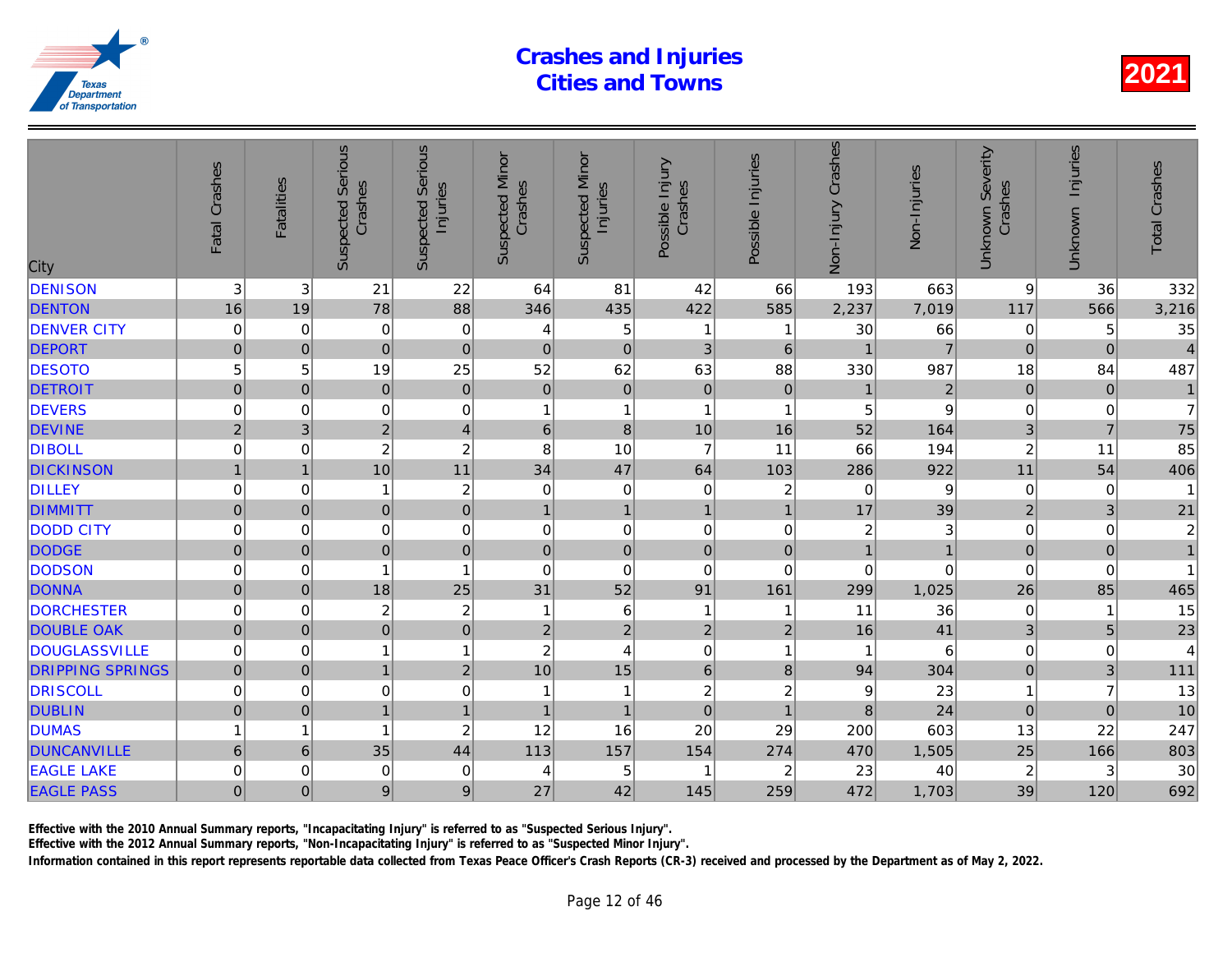# Crashes and Injuries Cities and Towns

2021

| City | Fatal Crashes | Fatalities | Suspected Serious Crashes | Suspected Serious Injuries | Suspected Minor Crashes | Suspected Minor Injuries | Possible Injury Crashes | Possible Injuries | Non-Injury Crashes | Non-Injuries | Unknown Severity Crashes | Unknown Injuries | Total Crashes |
|---|---|---|---|---|---|---|---|---|---|---|---|---|---|
| DENISON | 3 | 3 | 21 | 22 | 64 | 81 | 42 | 66 | 193 | 663 | 9 | 36 | 332 |
| DENTON | 16 | 19 | 78 | 88 | 346 | 435 | 422 | 585 | 2,237 | 7,019 | 117 | 566 | 3,216 |
| DENVER CITY | 0 | 0 | 0 | 0 | 4 | 5 | 1 | 1 | 30 | 66 | 0 | 5 | 35 |
| DEPORT | 0 | 0 | 0 | 0 | 0 | 0 | 3 | 6 | 1 | 7 | 0 | 0 | 4 |
| DESOTO | 5 | 5 | 19 | 25 | 52 | 62 | 63 | 88 | 330 | 987 | 18 | 84 | 487 |
| DETROIT | 0 | 0 | 0 | 0 | 0 | 0 | 0 | 0 | 1 | 2 | 0 | 0 | 1 |
| DEVERS | 0 | 0 | 0 | 0 | 1 | 1 | 1 | 1 | 5 | 9 | 0 | 0 | 7 |
| DEVINE | 2 | 3 | 2 | 4 | 6 | 8 | 10 | 16 | 52 | 164 | 3 | 7 | 75 |
| DIBOLL | 0 | 0 | 2 | 2 | 8 | 10 | 7 | 11 | 66 | 194 | 2 | 11 | 85 |
| DICKINSON | 1 | 1 | 10 | 11 | 34 | 47 | 64 | 103 | 286 | 922 | 11 | 54 | 406 |
| DILLEY | 0 | 0 | 1 | 2 | 0 | 0 | 0 | 2 | 0 | 9 | 0 | 0 | 1 |
| DIMMITT | 0 | 0 | 0 | 0 | 1 | 1 | 1 | 1 | 17 | 39 | 2 | 3 | 21 |
| DODD CITY | 0 | 0 | 0 | 0 | 0 | 0 | 0 | 0 | 2 | 3 | 0 | 0 | 2 |
| DODGE | 0 | 0 | 0 | 0 | 0 | 0 | 0 | 0 | 1 | 1 | 0 | 0 | 1 |
| DODSON | 0 | 0 | 1 | 1 | 0 | 0 | 0 | 0 | 0 | 0 | 0 | 0 | 1 |
| DONNA | 0 | 0 | 18 | 25 | 31 | 52 | 91 | 161 | 299 | 1,025 | 26 | 85 | 465 |
| DORCHESTER | 0 | 0 | 2 | 2 | 1 | 6 | 1 | 1 | 11 | 36 | 0 | 1 | 15 |
| DOUBLE OAK | 0 | 0 | 0 | 0 | 2 | 2 | 2 | 2 | 16 | 41 | 3 | 5 | 23 |
| DOUGLASSVILLE | 0 | 0 | 1 | 1 | 2 | 4 | 0 | 1 | 1 | 6 | 0 | 0 | 4 |
| DRIPPING SPRINGS | 0 | 0 | 1 | 2 | 10 | 15 | 6 | 8 | 94 | 304 | 0 | 3 | 111 |
| DRISCOLL | 0 | 0 | 0 | 0 | 1 | 1 | 2 | 2 | 9 | 23 | 1 | 7 | 13 |
| DUBLIN | 0 | 0 | 1 | 1 | 1 | 1 | 0 | 1 | 8 | 24 | 0 | 0 | 10 |
| DUMAS | 1 | 1 | 1 | 2 | 12 | 16 | 20 | 29 | 200 | 603 | 13 | 22 | 247 |
| DUNCANVILLE | 6 | 6 | 35 | 44 | 113 | 157 | 154 | 274 | 470 | 1,505 | 25 | 166 | 803 |
| EAGLE LAKE | 0 | 0 | 0 | 0 | 4 | 5 | 1 | 2 | 23 | 40 | 2 | 3 | 30 |
| EAGLE PASS | 0 | 0 | 9 | 9 | 27 | 42 | 145 | 259 | 472 | 1,703 | 39 | 120 | 692 |

Effective with the 2010 Annual Summary reports, "Incapacitating Injury" is referred to as "Suspected Serious Injury".

Effective with the 2012 Annual Summary reports, "Non-Incapacitating Injury" is referred to as "Suspected Minor Injury".

Information contained in this report represents reportable data collected from Texas Peace Officer's Crash Reports (CR-3) received and processed by the Department as of May 2, 2022.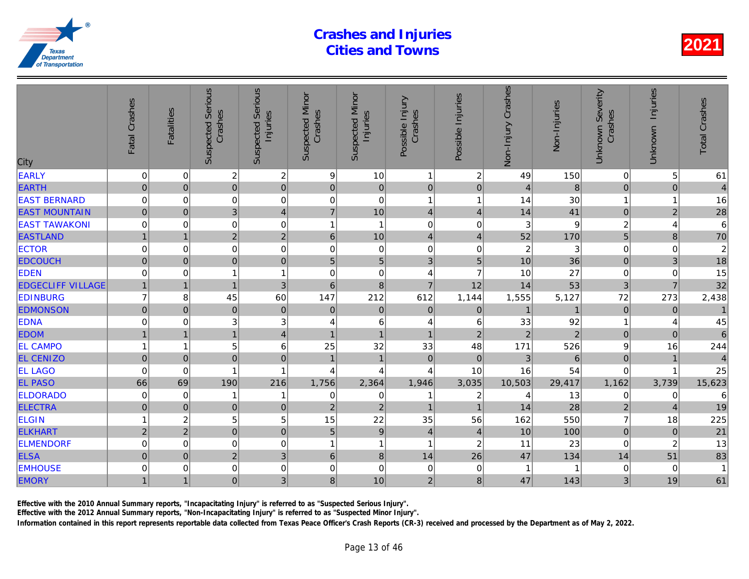# Crashes and Injuries Cities and Towns

2021

| City | Fatal Crashes | Fatalities | Suspected Serious Crashes | Suspected Serious Injuries | Suspected Minor Crashes | Suspected Minor Injuries | Possible Injury Crashes | Possible Injuries | Non-Injury Crashes | Non-Injuries | Unknown Severity Crashes | Unknown Injuries | Total Crashes |
|---|---|---|---|---|---|---|---|---|---|---|---|---|---|
| EARLY | 0 | 0 | 2 | 2 | 9 | 10 | 1 | 2 | 49 | 150 | 0 | 5 | 61 |
| EARTH | 0 | 0 | 0 | 0 | 0 | 0 | 0 | 0 | 4 | 8 | 0 | 0 | 4 |
| EAST BERNARD | 0 | 0 | 0 | 0 | 0 | 0 | 1 | 1 | 14 | 30 | 1 | 1 | 16 |
| EAST MOUNTAIN | 0 | 0 | 3 | 4 | 7 | 10 | 4 | 4 | 14 | 41 | 0 | 2 | 28 |
| EAST TAWAKONI | 0 | 0 | 0 | 0 | 1 | 1 | 0 | 0 | 3 | 9 | 2 | 4 | 6 |
| EASTLAND | 1 | 1 | 2 | 2 | 6 | 10 | 4 | 4 | 52 | 170 | 5 | 8 | 70 |
| ECTOR | 0 | 0 | 0 | 0 | 0 | 0 | 0 | 0 | 2 | 3 | 0 | 0 | 2 |
| EDCOUCH | 0 | 0 | 0 | 0 | 5 | 5 | 3 | 5 | 10 | 36 | 0 | 3 | 18 |
| EDEN | 0 | 0 | 1 | 1 | 0 | 0 | 4 | 7 | 10 | 27 | 0 | 0 | 15 |
| EDGECLIFF VILLAGE | 1 | 1 | 1 | 3 | 6 | 8 | 7 | 12 | 14 | 53 | 3 | 7 | 32 |
| EDINBURG | 7 | 8 | 45 | 60 | 147 | 212 | 612 | 1,144 | 1,555 | 5,127 | 72 | 273 | 2,438 |
| EDMONSON | 0 | 0 | 0 | 0 | 0 | 0 | 0 | 0 | 1 | 1 | 0 | 0 | 1 |
| EDNA | 0 | 0 | 3 | 3 | 4 | 6 | 4 | 6 | 33 | 92 | 1 | 4 | 45 |
| EDOM | 1 | 1 | 1 | 4 | 1 | 1 | 1 | 2 | 2 | 2 | 0 | 0 | 6 |
| EL CAMPO | 1 | 1 | 5 | 6 | 25 | 32 | 33 | 48 | 171 | 526 | 9 | 16 | 244 |
| EL CENIZO | 0 | 0 | 0 | 0 | 1 | 1 | 0 | 0 | 3 | 6 | 0 | 1 | 4 |
| EL LAGO | 0 | 0 | 1 | 1 | 4 | 4 | 4 | 10 | 16 | 54 | 0 | 1 | 25 |
| EL PASO | 66 | 69 | 190 | 216 | 1,756 | 2,364 | 1,946 | 3,035 | 10,503 | 29,417 | 1,162 | 3,739 | 15,623 |
| ELDORADO | 0 | 0 | 1 | 1 | 0 | 0 | 1 | 2 | 4 | 13 | 0 | 0 | 6 |
| ELECTRA | 0 | 0 | 0 | 0 | 2 | 2 | 1 | 1 | 14 | 28 | 2 | 4 | 19 |
| ELGIN | 1 | 2 | 5 | 5 | 15 | 22 | 35 | 56 | 162 | 550 | 7 | 18 | 225 |
| ELKHART | 2 | 2 | 0 | 0 | 5 | 9 | 4 | 4 | 10 | 100 | 0 | 0 | 21 |
| ELMENDORF | 0 | 0 | 0 | 0 | 1 | 1 | 1 | 2 | 11 | 23 | 0 | 2 | 13 |
| ELSA | 0 | 0 | 2 | 3 | 6 | 8 | 14 | 26 | 47 | 134 | 14 | 51 | 83 |
| EMHOUSE | 0 | 0 | 0 | 0 | 0 | 0 | 0 | 0 | 1 | 1 | 0 | 0 | 1 |
| EMORY | 1 | 1 | 0 | 3 | 8 | 10 | 2 | 8 | 47 | 143 | 3 | 19 | 61 |

Effective with the 2010 Annual Summary reports, "Incapacitating Injury" is referred to as "Suspected Serious Injury".

Effective with the 2012 Annual Summary reports, "Non-Incapacitating Injury" is referred to as "Suspected Minor Injury".

Information contained in this report represents reportable data collected from Texas Peace Officer's Crash Reports (CR-3) received and processed by the Department as of May 2, 2022.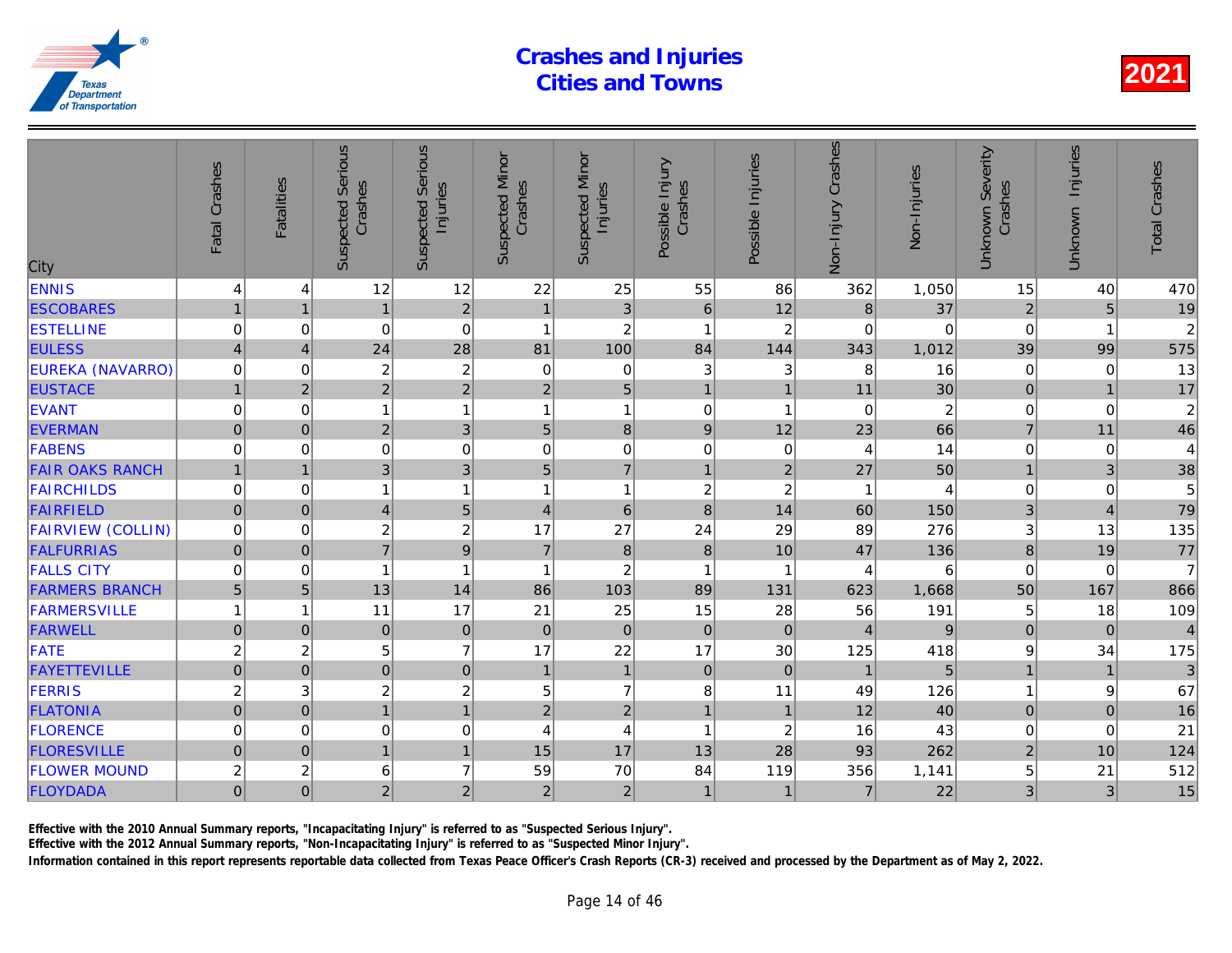# Crashes and Injuries
# Cities and Towns

**2021**

| City | Fatal Crashes | Fatalities | Suspected Serious Crashes | Suspected Serious Injuries | Suspected Minor Crashes | Suspected Minor Injuries | Possible Injury Crashes | Possible Injuries | Non-Injury Crashes | Non-Injuries | Unknown Severity Crashes | Unknown Injuries | Total Crashes |
|---|---|---|---|---|---|---|---|---|---|---|---|---|---|
| ENNIS | 4 | 4 | 12 | 12 | 22 | 25 | 55 | 86 | 362 | 1,050 | 15 | 40 | 470 |
| ESCOBARES | 1 | 1 | 1 | 2 | 1 | 3 | 6 | 12 | 8 | 37 | 2 | 5 | 19 |
| ESTELLINE | 0 | 0 | 0 | 0 | 1 | 2 | 1 | 2 | 0 | 0 | 0 | 1 | 2 |
| EULESS | 4 | 4 | 24 | 28 | 81 | 100 | 84 | 144 | 343 | 1,012 | 39 | 99 | 575 |
| EUREKA (NAVARRO) | 0 | 0 | 2 | 2 | 0 | 0 | 3 | 3 | 8 | 16 | 0 | 0 | 13 |
| EUSTACE | 1 | 2 | 2 | 2 | 2 | 5 | 1 | 1 | 11 | 30 | 0 | 1 | 17 |
| EVANT | 0 | 0 | 1 | 1 | 1 | 1 | 0 | 1 | 0 | 2 | 0 | 0 | 2 |
| EVERMAN | 0 | 0 | 2 | 3 | 5 | 8 | 9 | 12 | 23 | 66 | 7 | 11 | 46 |
| FABENS | 0 | 0 | 0 | 0 | 0 | 0 | 0 | 0 | 4 | 14 | 0 | 0 | 4 |
| FAIR OAKS RANCH | 1 | 1 | 3 | 3 | 5 | 7 | 1 | 2 | 27 | 50 | 1 | 3 | 38 |
| FAIRCHILDS | 0 | 0 | 1 | 1 | 1 | 1 | 2 | 2 | 1 | 4 | 0 | 0 | 5 |
| FAIRFIELD | 0 | 0 | 4 | 5 | 4 | 6 | 8 | 14 | 60 | 150 | 3 | 4 | 79 |
| FAIRVIEW (COLLIN) | 0 | 0 | 2 | 2 | 17 | 27 | 24 | 29 | 89 | 276 | 3 | 13 | 135 |
| FALFURRIAS | 0 | 0 | 7 | 9 | 7 | 8 | 8 | 10 | 47 | 136 | 8 | 19 | 77 |
| FALLS CITY | 0 | 0 | 1 | 1 | 1 | 2 | 1 | 1 | 4 | 6 | 0 | 0 | 7 |
| FARMERS BRANCH | 5 | 5 | 13 | 14 | 86 | 103 | 89 | 131 | 623 | 1,668 | 50 | 167 | 866 |
| FARMERSVILLE | 1 | 1 | 11 | 17 | 21 | 25 | 15 | 28 | 56 | 191 | 5 | 18 | 109 |
| FARWELL | 0 | 0 | 0 | 0 | 0 | 0 | 0 | 0 | 4 | 9 | 0 | 0 | 4 |
| FATE | 2 | 2 | 5 | 7 | 17 | 22 | 17 | 30 | 125 | 418 | 9 | 34 | 175 |
| FAYETTEVILLE | 0 | 0 | 0 | 0 | 1 | 1 | 0 | 0 | 1 | 5 | 1 | 1 | 3 |
| FERRIS | 2 | 3 | 2 | 2 | 5 | 7 | 8 | 11 | 49 | 126 | 1 | 9 | 67 |
| FLATONIA | 0 | 0 | 1 | 1 | 2 | 2 | 1 | 1 | 12 | 40 | 0 | 0 | 16 |
| FLORENCE | 0 | 0 | 0 | 0 | 4 | 4 | 1 | 2 | 16 | 43 | 0 | 0 | 21 |
| FLORESVILLE | 0 | 0 | 1 | 1 | 15 | 17 | 13 | 28 | 93 | 262 | 2 | 10 | 124 |
| FLOWER MOUND | 2 | 2 | 6 | 7 | 59 | 70 | 84 | 119 | 356 | 1,141 | 5 | 21 | 512 |
| FLOYDADA | 0 | 0 | 2 | 2 | 2 | 2 | 1 | 1 | 7 | 22 | 3 | 3 | 15 |

Effective with the 2010 Annual Summary reports, "Incapacitating Injury" is referred to as "Suspected Serious Injury".

Effective with the 2012 Annual Summary reports, "Non-Incapacitating Injury" is referred to as "Suspected Minor Injury".

Information contained in this report represents reportable data collected from Texas Peace Officer's Crash Reports (CR-3) received and processed by the Department as of May 2, 2022.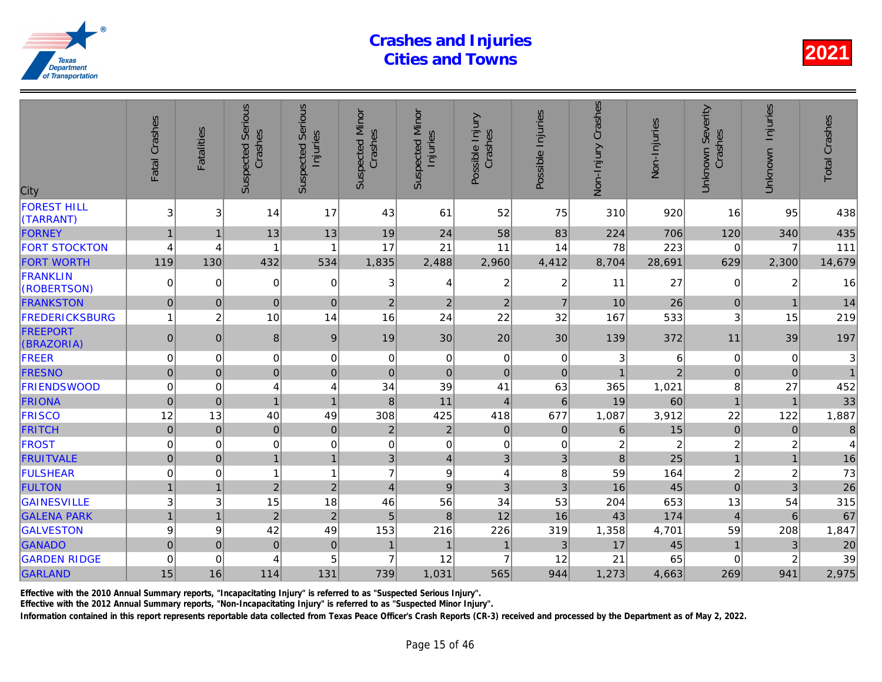# Crashes and Injuries Cities and Towns

**2021**

| City | Fatal Crashes | Fatalities | Suspected Serious Crashes | Suspected Serious Injuries | Suspected Minor Crashes | Suspected Minor Injuries | Possible Injury Crashes | Possible Injuries | Non-Injury Crashes | Non-Injuries | Unknown Severity Crashes | Unknown Injuries | Total Crashes |
|---|---|---|---|---|---|---|---|---|---|---|---|---|---|
| FOREST HILL (TARRANT) | 3 | 3 | 14 | 17 | 43 | 61 | 52 | 75 | 310 | 920 | 16 | 95 | 438 |
| FORNEY | 1 | 1 | 13 | 13 | 19 | 24 | 58 | 83 | 224 | 706 | 120 | 340 | 435 |
| FORT STOCKTON | 4 | 4 | 1 | 1 | 17 | 21 | 11 | 14 | 78 | 223 | 0 | 7 | 111 |
| FORT WORTH | 119 | 130 | 432 | 534 | 1,835 | 2,488 | 2,960 | 4,412 | 8,704 | 28,691 | 629 | 2,300 | 14,679 |
| FRANKLIN (ROBERTSON) | 0 | 0 | 0 | 0 | 3 | 4 | 2 | 2 | 11 | 27 | 0 | 2 | 16 |
| FRANKSTON | 0 | 0 | 0 | 0 | 2 | 2 | 2 | 7 | 10 | 26 | 0 | 1 | 14 |
| FREDERICKSBURG | 1 | 2 | 10 | 14 | 16 | 24 | 22 | 32 | 167 | 533 | 3 | 15 | 219 |
| FREEPORT (BRAZORIA) | 0 | 0 | 8 | 9 | 19 | 30 | 20 | 30 | 139 | 372 | 11 | 39 | 197 |
| FREER | 0 | 0 | 0 | 0 | 0 | 0 | 0 | 0 | 3 | 6 | 0 | 0 | 3 |
| FRESNO | 0 | 0 | 0 | 0 | 0 | 0 | 0 | 0 | 1 | 2 | 0 | 0 | 1 |
| FRIENDSWOOD | 0 | 0 | 4 | 4 | 34 | 39 | 41 | 63 | 365 | 1,021 | 8 | 27 | 452 |
| FRIONA | 0 | 0 | 1 | 1 | 8 | 11 | 4 | 6 | 19 | 60 | 1 | 1 | 33 |
| FRISCO | 12 | 13 | 40 | 49 | 308 | 425 | 418 | 677 | 1,087 | 3,912 | 22 | 122 | 1,887 |
| FRITCH | 0 | 0 | 0 | 0 | 2 | 2 | 0 | 0 | 6 | 15 | 0 | 0 | 8 |
| FROST | 0 | 0 | 0 | 0 | 0 | 0 | 0 | 0 | 2 | 2 | 2 | 2 | 4 |
| FRUITVALE | 0 | 0 | 1 | 1 | 3 | 4 | 3 | 3 | 8 | 25 | 1 | 1 | 16 |
| FULSHEAR | 0 | 0 | 1 | 1 | 7 | 9 | 4 | 8 | 59 | 164 | 2 | 2 | 73 |
| FULTON | 1 | 1 | 2 | 2 | 4 | 9 | 3 | 3 | 16 | 45 | 0 | 3 | 26 |
| GAINESVILLE | 3 | 3 | 15 | 18 | 46 | 56 | 34 | 53 | 204 | 653 | 13 | 54 | 315 |
| GALENA PARK | 1 | 1 | 2 | 2 | 5 | 8 | 12 | 16 | 43 | 174 | 4 | 6 | 67 |
| GALVESTON | 9 | 9 | 42 | 49 | 153 | 216 | 226 | 319 | 1,358 | 4,701 | 59 | 208 | 1,847 |
| GANADO | 0 | 0 | 0 | 0 | 1 | 1 | 1 | 3 | 17 | 45 | 1 | 3 | 20 |
| GARDEN RIDGE | 0 | 0 | 4 | 5 | 7 | 12 | 7 | 12 | 21 | 65 | 0 | 2 | 39 |
| GARLAND | 15 | 16 | 114 | 131 | 739 | 1,031 | 565 | 944 | 1,273 | 4,663 | 269 | 941 | 2,975 |

Effective with the 2010 Annual Summary reports, "Incapacitating Injury" is referred to as "Suspected Serious Injury".
Effective with the 2012 Annual Summary reports, "Non-Incapacitating Injury" is referred to as "Suspected Minor Injury".
Information contained in this report represents reportable data collected from Texas Peace Officer's Crash Reports (CR-3) received and processed by the Department as of May 2, 2022.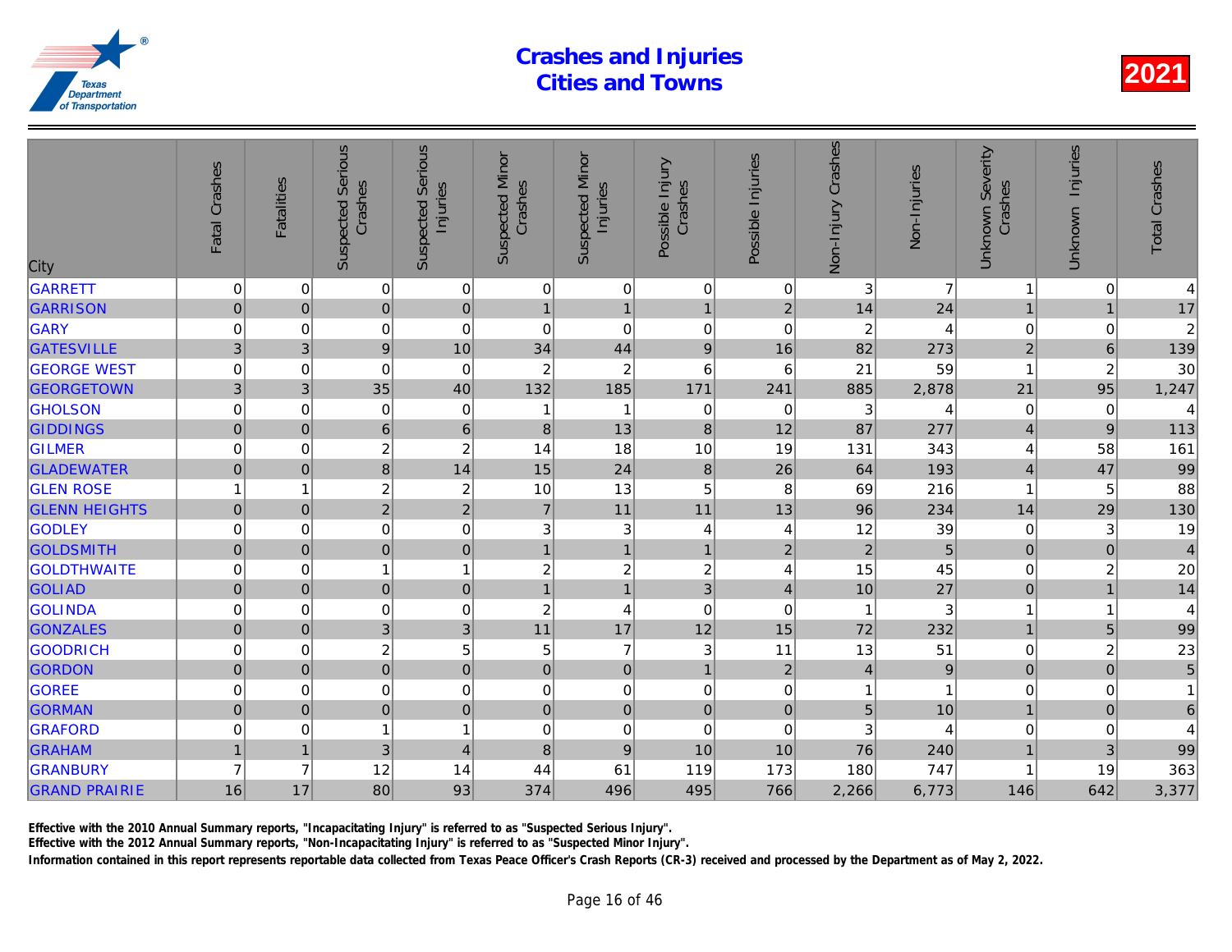# Crashes and Injuries
# Cities and Towns

2021

| City | Fatal Crashes | Fatalities | Suspected Serious Crashes | Suspected Serious Injuries | Suspected Minor Crashes | Suspected Minor Injuries | Possible Injury Crashes | Possible Injuries | Non-Injury Crashes | Non-Injuries | Unknown Severity Crashes | Unknown Injuries | Total Crashes |
|---|---|---|---|---|---|---|---|---|---|---|---|---|---|
| GARRETT | 0 | 0 | 0 | 0 | 0 | 0 | 0 | 0 | 3 | 7 | 1 | 0 | 4 |
| GARRISON | 0 | 0 | 0 | 0 | 1 | 1 | 1 | 2 | 14 | 24 | 1 | 1 | 17 |
| GARY | 0 | 0 | 0 | 0 | 0 | 0 | 0 | 0 | 2 | 4 | 0 | 0 | 2 |
| GATESVILLE | 3 | 3 | 9 | 10 | 34 | 44 | 9 | 16 | 82 | 273 | 2 | 6 | 139 |
| GEORGE WEST | 0 | 0 | 0 | 0 | 2 | 2 | 6 | 6 | 21 | 59 | 1 | 2 | 30 |
| GEORGETOWN | 3 | 3 | 35 | 40 | 132 | 185 | 171 | 241 | 885 | 2,878 | 21 | 95 | 1,247 |
| GHOLSON | 0 | 0 | 0 | 0 | 1 | 1 | 0 | 0 | 3 | 4 | 0 | 0 | 4 |
| GIDDINGS | 0 | 0 | 6 | 6 | 8 | 13 | 8 | 12 | 87 | 277 | 4 | 9 | 113 |
| GILMER | 0 | 0 | 2 | 2 | 14 | 18 | 10 | 19 | 131 | 343 | 4 | 58 | 161 |
| GLADEWATER | 0 | 0 | 8 | 14 | 15 | 24 | 8 | 26 | 64 | 193 | 4 | 47 | 99 |
| GLEN ROSE | 1 | 1 | 2 | 2 | 10 | 13 | 5 | 8 | 69 | 216 | 1 | 5 | 88 |
| GLENN HEIGHTS | 0 | 0 | 2 | 2 | 7 | 11 | 11 | 13 | 96 | 234 | 14 | 29 | 130 |
| GODLEY | 0 | 0 | 0 | 0 | 3 | 3 | 4 | 4 | 12 | 39 | 0 | 3 | 19 |
| GOLDSMITH | 0 | 0 | 0 | 0 | 1 | 1 | 1 | 2 | 2 | 5 | 0 | 0 | 4 |
| GOLDTHWAITE | 0 | 0 | 1 | 1 | 2 | 2 | 2 | 4 | 15 | 45 | 0 | 2 | 20 |
| GOLIAD | 0 | 0 | 0 | 0 | 1 | 1 | 3 | 4 | 10 | 27 | 0 | 1 | 14 |
| GOLINDA | 0 | 0 | 0 | 0 | 2 | 4 | 0 | 0 | 1 | 3 | 1 | 1 | 4 |
| GONZALES | 0 | 0 | 3 | 3 | 11 | 17 | 12 | 15 | 72 | 232 | 1 | 5 | 99 |
| GOODRICH | 0 | 0 | 2 | 5 | 5 | 7 | 3 | 11 | 13 | 51 | 0 | 2 | 23 |
| GORDON | 0 | 0 | 0 | 0 | 0 | 0 | 1 | 2 | 4 | 9 | 0 | 0 | 5 |
| GOREE | 0 | 0 | 0 | 0 | 0 | 0 | 0 | 0 | 1 | 1 | 0 | 0 | 1 |
| GORMAN | 0 | 0 | 0 | 0 | 0 | 0 | 0 | 0 | 5 | 10 | 1 | 0 | 6 |
| GRAFORD | 0 | 0 | 1 | 1 | 0 | 0 | 0 | 0 | 3 | 4 | 0 | 0 | 4 |
| GRAHAM | 1 | 1 | 3 | 4 | 8 | 9 | 10 | 10 | 76 | 240 | 1 | 3 | 99 |
| GRANBURY | 7 | 7 | 12 | 14 | 44 | 61 | 119 | 173 | 180 | 747 | 1 | 19 | 363 |
| GRAND PRAIRIE | 16 | 17 | 80 | 93 | 374 | 496 | 495 | 766 | 2,266 | 6,773 | 146 | 642 | 3,377 |

**Effective with the 2010 Annual Summary reports, "Incapacitating Injury" is referred to as "Suspected Serious Injury".**

**Effective with the 2012 Annual Summary reports, "Non-Incapacitating Injury" is referred to as "Suspected Minor Injury".**

**Information contained in this report represents reportable data collected from Texas Peace Officer's Crash Reports (CR-3) received and processed by the Department as of May 2, 2022.**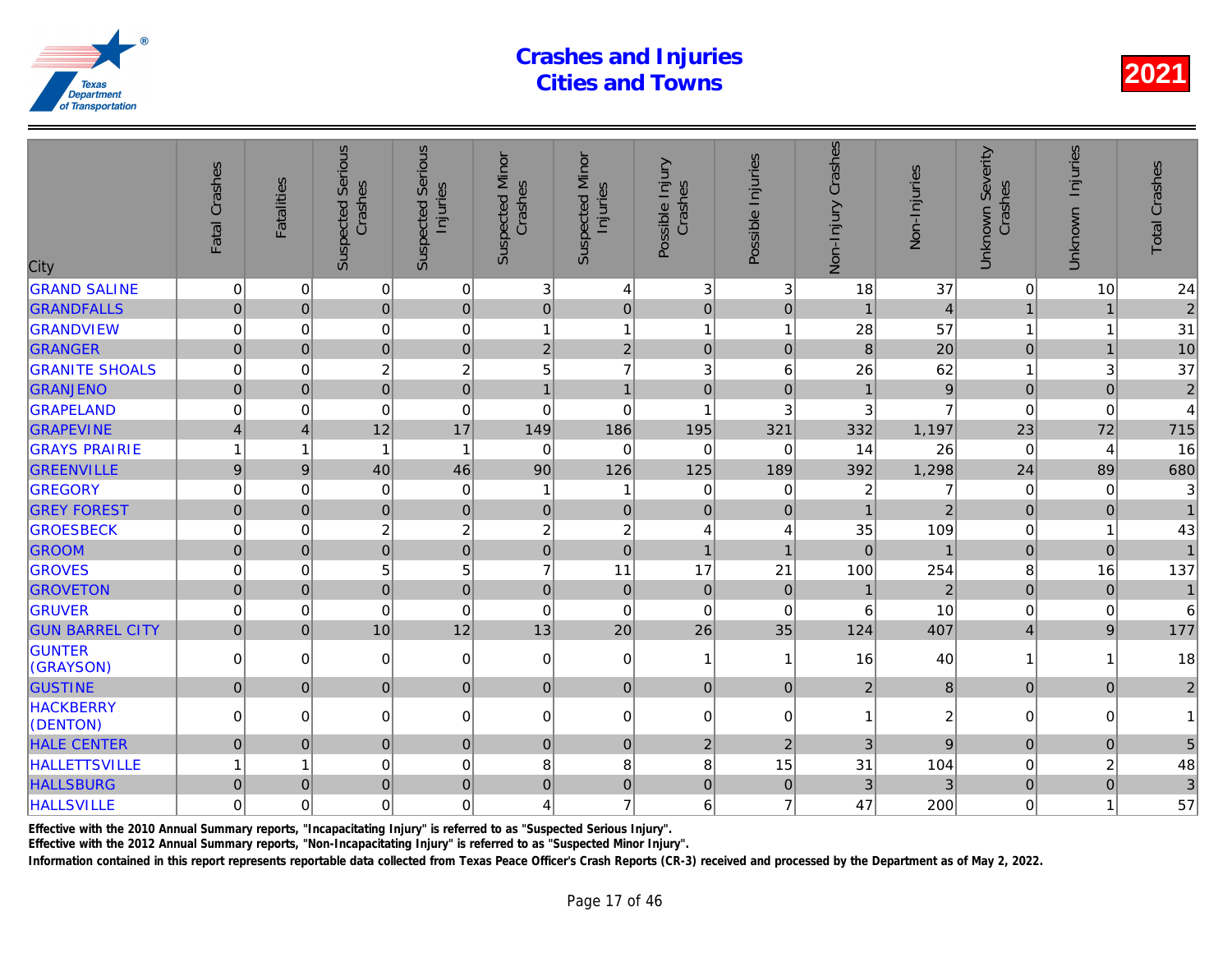# Crashes and Injuries Cities and Towns

2021

| City | Fatal Crashes | Fatalities | Suspected Serious Crashes | Suspected Serious Injuries | Suspected Minor Crashes | Suspected Minor Injuries | Possible Injury Crashes | Possible Injuries | Non-Injury Crashes | Non-Injuries | Unknown Severity Crashes | Unknown Injuries | Total Crashes |
|---|---|---|---|---|---|---|---|---|---|---|---|---|---|
| GRAND SALINE | 0 | 0 | 0 | 0 | 3 | 4 | 3 | 3 | 18 | 37 | 0 | 10 | 24 |
| GRANDFALLS | 0 | 0 | 0 | 0 | 0 | 0 | 0 | 0 | 1 | 4 | 1 | 1 | 2 |
| GRANDVIEW | 0 | 0 | 0 | 0 | 1 | 1 | 1 | 1 | 28 | 57 | 1 | 1 | 31 |
| GRANGER | 0 | 0 | 0 | 0 | 2 | 2 | 0 | 0 | 8 | 20 | 0 | 1 | 10 |
| GRANITE SHOALS | 0 | 0 | 2 | 2 | 5 | 7 | 3 | 6 | 26 | 62 | 1 | 3 | 37 |
| GRANJENO | 0 | 0 | 0 | 0 | 1 | 1 | 0 | 0 | 1 | 9 | 0 | 0 | 2 |
| GRAPELAND | 0 | 0 | 0 | 0 | 0 | 0 | 1 | 3 | 3 | 7 | 0 | 0 | 4 |
| GRAPEVINE | 4 | 4 | 12 | 17 | 149 | 186 | 195 | 321 | 332 | 1,197 | 23 | 72 | 715 |
| GRAYS PRAIRIE | 1 | 1 | 1 | 1 | 0 | 0 | 0 | 0 | 14 | 26 | 0 | 4 | 16 |
| GREENVILLE | 9 | 9 | 40 | 46 | 90 | 126 | 125 | 189 | 392 | 1,298 | 24 | 89 | 680 |
| GREGORY | 0 | 0 | 0 | 0 | 1 | 1 | 0 | 0 | 2 | 7 | 0 | 0 | 3 |
| GREY FOREST | 0 | 0 | 0 | 0 | 0 | 0 | 0 | 0 | 1 | 2 | 0 | 0 | 1 |
| GROESBECK | 0 | 0 | 2 | 2 | 2 | 2 | 4 | 4 | 35 | 109 | 0 | 1 | 43 |
| GROOM | 0 | 0 | 0 | 0 | 0 | 0 | 1 | 1 | 0 | 1 | 0 | 0 | 1 |
| GROVES | 0 | 0 | 5 | 5 | 7 | 11 | 17 | 21 | 100 | 254 | 8 | 16 | 137 |
| GROVETON | 0 | 0 | 0 | 0 | 0 | 0 | 0 | 0 | 1 | 2 | 0 | 0 | 1 |
| GRUVER | 0 | 0 | 0 | 0 | 0 | 0 | 0 | 0 | 6 | 10 | 0 | 0 | 6 |
| GUN BARREL CITY | 0 | 0 | 10 | 12 | 13 | 20 | 26 | 35 | 124 | 407 | 4 | 9 | 177 |
| GUNTER (GRAYSON) | 0 | 0 | 0 | 0 | 0 | 0 | 1 | 1 | 16 | 40 | 1 | 1 | 18 |
| GUSTINE | 0 | 0 | 0 | 0 | 0 | 0 | 0 | 0 | 2 | 8 | 0 | 0 | 2 |
| HACKBERRY (DENTON) | 0 | 0 | 0 | 0 | 0 | 0 | 0 | 0 | 1 | 2 | 0 | 0 | 1 |
| HALE CENTER | 0 | 0 | 0 | 0 | 0 | 0 | 2 | 2 | 3 | 9 | 0 | 0 | 5 |
| HALLETTSVILLE | 1 | 1 | 0 | 0 | 8 | 8 | 8 | 15 | 31 | 104 | 0 | 2 | 48 |
| HALLSBURG | 0 | 0 | 0 | 0 | 0 | 0 | 0 | 0 | 3 | 3 | 0 | 0 | 3 |
| HALLSVILLE | 0 | 0 | 0 | 0 | 4 | 7 | 6 | 7 | 47 | 200 | 0 | 1 | 57 |

Effective with the 2010 Annual Summary reports, "Incapacitating Injury" is referred to as "Suspected Serious Injury".

Effective with the 2012 Annual Summary reports, "Non-Incapacitating Injury" is referred to as "Suspected Minor Injury".

Information contained in this report represents reportable data collected from Texas Peace Officer's Crash Reports (CR-3) received and processed by the Department as of May 2, 2022.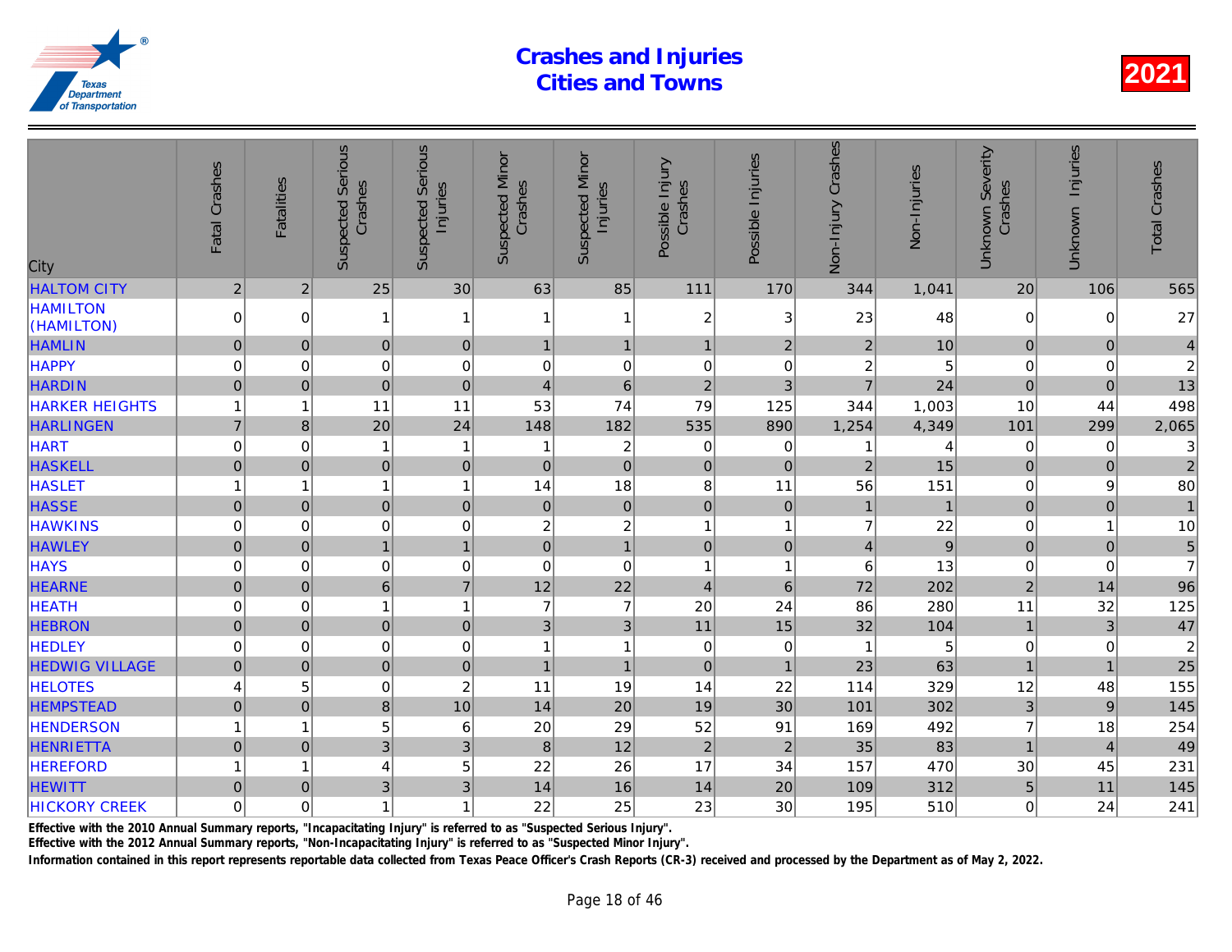# Crashes and Injuries Cities and Towns

2021

| City | Fatal Crashes | Fatalities | Suspected Serious Crashes | Suspected Serious Injuries | Suspected Minor Crashes | Suspected Minor Injuries | Possible Injury Crashes | Possible Injuries | Non-Injury Crashes | Non-Injuries | Unknown Severity Crashes | Unknown Injuries | Total Crashes |
|---|---|---|---|---|---|---|---|---|---|---|---|---|---|
| HALTOM CITY | 2 | 2 | 25 | 30 | 63 | 85 | 111 | 170 | 344 | 1,041 | 20 | 106 | 565 |
| HAMILTON (HAMILTON) | 0 | 0 | 1 | 1 | 1 | 1 | 2 | 3 | 23 | 48 | 0 | 0 | 27 |
| HAMLIN | 0 | 0 | 0 | 0 | 1 | 1 | 1 | 2 | 2 | 10 | 0 | 0 | 4 |
| HAPPY | 0 | 0 | 0 | 0 | 0 | 0 | 0 | 0 | 2 | 5 | 0 | 0 | 2 |
| HARDIN | 0 | 0 | 0 | 0 | 4 | 6 | 2 | 3 | 7 | 24 | 0 | 0 | 13 |
| HARKER HEIGHTS | 1 | 1 | 11 | 11 | 53 | 74 | 79 | 125 | 344 | 1,003 | 10 | 44 | 498 |
| HARLINGEN | 7 | 8 | 20 | 24 | 148 | 182 | 535 | 890 | 1,254 | 4,349 | 101 | 299 | 2,065 |
| HART | 0 | 0 | 1 | 1 | 1 | 2 | 0 | 0 | 1 | 4 | 0 | 0 | 3 |
| HASKELL | 0 | 0 | 0 | 0 | 0 | 0 | 0 | 0 | 2 | 15 | 0 | 0 | 2 |
| HASLET | 1 | 1 | 1 | 1 | 14 | 18 | 8 | 11 | 56 | 151 | 0 | 9 | 80 |
| HASSE | 0 | 0 | 0 | 0 | 0 | 0 | 0 | 0 | 1 | 1 | 0 | 0 | 1 |
| HAWKINS | 0 | 0 | 0 | 0 | 2 | 2 | 1 | 1 | 7 | 22 | 0 | 1 | 10 |
| HAWLEY | 0 | 0 | 1 | 1 | 0 | 1 | 0 | 0 | 4 | 9 | 0 | 0 | 5 |
| HAYS | 0 | 0 | 0 | 0 | 0 | 0 | 1 | 1 | 6 | 13 | 0 | 0 | 7 |
| HEARNE | 0 | 0 | 6 | 7 | 12 | 22 | 4 | 6 | 72 | 202 | 2 | 14 | 96 |
| HEATH | 0 | 0 | 1 | 1 | 7 | 7 | 20 | 24 | 86 | 280 | 11 | 32 | 125 |
| HEBRON | 0 | 0 | 0 | 0 | 3 | 3 | 11 | 15 | 32 | 104 | 1 | 3 | 47 |
| HEDLEY | 0 | 0 | 0 | 0 | 1 | 1 | 0 | 0 | 1 | 5 | 0 | 0 | 2 |
| HEDWIG VILLAGE | 0 | 0 | 0 | 0 | 1 | 1 | 0 | 1 | 23 | 63 | 1 | 1 | 25 |
| HELOTES | 4 | 5 | 0 | 2 | 11 | 19 | 14 | 22 | 114 | 329 | 12 | 48 | 155 |
| HEMPSTEAD | 0 | 0 | 8 | 10 | 14 | 20 | 19 | 30 | 101 | 302 | 3 | 9 | 145 |
| HENDERSON | 1 | 1 | 5 | 6 | 20 | 29 | 52 | 91 | 169 | 492 | 7 | 18 | 254 |
| HENRIETTA | 0 | 0 | 3 | 3 | 8 | 12 | 2 | 2 | 35 | 83 | 1 | 4 | 49 |
| HEREFORD | 1 | 1 | 4 | 5 | 22 | 26 | 17 | 34 | 157 | 470 | 30 | 45 | 231 |
| HEWITT | 0 | 0 | 3 | 3 | 14 | 16 | 14 | 20 | 109 | 312 | 5 | 11 | 145 |
| HICKORY CREEK | 0 | 0 | 1 | 1 | 22 | 25 | 23 | 30 | 195 | 510 | 0 | 24 | 241 |

Effective with the 2010 Annual Summary reports, "Incapacitating Injury" is referred to as "Suspected Serious Injury".

Effective with the 2012 Annual Summary reports, "Non-Incapacitating Injury" is referred to as "Suspected Minor Injury".

Information contained in this report represents reportable data collected from Texas Peace Officer's Crash Reports (CR-3) received and processed by the Department as of May 2, 2022.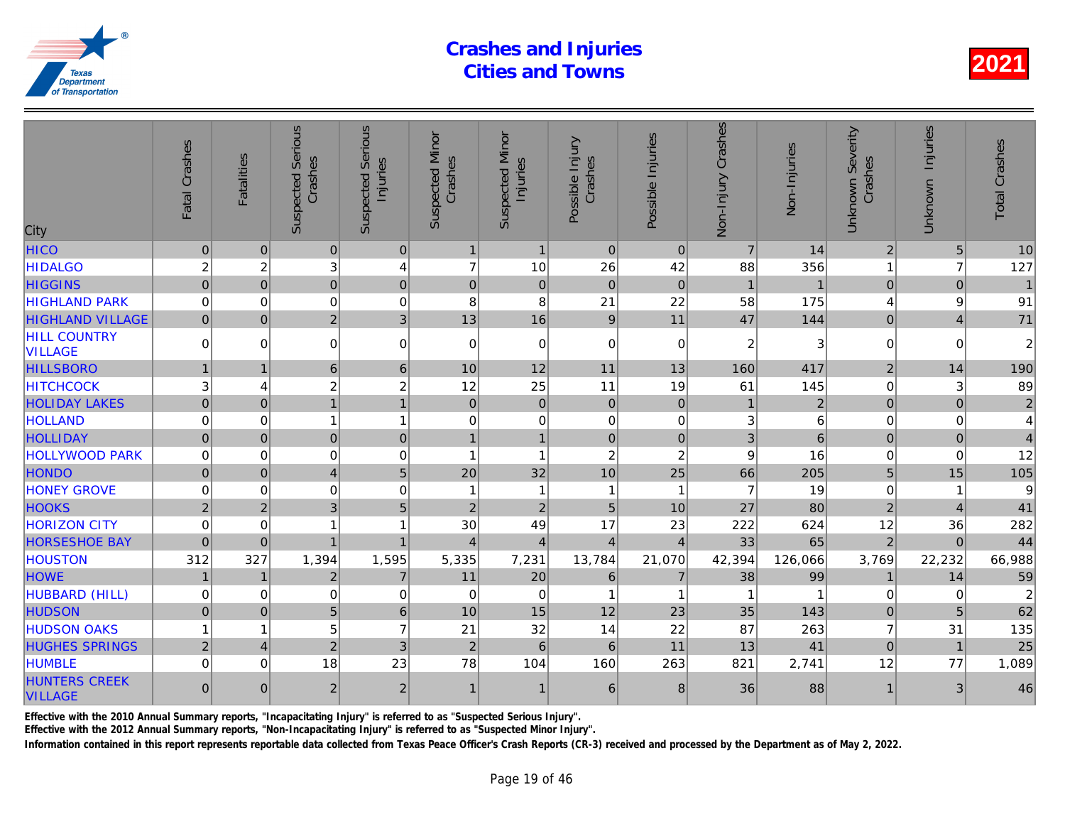# Crashes and Injuries Cities and Towns

2021

| City | Fatal Crashes | Fatalities | Suspected Serious Crashes | Suspected Serious Injuries | Suspected Minor Crashes | Suspected Minor Injuries | Possible Injury Crashes | Possible Injuries | Non-Injury Crashes | Non-Injuries | Unknown Severity Crashes | Unknown Injuries | Total Crashes |
|---|---|---|---|---|---|---|---|---|---|---|---|---|---|
| HICO | 0 | 0 | 0 | 0 | 1 | 1 | 0 | 0 | 7 | 14 | 2 | 5 | 10 |
| HIDALGO | 2 | 2 | 3 | 4 | 7 | 10 | 26 | 42 | 88 | 356 | 1 | 7 | 127 |
| HIGGINS | 0 | 0 | 0 | 0 | 0 | 0 | 0 | 0 | 1 | 1 | 0 | 0 | 1 |
| HIGHLAND PARK | 0 | 0 | 0 | 0 | 8 | 8 | 21 | 22 | 58 | 175 | 4 | 9 | 91 |
| HIGHLAND VILLAGE | 0 | 0 | 2 | 3 | 13 | 16 | 9 | 11 | 47 | 144 | 0 | 4 | 71 |
| HILL COUNTRY VILLAGE | 0 | 0 | 0 | 0 | 0 | 0 | 0 | 0 | 2 | 3 | 0 | 0 | 2 |
| HILLSBORO | 1 | 1 | 6 | 6 | 10 | 12 | 11 | 13 | 160 | 417 | 2 | 14 | 190 |
| HITCHCOCK | 3 | 4 | 2 | 2 | 12 | 25 | 11 | 19 | 61 | 145 | 0 | 3 | 89 |
| HOLIDAY LAKES | 0 | 0 | 1 | 1 | 0 | 0 | 0 | 0 | 1 | 2 | 0 | 0 | 2 |
| HOLLAND | 0 | 0 | 1 | 1 | 0 | 0 | 0 | 0 | 3 | 6 | 0 | 0 | 4 |
| HOLLIDAY | 0 | 0 | 0 | 0 | 1 | 1 | 0 | 0 | 3 | 6 | 0 | 0 | 4 |
| HOLLYWOOD PARK | 0 | 0 | 0 | 0 | 1 | 1 | 2 | 2 | 9 | 16 | 0 | 0 | 12 |
| HONDO | 0 | 0 | 4 | 5 | 20 | 32 | 10 | 25 | 66 | 205 | 5 | 15 | 105 |
| HONEY GROVE | 0 | 0 | 0 | 0 | 1 | 1 | 1 | 1 | 7 | 19 | 0 | 1 | 9 |
| HOOKS | 2 | 2 | 3 | 5 | 2 | 2 | 5 | 10 | 27 | 80 | 2 | 4 | 41 |
| HORIZON CITY | 0 | 0 | 1 | 1 | 30 | 49 | 17 | 23 | 222 | 624 | 12 | 36 | 282 |
| HORSESHOE BAY | 0 | 0 | 1 | 1 | 4 | 4 | 4 | 4 | 33 | 65 | 2 | 0 | 44 |
| HOUSTON | 312 | 327 | 1,394 | 1,595 | 5,335 | 7,231 | 13,784 | 21,070 | 42,394 | 126,066 | 3,769 | 22,232 | 66,988 |
| HOWE | 1 | 1 | 2 | 7 | 11 | 20 | 6 | 7 | 38 | 99 | 1 | 14 | 59 |
| HUBBARD (HILL) | 0 | 0 | 0 | 0 | 0 | 0 | 1 | 1 | 1 | 1 | 0 | 0 | 2 |
| HUDSON | 0 | 0 | 5 | 6 | 10 | 15 | 12 | 23 | 35 | 143 | 0 | 5 | 62 |
| HUDSON OAKS | 1 | 1 | 5 | 7 | 21 | 32 | 14 | 22 | 87 | 263 | 7 | 31 | 135 |
| HUGHES SPRINGS | 2 | 4 | 2 | 3 | 2 | 6 | 6 | 11 | 13 | 41 | 0 | 1 | 25 |
| HUMBLE | 0 | 0 | 18 | 23 | 78 | 104 | 160 | 263 | 821 | 2,741 | 12 | 77 | 1,089 |
| HUNTERS CREEK VILLAGE | 0 | 0 | 2 | 2 | 1 | 1 | 6 | 8 | 36 | 88 | 1 | 3 | 46 |

Effective with the 2010 Annual Summary reports, "Incapacitating Injury" is referred to as "Suspected Serious Injury".

Effective with the 2012 Annual Summary reports, "Non-Incapacitating Injury" is referred to as "Suspected Minor Injury".

Information contained in this report represents reportable data collected from Texas Peace Officer's Crash Reports (CR-3) received and processed by the Department as of May 2, 2022.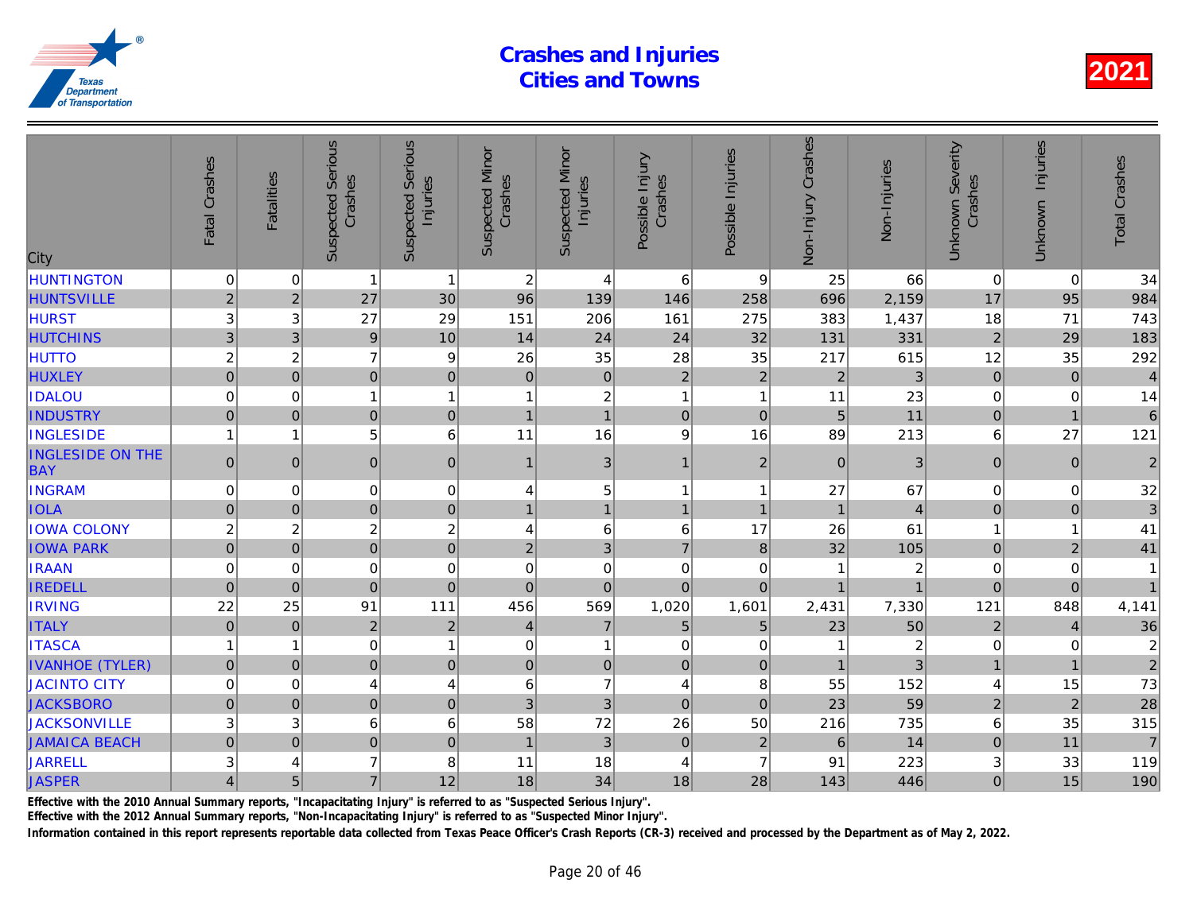# Crashes and Injuries
# Cities and Towns

**2021**

| City | Fatal Crashes | Fatalities | Suspected Serious Crashes | Suspected Serious Injuries | Suspected Minor Crashes | Suspected Minor Injuries | Possible Injury Crashes | Possible Injuries | Non-Injury Crashes | Non-Injuries | Unknown Severity Crashes | Unknown Injuries | Total Crashes |
|---|---|---|---|---|---|---|---|---|---|---|---|---|---|
| HUNTINGTON | 0 | 0 | 1 | 1 | 2 | 4 | 6 | 9 | 25 | 66 | 0 | 0 | 34 |
| HUNTSVILLE | 2 | 2 | 27 | 30 | 96 | 139 | 146 | 258 | 696 | 2,159 | 17 | 95 | 984 |
| HURST | 3 | 3 | 27 | 29 | 151 | 206 | 161 | 275 | 383 | 1,437 | 18 | 71 | 743 |
| HUTCHINS | 3 | 3 | 9 | 10 | 14 | 24 | 24 | 32 | 131 | 331 | 2 | 29 | 183 |
| HUTTO | 2 | 2 | 7 | 9 | 26 | 35 | 28 | 35 | 217 | 615 | 12 | 35 | 292 |
| HUXLEY | 0 | 0 | 0 | 0 | 0 | 0 | 2 | 2 | 2 | 3 | 0 | 0 | 4 |
| IDALOU | 0 | 0 | 1 | 1 | 1 | 2 | 1 | 1 | 11 | 23 | 0 | 0 | 14 |
| INDUSTRY | 0 | 0 | 0 | 0 | 1 | 1 | 0 | 0 | 5 | 11 | 0 | 1 | 6 |
| INGLESIDE | 1 | 1 | 5 | 6 | 11 | 16 | 9 | 16 | 89 | 213 | 6 | 27 | 121 |
| INGLESIDE ON THE BAY | 0 | 0 | 0 | 0 | 1 | 3 | 1 | 2 | 0 | 3 | 0 | 0 | 2 |
| INGRAM | 0 | 0 | 0 | 0 | 4 | 5 | 1 | 1 | 27 | 67 | 0 | 0 | 32 |
| IOLA | 0 | 0 | 0 | 0 | 1 | 1 | 1 | 1 | 1 | 4 | 0 | 0 | 3 |
| IOWA COLONY | 2 | 2 | 2 | 2 | 4 | 6 | 6 | 17 | 26 | 61 | 1 | 1 | 41 |
| IOWA PARK | 0 | 0 | 0 | 0 | 2 | 3 | 7 | 8 | 32 | 105 | 0 | 2 | 41 |
| IRAAN | 0 | 0 | 0 | 0 | 0 | 0 | 0 | 0 | 1 | 2 | 0 | 0 | 1 |
| IREDELL | 0 | 0 | 0 | 0 | 0 | 0 | 0 | 0 | 1 | 1 | 0 | 0 | 1 |
| IRVING | 22 | 25 | 91 | 111 | 456 | 569 | 1,020 | 1,601 | 2,431 | 7,330 | 121 | 848 | 4,141 |
| ITALY | 0 | 0 | 2 | 2 | 4 | 7 | 5 | 5 | 23 | 50 | 2 | 4 | 36 |
| ITASCA | 1 | 1 | 0 | 1 | 0 | 1 | 0 | 0 | 1 | 2 | 0 | 0 | 2 |
| IVANHOE (TYLER) | 0 | 0 | 0 | 0 | 0 | 0 | 0 | 0 | 1 | 3 | 1 | 1 | 2 |
| JACINTO CITY | 0 | 0 | 4 | 4 | 6 | 7 | 4 | 8 | 55 | 152 | 4 | 15 | 73 |
| JACKSBORO | 0 | 0 | 0 | 0 | 3 | 3 | 0 | 0 | 23 | 59 | 2 | 2 | 28 |
| JACKSONVILLE | 3 | 3 | 6 | 6 | 58 | 72 | 26 | 50 | 216 | 735 | 6 | 35 | 315 |
| JAMAICA BEACH | 0 | 0 | 0 | 0 | 1 | 3 | 0 | 2 | 6 | 14 | 0 | 11 | 7 |
| JARRELL | 3 | 4 | 7 | 8 | 11 | 18 | 4 | 7 | 91 | 223 | 3 | 33 | 119 |
| JASPER | 4 | 5 | 7 | 12 | 18 | 34 | 18 | 28 | 143 | 446 | 0 | 15 | 190 |

Effective with the 2010 Annual Summary reports, "Incapacitating Injury" is referred to as "Suspected Serious Injury".

Effective with the 2012 Annual Summary reports, "Non-Incapacitating Injury" is referred to as "Suspected Minor Injury".

Information contained in this report represents reportable data collected from Texas Peace Officer's Crash Reports (CR-3) received and processed by the Department as of May 2, 2022.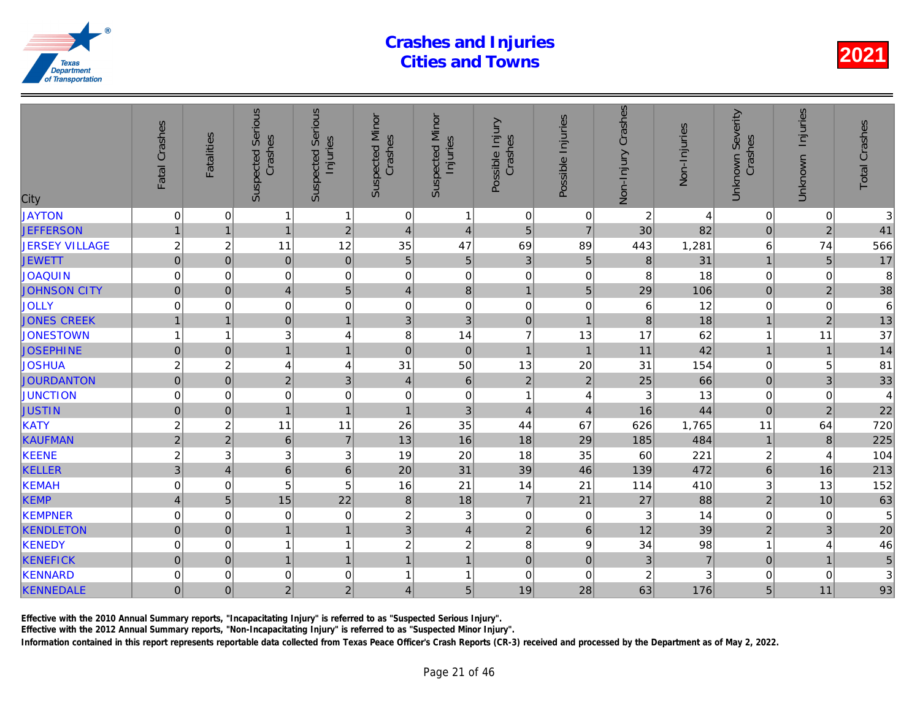# Crashes and Injuries Cities and Towns

**2021**

| City | Fatal Crashes | Fatalities | Suspected Serious Crashes | Suspected Serious Injuries | Suspected Minor Crashes | Suspected Minor Injuries | Possible Injury Crashes | Possible Injuries | Non-Injury Crashes | Non-Injuries | Unknown Severity Crashes | Unknown Injuries | Total Crashes |
|---|---|---|---|---|---|---|---|---|---|---|---|---|---|
| JAYTON | 0 | 0 | 1 | 1 | 0 | 1 | 0 | 0 | 2 | 4 | 0 | 0 | 3 |
| JEFFERSON | 1 | 1 | 1 | 2 | 4 | 4 | 5 | 7 | 30 | 82 | 0 | 2 | 41 |
| JERSEY VILLAGE | 2 | 2 | 11 | 12 | 35 | 47 | 69 | 89 | 443 | 1,281 | 6 | 74 | 566 |
| JEWETT | 0 | 0 | 0 | 0 | 5 | 5 | 3 | 5 | 8 | 31 | 1 | 5 | 17 |
| JOAQUIN | 0 | 0 | 0 | 0 | 0 | 0 | 0 | 0 | 8 | 18 | 0 | 0 | 8 |
| JOHNSON CITY | 0 | 0 | 4 | 5 | 4 | 8 | 1 | 5 | 29 | 106 | 0 | 2 | 38 |
| JOLLY | 0 | 0 | 0 | 0 | 0 | 0 | 0 | 0 | 6 | 12 | 0 | 0 | 6 |
| JONES CREEK | 1 | 1 | 0 | 1 | 3 | 3 | 0 | 1 | 8 | 18 | 1 | 2 | 13 |
| JONESTOWN | 1 | 1 | 3 | 4 | 8 | 14 | 7 | 13 | 17 | 62 | 1 | 11 | 37 |
| JOSEPHINE | 0 | 0 | 1 | 1 | 0 | 0 | 1 | 1 | 11 | 42 | 1 | 1 | 14 |
| JOSHUA | 2 | 2 | 4 | 4 | 31 | 50 | 13 | 20 | 31 | 154 | 0 | 5 | 81 |
| JOURDANTON | 0 | 0 | 2 | 3 | 4 | 6 | 2 | 2 | 25 | 66 | 0 | 3 | 33 |
| JUNCTION | 0 | 0 | 0 | 0 | 0 | 0 | 1 | 4 | 3 | 13 | 0 | 0 | 4 |
| JUSTIN | 0 | 0 | 1 | 1 | 1 | 3 | 4 | 4 | 16 | 44 | 0 | 2 | 22 |
| KATY | 2 | 2 | 11 | 11 | 26 | 35 | 44 | 67 | 626 | 1,765 | 11 | 64 | 720 |
| KAUFMAN | 2 | 2 | 6 | 7 | 13 | 16 | 18 | 29 | 185 | 484 | 1 | 8 | 225 |
| KEENE | 2 | 3 | 3 | 3 | 19 | 20 | 18 | 35 | 60 | 221 | 2 | 4 | 104 |
| KELLER | 3 | 4 | 6 | 6 | 20 | 31 | 39 | 46 | 139 | 472 | 6 | 16 | 213 |
| KEMAH | 0 | 0 | 5 | 5 | 16 | 21 | 14 | 21 | 114 | 410 | 3 | 13 | 152 |
| KEMP | 4 | 5 | 15 | 22 | 8 | 18 | 7 | 21 | 27 | 88 | 2 | 10 | 63 |
| KEMPNER | 0 | 0 | 0 | 0 | 2 | 3 | 0 | 0 | 3 | 14 | 0 | 0 | 5 |
| KENDLETON | 0 | 0 | 1 | 1 | 3 | 4 | 2 | 6 | 12 | 39 | 2 | 3 | 20 |
| KENEDY | 0 | 0 | 1 | 1 | 2 | 2 | 8 | 9 | 34 | 98 | 1 | 4 | 46 |
| KENEFICK | 0 | 0 | 1 | 1 | 1 | 1 | 0 | 0 | 3 | 7 | 0 | 1 | 5 |
| KENNARD | 0 | 0 | 0 | 0 | 1 | 1 | 0 | 0 | 2 | 3 | 0 | 0 | 3 |
| KENNEDALE | 0 | 0 | 2 | 2 | 4 | 5 | 19 | 28 | 63 | 176 | 5 | 11 | 93 |

Effective with the 2010 Annual Summary reports, "Incapacitating Injury" is referred to as "Suspected Serious Injury".

Effective with the 2012 Annual Summary reports, "Non-Incapacitating Injury" is referred to as "Suspected Minor Injury".

Information contained in this report represents reportable data collected from Texas Peace Officer's Crash Reports (CR-3) received and processed by the Department as of May 2, 2022.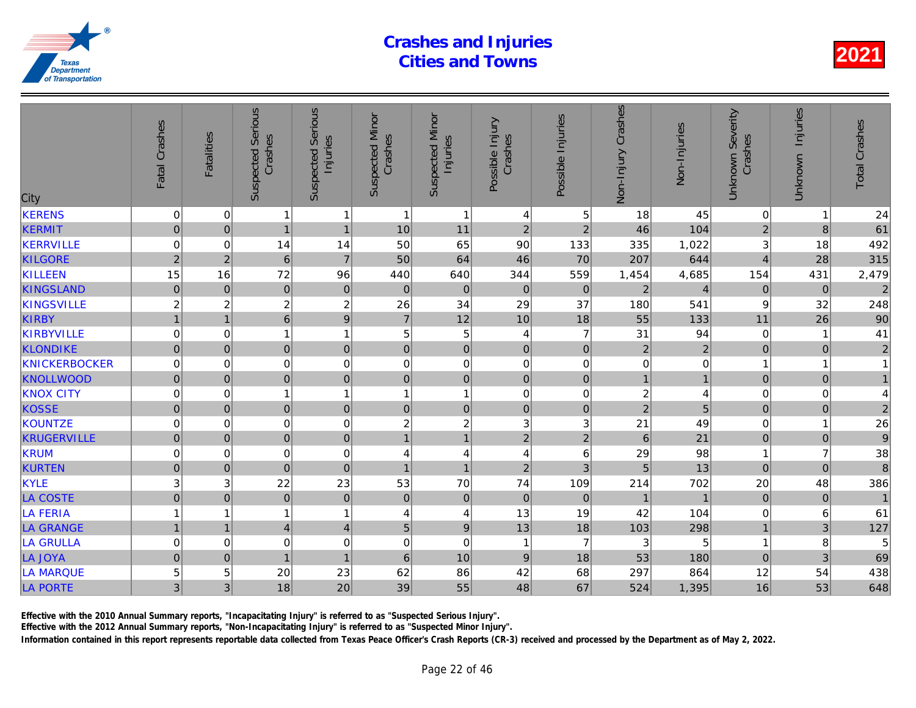# Crashes and Injuries Cities and Towns

2021

| City | Fatal Crashes | Fatalities | Suspected Serious Crashes | Suspected Serious Injuries | Suspected Minor Crashes | Suspected Minor Injuries | Possible Injury Crashes | Possible Injuries | Non-Injury Crashes | Non-Injuries | Unknown Severity Crashes | Unknown Injuries | Total Crashes |
|---|---|---|---|---|---|---|---|---|---|---|---|---|---|
| KERENS | 0 | 0 | 1 | 1 | 1 | 1 | 4 | 5 | 18 | 45 | 0 | 1 | 24 |
| KERMIT | 0 | 0 | 1 | 1 | 10 | 11 | 2 | 2 | 46 | 104 | 2 | 8 | 61 |
| KERRVILLE | 0 | 0 | 14 | 14 | 50 | 65 | 90 | 133 | 335 | 1,022 | 3 | 18 | 492 |
| KILGORE | 2 | 2 | 6 | 7 | 50 | 64 | 46 | 70 | 207 | 644 | 4 | 28 | 315 |
| KILLEEN | 15 | 16 | 72 | 96 | 440 | 640 | 344 | 559 | 1,454 | 4,685 | 154 | 431 | 2,479 |
| KINGSLAND | 0 | 0 | 0 | 0 | 0 | 0 | 0 | 0 | 2 | 4 | 0 | 0 | 2 |
| KINGSVILLE | 2 | 2 | 2 | 2 | 26 | 34 | 29 | 37 | 180 | 541 | 9 | 32 | 248 |
| KIRBY | 1 | 1 | 6 | 9 | 7 | 12 | 10 | 18 | 55 | 133 | 11 | 26 | 90 |
| KIRBYVILLE | 0 | 0 | 1 | 1 | 5 | 5 | 4 | 7 | 31 | 94 | 0 | 1 | 41 |
| KLONDIKE | 0 | 0 | 0 | 0 | 0 | 0 | 0 | 0 | 2 | 2 | 0 | 0 | 2 |
| KNICKERBOCKER | 0 | 0 | 0 | 0 | 0 | 0 | 0 | 0 | 0 | 0 | 1 | 1 | 1 |
| KNOLLWOOD | 0 | 0 | 0 | 0 | 0 | 0 | 0 | 0 | 1 | 1 | 0 | 0 | 1 |
| KNOX CITY | 0 | 0 | 1 | 1 | 1 | 1 | 0 | 0 | 2 | 4 | 0 | 0 | 4 |
| KOSSE | 0 | 0 | 0 | 0 | 0 | 0 | 0 | 0 | 2 | 5 | 0 | 0 | 2 |
| KOUNTZE | 0 | 0 | 0 | 0 | 2 | 2 | 3 | 3 | 21 | 49 | 0 | 1 | 26 |
| KRUGERVILLE | 0 | 0 | 0 | 0 | 1 | 1 | 2 | 2 | 6 | 21 | 0 | 0 | 9 |
| KRUM | 0 | 0 | 0 | 0 | 4 | 4 | 4 | 6 | 29 | 98 | 1 | 7 | 38 |
| KURTEN | 0 | 0 | 0 | 0 | 1 | 1 | 2 | 3 | 5 | 13 | 0 | 0 | 8 |
| KYLE | 3 | 3 | 22 | 23 | 53 | 70 | 74 | 109 | 214 | 702 | 20 | 48 | 386 |
| LA COSTE | 0 | 0 | 0 | 0 | 0 | 0 | 0 | 0 | 1 | 1 | 0 | 0 | 1 |
| LA FERIA | 1 | 1 | 1 | 1 | 4 | 4 | 13 | 19 | 42 | 104 | 0 | 6 | 61 |
| LA GRANGE | 1 | 1 | 4 | 4 | 5 | 9 | 13 | 18 | 103 | 298 | 1 | 3 | 127 |
| LA GRULLA | 0 | 0 | 0 | 0 | 0 | 0 | 1 | 7 | 3 | 5 | 1 | 8 | 5 |
| LA JOYA | 0 | 0 | 1 | 1 | 6 | 10 | 9 | 18 | 53 | 180 | 0 | 3 | 69 |
| LA MARQUE | 5 | 5 | 20 | 23 | 62 | 86 | 42 | 68 | 297 | 864 | 12 | 54 | 438 |
| LA PORTE | 3 | 3 | 18 | 20 | 39 | 55 | 48 | 67 | 524 | 1,395 | 16 | 53 | 648 |

Effective with the 2010 Annual Summary reports, "Incapacitating Injury" is referred to as "Suspected Serious Injury".

Effective with the 2012 Annual Summary reports, "Non-Incapacitating Injury" is referred to as "Suspected Minor Injury".

Information contained in this report represents reportable data collected from Texas Peace Officer's Crash Reports (CR-3) received and processed by the Department as of May 2, 2022.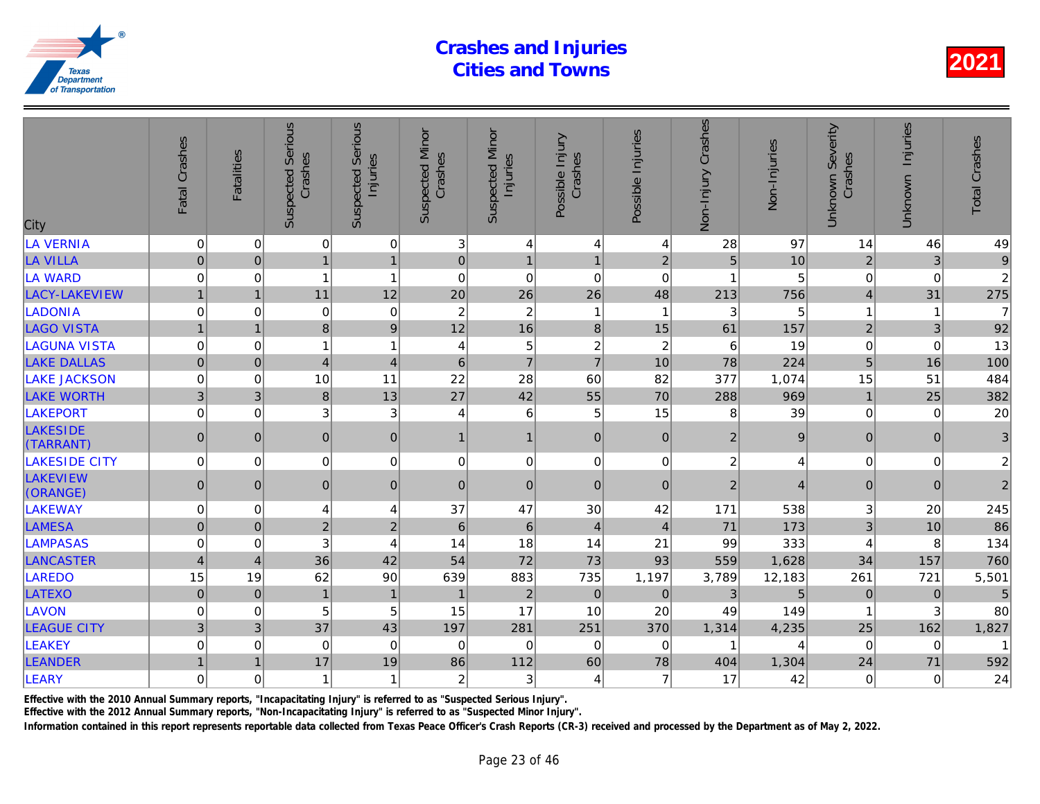# Crashes and Injuries Cities and Towns

2021

| City | Fatal Crashes | Fatalities | Suspected Serious Crashes | Suspected Serious Injuries | Suspected Minor Crashes | Suspected Minor Injuries | Possible Injury Crashes | Possible Injuries | Non-Injury Crashes | Non-Injuries | Unknown Severity Crashes | Unknown Injuries | Total Crashes |
|---|---|---|---|---|---|---|---|---|---|---|---|---|---|
| LA VERNIA | 0 | 0 | 0 | 0 | 3 | 4 | 4 | 4 | 28 | 97 | 14 | 46 | 49 |
| LA VILLA | 0 | 0 | 1 | 1 | 0 | 1 | 1 | 2 | 5 | 10 | 2 | 3 | 9 |
| LA WARD | 0 | 0 | 1 | 1 | 0 | 0 | 0 | 0 | 1 | 5 | 0 | 0 | 2 |
| LACY-LAKEVIEW | 1 | 1 | 11 | 12 | 20 | 26 | 26 | 48 | 213 | 756 | 4 | 31 | 275 |
| LADONIA | 0 | 0 | 0 | 0 | 2 | 2 | 1 | 1 | 3 | 5 | 1 | 1 | 7 |
| LAGO VISTA | 1 | 1 | 8 | 9 | 12 | 16 | 8 | 15 | 61 | 157 | 2 | 3 | 92 |
| LAGUNA VISTA | 0 | 0 | 1 | 1 | 4 | 5 | 2 | 2 | 6 | 19 | 0 | 0 | 13 |
| LAKE DALLAS | 0 | 0 | 4 | 4 | 6 | 7 | 7 | 10 | 78 | 224 | 5 | 16 | 100 |
| LAKE JACKSON | 0 | 0 | 10 | 11 | 22 | 28 | 60 | 82 | 377 | 1,074 | 15 | 51 | 484 |
| LAKE WORTH | 3 | 3 | 8 | 13 | 27 | 42 | 55 | 70 | 288 | 969 | 1 | 25 | 382 |
| LAKEPORT | 0 | 0 | 3 | 3 | 4 | 6 | 5 | 15 | 8 | 39 | 0 | 0 | 20 |
| LAKESIDE (TARRANT) | 0 | 0 | 0 | 0 | 1 | 1 | 0 | 0 | 2 | 9 | 0 | 0 | 3 |
| LAKESIDE CITY | 0 | 0 | 0 | 0 | 0 | 0 | 0 | 0 | 2 | 4 | 0 | 0 | 2 |
| LAKEVIEW (ORANGE) | 0 | 0 | 0 | 0 | 0 | 0 | 0 | 0 | 2 | 4 | 0 | 0 | 2 |
| LAKEWAY | 0 | 0 | 4 | 4 | 37 | 47 | 30 | 42 | 171 | 538 | 3 | 20 | 245 |
| LAMESA | 0 | 0 | 2 | 2 | 6 | 6 | 4 | 4 | 71 | 173 | 3 | 10 | 86 |
| LAMPASAS | 0 | 0 | 3 | 4 | 14 | 18 | 14 | 21 | 99 | 333 | 4 | 8 | 134 |
| LANCASTER | 4 | 4 | 36 | 42 | 54 | 72 | 73 | 93 | 559 | 1,628 | 34 | 157 | 760 |
| LAREDO | 15 | 19 | 62 | 90 | 639 | 883 | 735 | 1,197 | 3,789 | 12,183 | 261 | 721 | 5,501 |
| LATEXO | 0 | 0 | 1 | 1 | 1 | 2 | 0 | 0 | 3 | 5 | 0 | 0 | 5 |
| LAVON | 0 | 0 | 5 | 5 | 15 | 17 | 10 | 20 | 49 | 149 | 1 | 3 | 80 |
| LEAGUE CITY | 3 | 3 | 37 | 43 | 197 | 281 | 251 | 370 | 1,314 | 4,235 | 25 | 162 | 1,827 |
| LEAKEY | 0 | 0 | 0 | 0 | 0 | 0 | 0 | 0 | 1 | 4 | 0 | 0 | 1 |
| LEANDER | 1 | 1 | 17 | 19 | 86 | 112 | 60 | 78 | 404 | 1,304 | 24 | 71 | 592 |
| LEARY | 0 | 0 | 1 | 1 | 2 | 3 | 4 | 7 | 17 | 42 | 0 | 0 | 24 |

Effective with the 2010 Annual Summary reports, "Incapacitating Injury" is referred to as "Suspected Serious Injury".

Effective with the 2012 Annual Summary reports, "Non-Incapacitating Injury" is referred to as "Suspected Minor Injury".

Information contained in this report represents reportable data collected from Texas Peace Officer's Crash Reports (CR-3) received and processed by the Department as of May 2, 2022.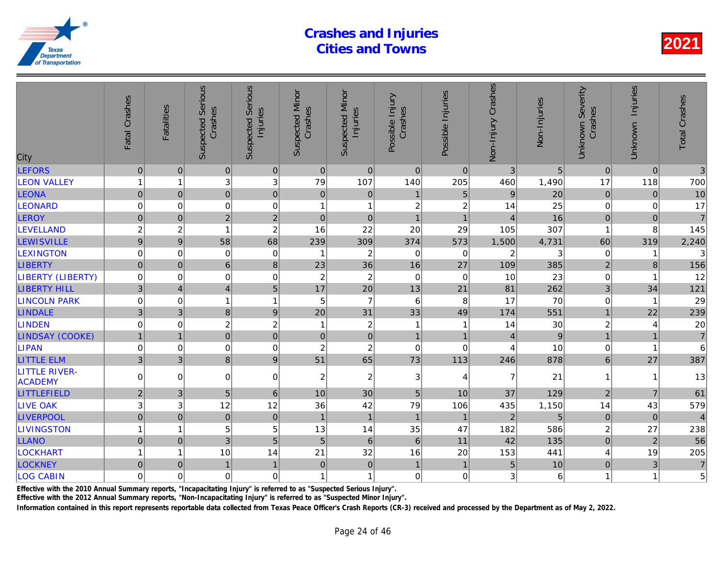# Crashes and Injuries Cities and Towns

**2021**

| City | Fatal Crashes | Fatalities | Suspected Serious Crashes | Suspected Serious Injuries | Suspected Minor Crashes | Suspected Minor Injuries | Possible Injury Crashes | Possible Injuries | Non-Injury Crashes | Non-Injuries | Unknown Severity Crashes | Unknown Injuries | Total Crashes |
|---|---|---|---|---|---|---|---|---|---|---|---|---|---|
| LEFORS | 0 | 0 | 0 | 0 | 0 | 0 | 0 | 0 | 3 | 5 | 0 | 0 | 3 |
| LEON VALLEY | 1 | 1 | 3 | 3 | 79 | 107 | 140 | 205 | 460 | 1,490 | 17 | 118 | 700 |
| LEONA | 0 | 0 | 0 | 0 | 0 | 0 | 1 | 5 | 9 | 20 | 0 | 0 | 10 |
| LEONARD | 0 | 0 | 0 | 0 | 1 | 1 | 2 | 2 | 14 | 25 | 0 | 0 | 17 |
| LEROY | 0 | 0 | 2 | 2 | 0 | 0 | 1 | 1 | 4 | 16 | 0 | 0 | 7 |
| LEVELLAND | 2 | 2 | 1 | 2 | 16 | 22 | 20 | 29 | 105 | 307 | 1 | 8 | 145 |
| LEWISVILLE | 9 | 9 | 58 | 68 | 239 | 309 | 374 | 573 | 1,500 | 4,731 | 60 | 319 | 2,240 |
| LEXINGTON | 0 | 0 | 0 | 0 | 1 | 2 | 0 | 0 | 2 | 3 | 0 | 1 | 3 |
| LIBERTY | 0 | 0 | 6 | 8 | 23 | 36 | 16 | 27 | 109 | 385 | 2 | 8 | 156 |
| LIBERTY (LIBERTY) | 0 | 0 | 0 | 0 | 2 | 2 | 0 | 0 | 10 | 23 | 0 | 1 | 12 |
| LIBERTY HILL | 3 | 4 | 4 | 5 | 17 | 20 | 13 | 21 | 81 | 262 | 3 | 34 | 121 |
| LINCOLN PARK | 0 | 0 | 1 | 1 | 5 | 7 | 6 | 8 | 17 | 70 | 0 | 1 | 29 |
| LINDALE | 3 | 3 | 8 | 9 | 20 | 31 | 33 | 49 | 174 | 551 | 1 | 22 | 239 |
| LINDEN | 0 | 0 | 2 | 2 | 1 | 2 | 1 | 1 | 14 | 30 | 2 | 4 | 20 |
| LINDSAY (COOKE) | 1 | 1 | 0 | 0 | 0 | 0 | 1 | 1 | 4 | 9 | 1 | 1 | 7 |
| LIPAN | 0 | 0 | 0 | 0 | 2 | 2 | 0 | 0 | 4 | 10 | 0 | 1 | 6 |
| LITTLE ELM | 3 | 3 | 8 | 9 | 51 | 65 | 73 | 113 | 246 | 878 | 6 | 27 | 387 |
| LITTLE RIVER-ACADEMY | 0 | 0 | 0 | 0 | 2 | 2 | 3 | 4 | 7 | 21 | 1 | 1 | 13 |
| LITTLEFIELD | 2 | 3 | 5 | 6 | 10 | 30 | 5 | 10 | 37 | 129 | 2 | 7 | 61 |
| LIVE OAK | 3 | 3 | 12 | 12 | 36 | 42 | 79 | 106 | 435 | 1,150 | 14 | 43 | 579 |
| LIVERPOOL | 0 | 0 | 0 | 0 | 1 | 1 | 1 | 1 | 2 | 5 | 0 | 0 | 4 |
| LIVINGSTON | 1 | 1 | 5 | 5 | 13 | 14 | 35 | 47 | 182 | 586 | 2 | 27 | 238 |
| LLANO | 0 | 0 | 3 | 5 | 5 | 6 | 6 | 11 | 42 | 135 | 0 | 2 | 56 |
| LOCKHART | 1 | 1 | 10 | 14 | 21 | 32 | 16 | 20 | 153 | 441 | 4 | 19 | 205 |
| LOCKNEY | 0 | 0 | 1 | 1 | 0 | 0 | 1 | 1 | 5 | 10 | 0 | 3 | 7 |
| LOG CABIN | 0 | 0 | 0 | 0 | 1 | 1 | 0 | 0 | 3 | 6 | 1 | 1 | 5 |

Effective with the 2010 Annual Summary reports, "Incapacitating Injury" is referred to as "Suspected Serious Injury".
Effective with the 2012 Annual Summary reports, "Non-Incapacitating Injury" is referred to as "Suspected Minor Injury".
Information contained in this report represents reportable data collected from Texas Peace Officer's Crash Reports (CR-3) received and processed by the Department as of May 2, 2022.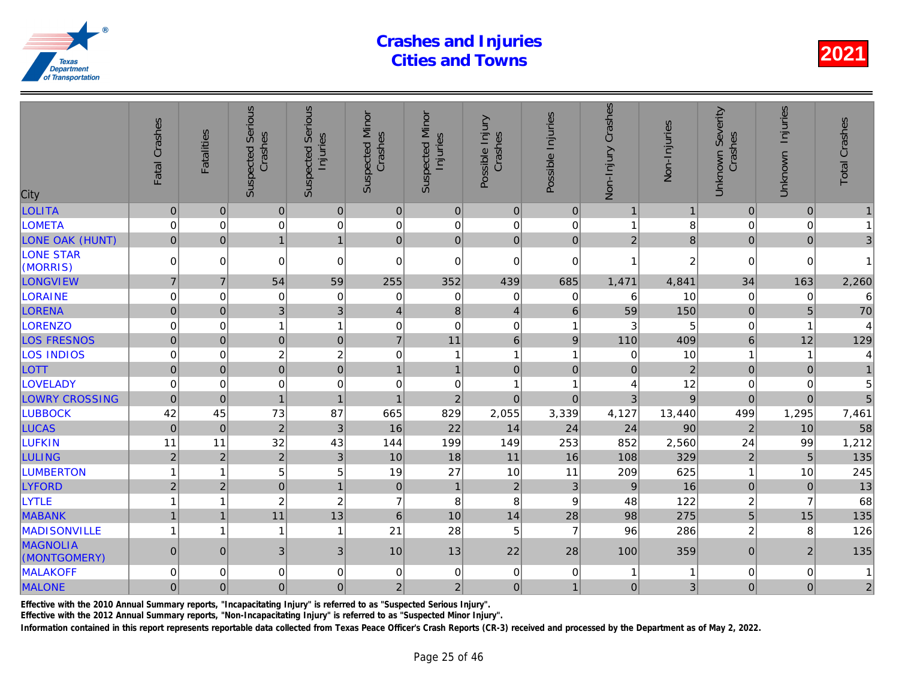# Crashes and Injuries Cities and Towns

**2021**

| City | Fatal Crashes | Fatalities | Suspected Serious Crashes | Suspected Serious Injuries | Suspected Minor Crashes | Suspected Minor Injuries | Possible Injury Crashes | Possible Injuries | Non-Injury Crashes | Non-Injuries | Unknown Severity Crashes | Unknown Injuries | Total Crashes |
|---|---|---|---|---|---|---|---|---|---|---|---|---|---|
| LOLITA | 0 | 0 | 0 | 0 | 0 | 0 | 0 | 0 | 1 | 1 | 0 | 0 | 1 |
| LOMETA | 0 | 0 | 0 | 0 | 0 | 0 | 0 | 0 | 1 | 8 | 0 | 0 | 1 |
| LONE OAK (HUNT) | 0 | 0 | 1 | 1 | 0 | 0 | 0 | 0 | 2 | 8 | 0 | 0 | 3 |
| LONE STAR (MORRIS) | 0 | 0 | 0 | 0 | 0 | 0 | 0 | 0 | 1 | 2 | 0 | 0 | 1 |
| LONGVIEW | 7 | 7 | 54 | 59 | 255 | 352 | 439 | 685 | 1,471 | 4,841 | 34 | 163 | 2,260 |
| LORAINE | 0 | 0 | 0 | 0 | 0 | 0 | 0 | 0 | 6 | 10 | 0 | 0 | 6 |
| LORENA | 0 | 0 | 3 | 3 | 4 | 8 | 4 | 6 | 59 | 150 | 0 | 5 | 70 |
| LORENZO | 0 | 0 | 1 | 1 | 0 | 0 | 0 | 1 | 3 | 5 | 0 | 1 | 4 |
| LOS FRESNOS | 0 | 0 | 0 | 0 | 7 | 11 | 6 | 9 | 110 | 409 | 6 | 12 | 129 |
| LOS INDIOS | 0 | 0 | 2 | 2 | 0 | 1 | 1 | 1 | 0 | 10 | 1 | 1 | 4 |
| LOTT | 0 | 0 | 0 | 0 | 1 | 1 | 0 | 0 | 0 | 2 | 0 | 0 | 1 |
| LOVELADY | 0 | 0 | 0 | 0 | 0 | 0 | 1 | 1 | 4 | 12 | 0 | 0 | 5 |
| LOWRY CROSSING | 0 | 0 | 1 | 1 | 1 | 2 | 0 | 0 | 3 | 9 | 0 | 0 | 5 |
| LUBBOCK | 42 | 45 | 73 | 87 | 665 | 829 | 2,055 | 3,339 | 4,127 | 13,440 | 499 | 1,295 | 7,461 |
| LUCAS | 0 | 0 | 2 | 3 | 16 | 22 | 14 | 24 | 24 | 90 | 2 | 10 | 58 |
| LUFKIN | 11 | 11 | 32 | 43 | 144 | 199 | 149 | 253 | 852 | 2,560 | 24 | 99 | 1,212 |
| LULING | 2 | 2 | 2 | 3 | 10 | 18 | 11 | 16 | 108 | 329 | 2 | 5 | 135 |
| LUMBERTON | 1 | 1 | 5 | 5 | 19 | 27 | 10 | 11 | 209 | 625 | 1 | 10 | 245 |
| LYFORD | 2 | 2 | 0 | 1 | 0 | 1 | 2 | 3 | 9 | 16 | 0 | 0 | 13 |
| LYTLE | 1 | 1 | 2 | 2 | 7 | 8 | 8 | 9 | 48 | 122 | 2 | 7 | 68 |
| MABANK | 1 | 1 | 11 | 13 | 6 | 10 | 14 | 28 | 98 | 275 | 5 | 15 | 135 |
| MADISONVILLE | 1 | 1 | 1 | 1 | 21 | 28 | 5 | 7 | 96 | 286 | 2 | 8 | 126 |
| MAGNOLIA (MONTGOMERY) | 0 | 0 | 3 | 3 | 10 | 13 | 22 | 28 | 100 | 359 | 0 | 2 | 135 |
| MALAKOFF | 0 | 0 | 0 | 0 | 0 | 0 | 0 | 0 | 1 | 1 | 0 | 0 | 1 |
| MALONE | 0 | 0 | 0 | 0 | 2 | 2 | 0 | 1 | 0 | 3 | 0 | 0 | 2 |

**Effective with the 2010 Annual Summary reports, "Incapacitating Injury" is referred to as "Suspected Serious Injury".**

**Effective with the 2012 Annual Summary reports, "Non-Incapacitating Injury" is referred to as "Suspected Minor Injury".**

**Information contained in this report represents reportable data collected from Texas Peace Officer's Crash Reports (CR-3) received and processed by the Department as of May 2, 2022.**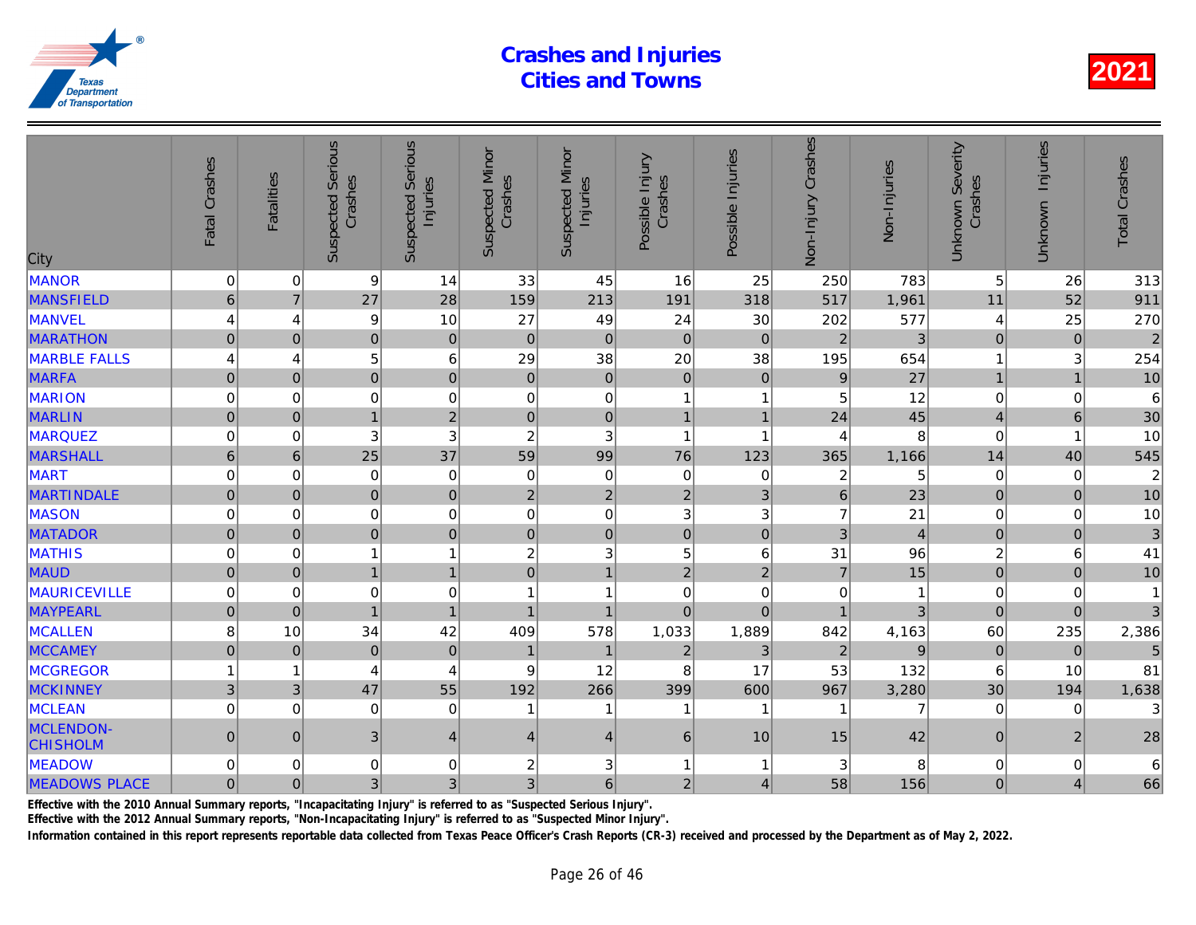# Crashes and Injuries
# Cities and Towns

**2021**

| City | Fatal Crashes | Fatalities | Suspected Serious Crashes | Suspected Serious Injuries | Suspected Minor Crashes | Suspected Minor Injuries | Possible Injury Crashes | Possible Injuries | Non-Injury Crashes | Non-Injuries | Unknown Severity Crashes | Unknown Injuries | Total Crashes |
|---|---|---|---|---|---|---|---|---|---|---|---|---|---|
| MANOR | 0 | 0 | 9 | 14 | 33 | 45 | 16 | 25 | 250 | 783 | 5 | 26 | 313 |
| MANSFIELD | 6 | 7 | 27 | 28 | 159 | 213 | 191 | 318 | 517 | 1,961 | 11 | 52 | 911 |
| MANVEL | 4 | 4 | 9 | 10 | 27 | 49 | 24 | 30 | 202 | 577 | 4 | 25 | 270 |
| MARATHON | 0 | 0 | 0 | 0 | 0 | 0 | 0 | 0 | 2 | 3 | 0 | 0 | 2 |
| MARBLE FALLS | 4 | 4 | 5 | 6 | 29 | 38 | 20 | 38 | 195 | 654 | 1 | 3 | 254 |
| MARFA | 0 | 0 | 0 | 0 | 0 | 0 | 0 | 0 | 9 | 27 | 1 | 1 | 10 |
| MARION | 0 | 0 | 0 | 0 | 0 | 0 | 1 | 1 | 5 | 12 | 0 | 0 | 6 |
| MARLIN | 0 | 0 | 1 | 2 | 0 | 0 | 1 | 1 | 24 | 45 | 4 | 6 | 30 |
| MARQUEZ | 0 | 0 | 3 | 3 | 2 | 3 | 1 | 1 | 4 | 8 | 0 | 1 | 10 |
| MARSHALL | 6 | 6 | 25 | 37 | 59 | 99 | 76 | 123 | 365 | 1,166 | 14 | 40 | 545 |
| MART | 0 | 0 | 0 | 0 | 0 | 0 | 0 | 0 | 2 | 5 | 0 | 0 | 2 |
| MARTINDALE | 0 | 0 | 0 | 0 | 2 | 2 | 2 | 3 | 6 | 23 | 0 | 0 | 10 |
| MASON | 0 | 0 | 0 | 0 | 0 | 0 | 3 | 3 | 7 | 21 | 0 | 0 | 10 |
| MATADOR | 0 | 0 | 0 | 0 | 0 | 0 | 0 | 0 | 3 | 4 | 0 | 0 | 3 |
| MATHIS | 0 | 0 | 1 | 1 | 2 | 3 | 5 | 6 | 31 | 96 | 2 | 6 | 41 |
| MAUD | 0 | 0 | 1 | 1 | 0 | 1 | 2 | 2 | 7 | 15 | 0 | 0 | 10 |
| MAURICEVILLE | 0 | 0 | 0 | 0 | 1 | 1 | 0 | 0 | 0 | 1 | 0 | 0 | 1 |
| MAYPEARL | 0 | 0 | 1 | 1 | 1 | 1 | 0 | 0 | 1 | 3 | 0 | 0 | 3 |
| MCALLEN | 8 | 10 | 34 | 42 | 409 | 578 | 1,033 | 1,889 | 842 | 4,163 | 60 | 235 | 2,386 |
| MCCAMEY | 0 | 0 | 0 | 0 | 1 | 1 | 2 | 3 | 2 | 9 | 0 | 0 | 5 |
| MCGREGOR | 1 | 1 | 4 | 4 | 9 | 12 | 8 | 17 | 53 | 132 | 6 | 10 | 81 |
| MCKINNEY | 3 | 3 | 47 | 55 | 192 | 266 | 399 | 600 | 967 | 3,280 | 30 | 194 | 1,638 |
| MCLEAN | 0 | 0 | 0 | 0 | 1 | 1 | 1 | 1 | 1 | 7 | 0 | 0 | 3 |
| MCLENDON-CHISHOLM | 0 | 0 | 3 | 4 | 4 | 4 | 6 | 10 | 15 | 42 | 0 | 2 | 28 |
| MEADOW | 0 | 0 | 0 | 0 | 2 | 3 | 1 | 1 | 3 | 8 | 0 | 0 | 6 |
| MEADOWS PLACE | 0 | 0 | 3 | 3 | 3 | 6 | 2 | 4 | 58 | 156 | 0 | 4 | 66 |

**Effective with the 2010 Annual Summary reports, "Incapacitating Injury" is referred to as "Suspected Serious Injury".**

**Effective with the 2012 Annual Summary reports, "Non-Incapacitating Injury" is referred to as "Suspected Minor Injury".**

**Information contained in this report represents reportable data collected from Texas Peace Officer's Crash Reports (CR-3) received and processed by the Department as of May 2, 2022.**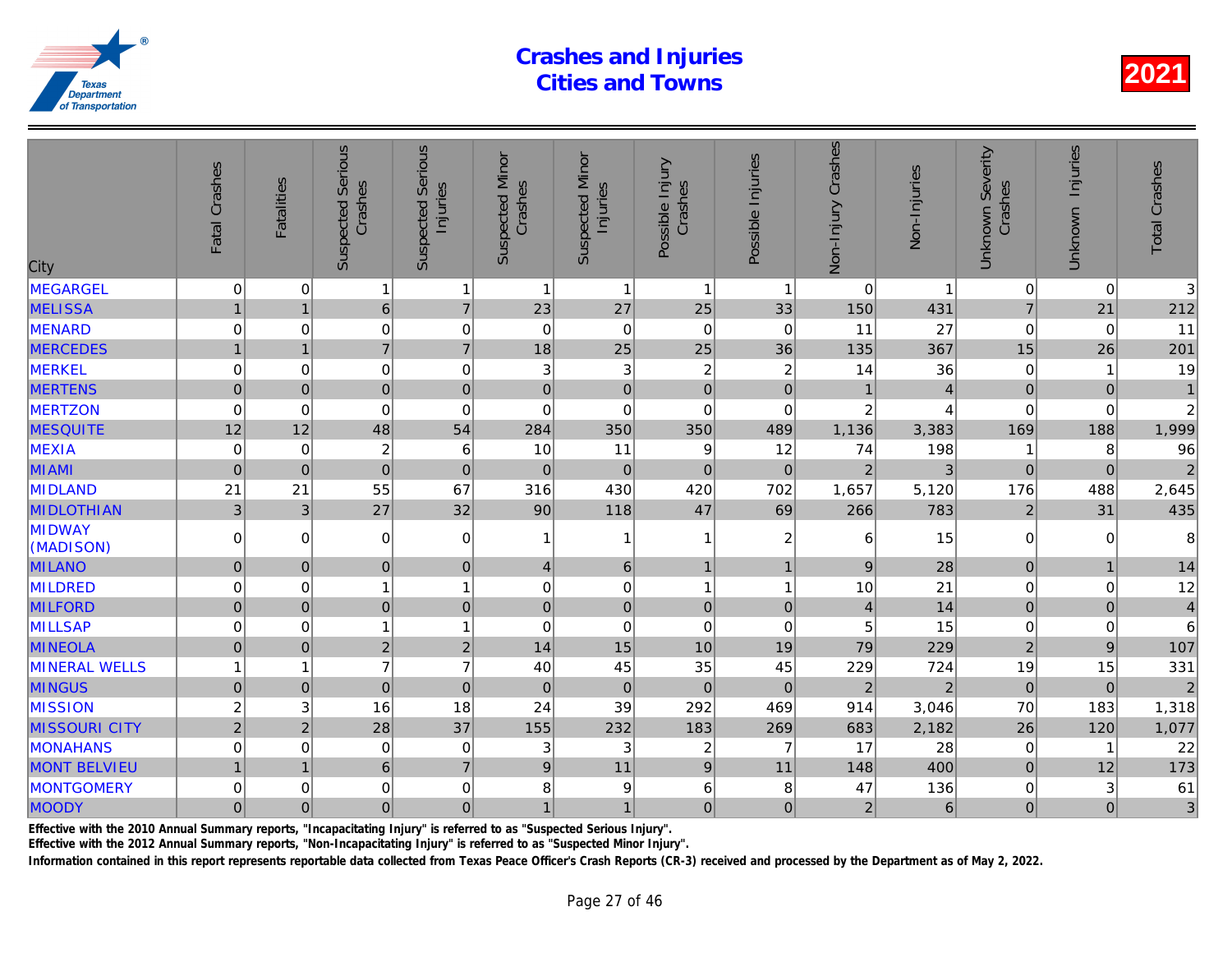# Crashes and Injuries Cities and Towns

**2021**

| City | Fatal Crashes | Fatalities | Suspected Serious Crashes | Suspected Serious Injuries | Suspected Minor Crashes | Suspected Minor Injuries | Possible Injury Crashes | Possible Injuries | Non-Injury Crashes | Non-Injuries | Unknown Severity Crashes | Unknown Injuries | Total Crashes |
|---|---|---|---|---|---|---|---|---|---|---|---|---|---|
| MEGARGEL | 0 | 0 | 1 | 1 | 1 | 1 | 1 | 1 | 0 | 1 | 0 | 0 | 3 |
| MELISSA | 1 | 1 | 6 | 7 | 23 | 27 | 25 | 33 | 150 | 431 | 7 | 21 | 212 |
| MENARD | 0 | 0 | 0 | 0 | 0 | 0 | 0 | 0 | 11 | 27 | 0 | 0 | 11 |
| MERCEDES | 1 | 1 | 7 | 7 | 18 | 25 | 25 | 36 | 135 | 367 | 15 | 26 | 201 |
| MERKEL | 0 | 0 | 0 | 0 | 3 | 3 | 2 | 2 | 14 | 36 | 0 | 1 | 19 |
| MERTENS | 0 | 0 | 0 | 0 | 0 | 0 | 0 | 0 | 1 | 4 | 0 | 0 | 1 |
| MERTZON | 0 | 0 | 0 | 0 | 0 | 0 | 0 | 0 | 2 | 4 | 0 | 0 | 2 |
| MESQUITE | 12 | 12 | 48 | 54 | 284 | 350 | 350 | 489 | 1,136 | 3,383 | 169 | 188 | 1,999 |
| MEXIA | 0 | 0 | 2 | 6 | 10 | 11 | 9 | 12 | 74 | 198 | 1 | 8 | 96 |
| MIAMI | 0 | 0 | 0 | 0 | 0 | 0 | 0 | 0 | 2 | 3 | 0 | 0 | 2 |
| MIDLAND | 21 | 21 | 55 | 67 | 316 | 430 | 420 | 702 | 1,657 | 5,120 | 176 | 488 | 2,645 |
| MIDLOTHIAN | 3 | 3 | 27 | 32 | 90 | 118 | 47 | 69 | 266 | 783 | 2 | 31 | 435 |
| MIDWAY (MADISON) | 0 | 0 | 0 | 0 | 1 | 1 | 1 | 2 | 6 | 15 | 0 | 0 | 8 |
| MILANO | 0 | 0 | 0 | 0 | 4 | 6 | 1 | 1 | 9 | 28 | 0 | 1 | 14 |
| MILDRED | 0 | 0 | 1 | 1 | 0 | 0 | 1 | 1 | 10 | 21 | 0 | 0 | 12 |
| MILFORD | 0 | 0 | 0 | 0 | 0 | 0 | 0 | 0 | 4 | 14 | 0 | 0 | 4 |
| MILLSAP | 0 | 0 | 1 | 1 | 0 | 0 | 0 | 0 | 5 | 15 | 0 | 0 | 6 |
| MINEOLA | 0 | 0 | 2 | 2 | 14 | 15 | 10 | 19 | 79 | 229 | 2 | 9 | 107 |
| MINERAL WELLS | 1 | 1 | 7 | 7 | 40 | 45 | 35 | 45 | 229 | 724 | 19 | 15 | 331 |
| MINGUS | 0 | 0 | 0 | 0 | 0 | 0 | 0 | 0 | 2 | 2 | 0 | 0 | 2 |
| MISSION | 2 | 3 | 16 | 18 | 24 | 39 | 292 | 469 | 914 | 3,046 | 70 | 183 | 1,318 |
| MISSOURI CITY | 2 | 2 | 28 | 37 | 155 | 232 | 183 | 269 | 683 | 2,182 | 26 | 120 | 1,077 |
| MONAHANS | 0 | 0 | 0 | 0 | 3 | 3 | 2 | 7 | 17 | 28 | 0 | 1 | 22 |
| MONT BELVIEU | 1 | 1 | 6 | 7 | 9 | 11 | 9 | 11 | 148 | 400 | 0 | 12 | 173 |
| MONTGOMERY | 0 | 0 | 0 | 0 | 8 | 9 | 6 | 8 | 47 | 136 | 0 | 3 | 61 |
| MOODY | 0 | 0 | 0 | 0 | 1 | 1 | 0 | 0 | 2 | 6 | 0 | 0 | 3 |

Effective with the 2010 Annual Summary reports, "Incapacitating Injury" is referred to as "Suspected Serious Injury".

Effective with the 2012 Annual Summary reports, "Non-Incapacitating Injury" is referred to as "Suspected Minor Injury".

Information contained in this report represents reportable data collected from Texas Peace Officer's Crash Reports (CR-3) received and processed by the Department as of May 2, 2022.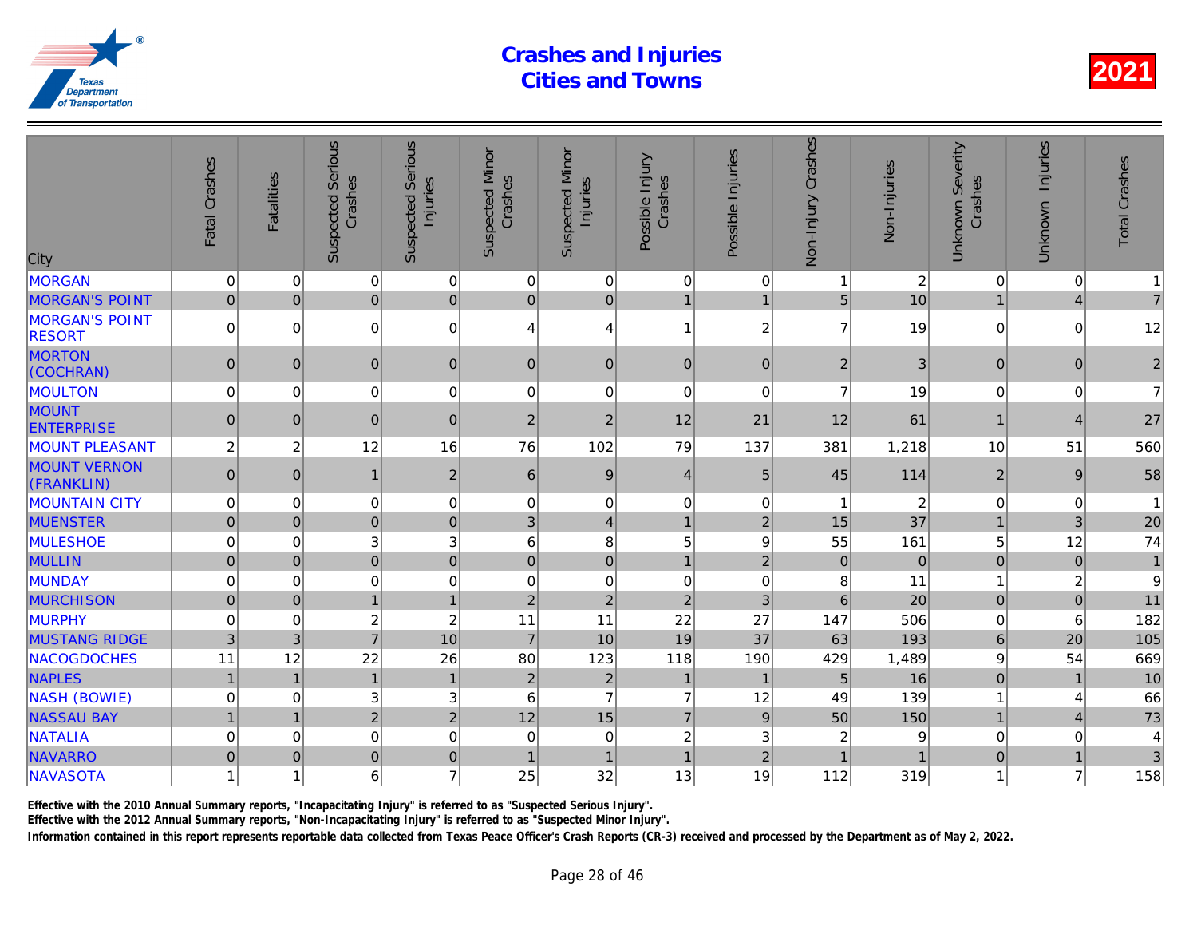# Crashes and Injuries Cities and Towns

2021

| City | Fatal Crashes | Fatalities | Suspected Serious Crashes | Suspected Serious Injuries | Suspected Minor Crashes | Suspected Minor Injuries | Possible Injury Crashes | Possible Injuries | Non-Injury Crashes | Non-Injuries | Unknown Severity Crashes | Unknown Injuries | Total Crashes |
|---|---|---|---|---|---|---|---|---|---|---|---|---|---|
| MORGAN | 0 | 0 | 0 | 0 | 0 | 0 | 0 | 0 | 1 | 2 | 0 | 0 | 1 |
| MORGAN'S POINT | 0 | 0 | 0 | 0 | 0 | 0 | 1 | 1 | 5 | 10 | 1 | 4 | 7 |
| MORGAN'S POINT RESORT | 0 | 0 | 0 | 0 | 4 | 4 | 1 | 2 | 7 | 19 | 0 | 0 | 12 |
| MORTON (COCHRAN) | 0 | 0 | 0 | 0 | 0 | 0 | 0 | 0 | 2 | 3 | 0 | 0 | 2 |
| MOULTON | 0 | 0 | 0 | 0 | 0 | 0 | 0 | 0 | 7 | 19 | 0 | 0 | 7 |
| MOUNT ENTERPRISE | 0 | 0 | 0 | 0 | 2 | 2 | 12 | 21 | 12 | 61 | 1 | 4 | 27 |
| MOUNT PLEASANT | 2 | 2 | 12 | 16 | 76 | 102 | 79 | 137 | 381 | 1,218 | 10 | 51 | 560 |
| MOUNT VERNON (FRANKLIN) | 0 | 0 | 1 | 2 | 6 | 9 | 4 | 5 | 45 | 114 | 2 | 9 | 58 |
| MOUNTAIN CITY | 0 | 0 | 0 | 0 | 0 | 0 | 0 | 0 | 1 | 2 | 0 | 0 | 1 |
| MUENSTER | 0 | 0 | 0 | 0 | 3 | 4 | 1 | 2 | 15 | 37 | 1 | 3 | 20 |
| MULESHOE | 0 | 0 | 3 | 3 | 6 | 8 | 5 | 9 | 55 | 161 | 5 | 12 | 74 |
| MULLIN | 0 | 0 | 0 | 0 | 0 | 0 | 1 | 2 | 0 | 0 | 0 | 0 | 1 |
| MUNDAY | 0 | 0 | 0 | 0 | 0 | 0 | 0 | 0 | 8 | 11 | 1 | 2 | 9 |
| MURCHISON | 0 | 0 | 1 | 1 | 2 | 2 | 2 | 3 | 6 | 20 | 0 | 0 | 11 |
| MURPHY | 0 | 0 | 2 | 2 | 11 | 11 | 22 | 27 | 147 | 506 | 0 | 6 | 182 |
| MUSTANG RIDGE | 3 | 3 | 7 | 10 | 7 | 10 | 19 | 37 | 63 | 193 | 6 | 20 | 105 |
| NACOGDOCHES | 11 | 12 | 22 | 26 | 80 | 123 | 118 | 190 | 429 | 1,489 | 9 | 54 | 669 |
| NAPLES | 1 | 1 | 1 | 1 | 2 | 2 | 1 | 1 | 5 | 16 | 0 | 1 | 10 |
| NASH (BOWIE) | 0 | 0 | 3 | 3 | 6 | 7 | 7 | 12 | 49 | 139 | 1 | 4 | 66 |
| NASSAU BAY | 1 | 1 | 2 | 2 | 12 | 15 | 7 | 9 | 50 | 150 | 1 | 4 | 73 |
| NATALIA | 0 | 0 | 0 | 0 | 0 | 0 | 2 | 3 | 2 | 9 | 0 | 0 | 4 |
| NAVARRO | 0 | 0 | 0 | 0 | 1 | 1 | 1 | 2 | 1 | 1 | 0 | 1 | 3 |
| NAVASOTA | 1 | 1 | 6 | 7 | 25 | 32 | 13 | 19 | 112 | 319 | 1 | 7 | 158 |

Effective with the 2010 Annual Summary reports, "Incapacitating Injury" is referred to as "Suspected Serious Injury".

Effective with the 2012 Annual Summary reports, "Non-Incapacitating Injury" is referred to as "Suspected Minor Injury".

Information contained in this report represents reportable data collected from Texas Peace Officer's Crash Reports (CR-3) received and processed by the Department as of May 2, 2022.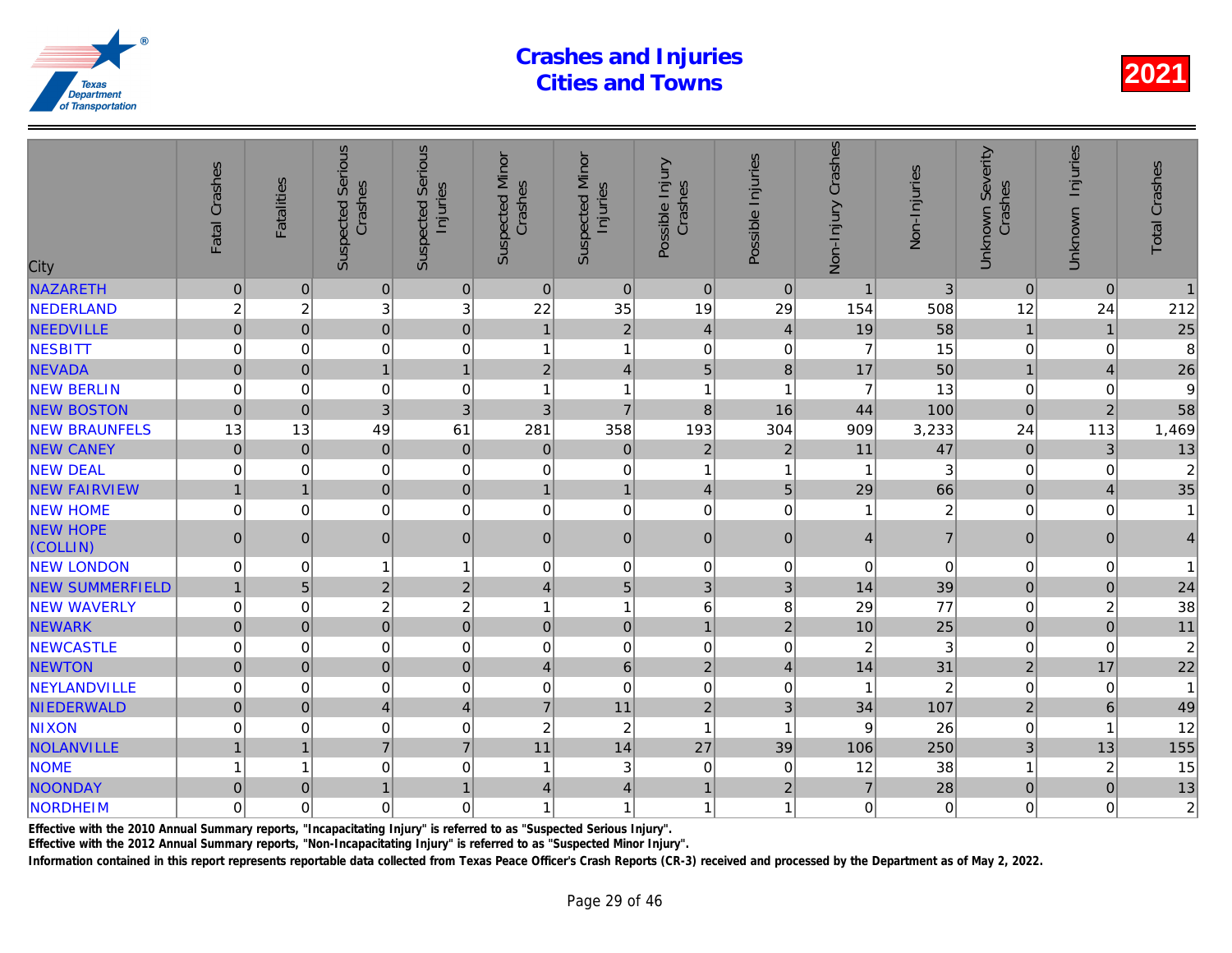# Crashes and Injuries
# Cities and Towns

**2021**

| City | Fatal Crashes | Fatalities | Suspected Serious Crashes | Suspected Serious Injuries | Suspected Minor Crashes | Suspected Minor Injuries | Possible Injury Crashes | Possible Injuries | Non-Injury Crashes | Non-Injuries | Unknown Severity Crashes | Unknown Injuries | Total Crashes |
|---|---|---|---|---|---|---|---|---|---|---|---|---|---|
| NAZARETH | 0 | 0 | 0 | 0 | 0 | 0 | 0 | 0 | 1 | 3 | 0 | 0 | 1 |
| NEDERLAND | 2 | 2 | 3 | 3 | 22 | 35 | 19 | 29 | 154 | 508 | 12 | 24 | 212 |
| NEEDVILLE | 0 | 0 | 0 | 0 | 1 | 2 | 4 | 4 | 19 | 58 | 1 | 1 | 25 |
| NESBITT | 0 | 0 | 0 | 0 | 1 | 1 | 0 | 0 | 7 | 15 | 0 | 0 | 8 |
| NEVADA | 0 | 0 | 1 | 1 | 2 | 4 | 5 | 8 | 17 | 50 | 1 | 4 | 26 |
| NEW BERLIN | 0 | 0 | 0 | 0 | 1 | 1 | 1 | 1 | 7 | 13 | 0 | 0 | 9 |
| NEW BOSTON | 0 | 0 | 3 | 3 | 3 | 7 | 8 | 16 | 44 | 100 | 0 | 2 | 58 |
| NEW BRAUNFELS | 13 | 13 | 49 | 61 | 281 | 358 | 193 | 304 | 909 | 3,233 | 24 | 113 | 1,469 |
| NEW CANEY | 0 | 0 | 0 | 0 | 0 | 0 | 2 | 2 | 11 | 47 | 0 | 3 | 13 |
| NEW DEAL | 0 | 0 | 0 | 0 | 0 | 0 | 1 | 1 | 1 | 3 | 0 | 0 | 2 |
| NEW FAIRVIEW | 1 | 1 | 0 | 0 | 1 | 1 | 4 | 5 | 29 | 66 | 0 | 4 | 35 |
| NEW HOME | 0 | 0 | 0 | 0 | 0 | 0 | 0 | 0 | 1 | 2 | 0 | 0 | 1 |
| NEW HOPE (COLLIN) | 0 | 0 | 0 | 0 | 0 | 0 | 0 | 0 | 4 | 7 | 0 | 0 | 4 |
| NEW LONDON | 0 | 0 | 1 | 1 | 0 | 0 | 0 | 0 | 0 | 0 | 0 | 0 | 1 |
| NEW SUMMERFIELD | 1 | 5 | 2 | 2 | 4 | 5 | 3 | 3 | 14 | 39 | 0 | 0 | 24 |
| NEW WAVERLY | 0 | 0 | 2 | 2 | 1 | 1 | 6 | 8 | 29 | 77 | 0 | 2 | 38 |
| NEWARK | 0 | 0 | 0 | 0 | 0 | 0 | 1 | 2 | 10 | 25 | 0 | 0 | 11 |
| NEWCASTLE | 0 | 0 | 0 | 0 | 0 | 0 | 0 | 0 | 2 | 3 | 0 | 0 | 2 |
| NEWTON | 0 | 0 | 0 | 0 | 4 | 6 | 2 | 4 | 14 | 31 | 2 | 17 | 22 |
| NEYLANDVILLE | 0 | 0 | 0 | 0 | 0 | 0 | 0 | 0 | 1 | 2 | 0 | 0 | 1 |
| NIEDERWALD | 0 | 0 | 4 | 4 | 7 | 11 | 2 | 3 | 34 | 107 | 2 | 6 | 49 |
| NIXON | 0 | 0 | 0 | 0 | 2 | 2 | 1 | 1 | 9 | 26 | 0 | 1 | 12 |
| NOLANVILLE | 1 | 1 | 7 | 7 | 11 | 14 | 27 | 39 | 106 | 250 | 3 | 13 | 155 |
| NOME | 1 | 1 | 0 | 0 | 1 | 3 | 0 | 0 | 12 | 38 | 1 | 2 | 15 |
| NOONDAY | 0 | 0 | 1 | 1 | 4 | 4 | 1 | 2 | 7 | 28 | 0 | 0 | 13 |
| NORDHEIM | 0 | 0 | 0 | 0 | 1 | 1 | 1 | 1 | 0 | 0 | 0 | 0 | 2 |

Effective with the 2010 Annual Summary reports, "Incapacitating Injury" is referred to as "Suspected Serious Injury".

Effective with the 2012 Annual Summary reports, "Non-Incapacitating Injury" is referred to as "Suspected Minor Injury".

Information contained in this report represents reportable data collected from Texas Peace Officer's Crash Reports (CR-3) received and processed by the Department as of May 2, 2022.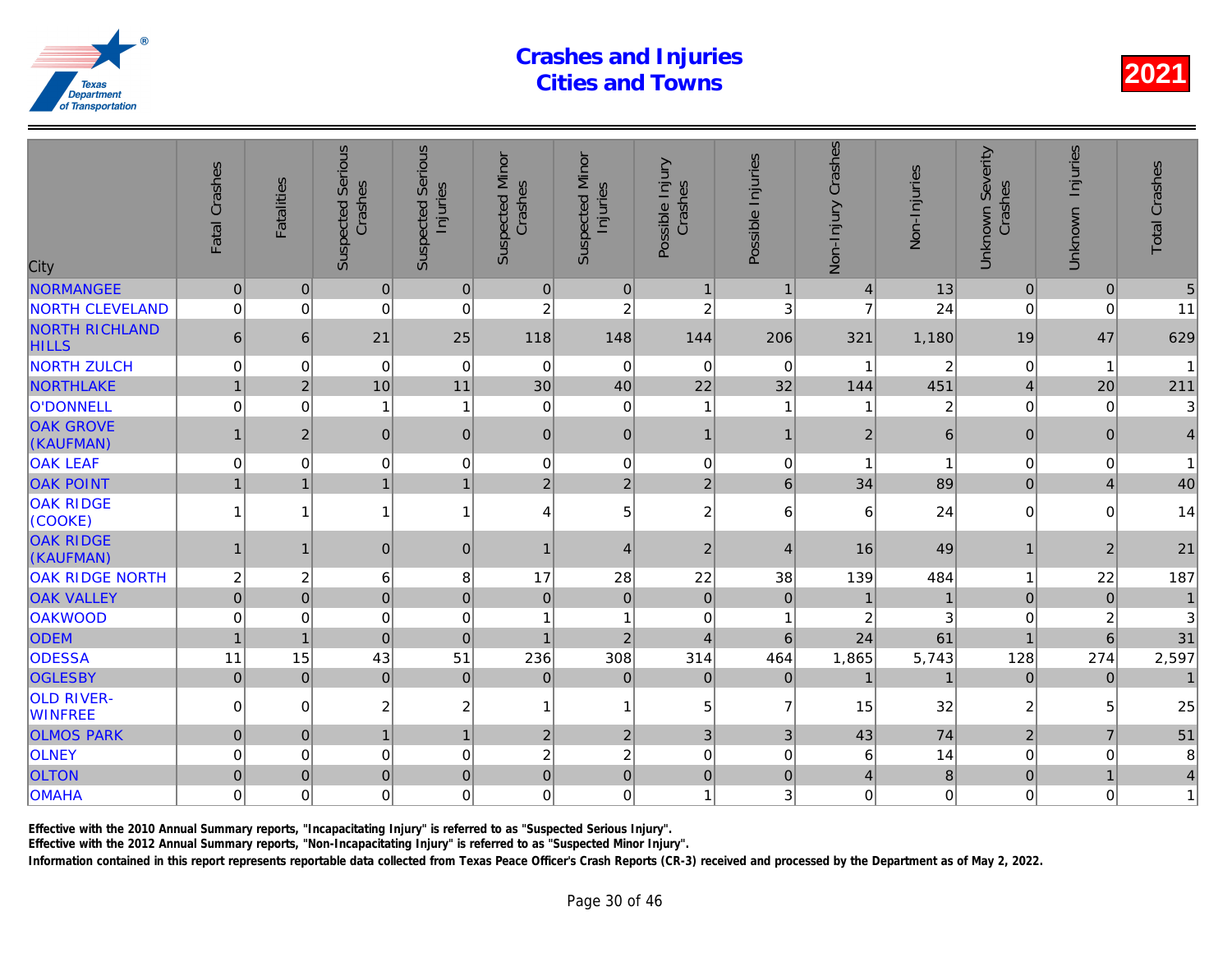# Crashes and Injuries
# Cities and Towns

2021

| City | Fatal Crashes | Fatalities | Suspected Serious Crashes | Suspected Serious Injuries | Suspected Minor Crashes | Suspected Minor Injuries | Possible Injury Crashes | Possible Injuries | Non-Injury Crashes | Non-Injuries | Unknown Severity Crashes | Unknown Injuries | Total Crashes |
|---|---|---|---|---|---|---|---|---|---|---|---|---|---|
| NORMANGEE | 0 | 0 | 0 | 0 | 0 | 0 | 1 | 1 | 4 | 13 | 0 | 0 | 5 |
| NORTH CLEVELAND | 0 | 0 | 0 | 0 | 2 | 2 | 2 | 3 | 7 | 24 | 0 | 0 | 11 |
| NORTH RICHLAND HILLS | 6 | 6 | 21 | 25 | 118 | 148 | 144 | 206 | 321 | 1,180 | 19 | 47 | 629 |
| NORTH ZULCH | 0 | 0 | 0 | 0 | 0 | 0 | 0 | 0 | 1 | 2 | 0 | 1 | 1 |
| NORTHLAKE | 1 | 2 | 10 | 11 | 30 | 40 | 22 | 32 | 144 | 451 | 4 | 20 | 211 |
| O'DONNELL | 0 | 0 | 1 | 1 | 0 | 0 | 1 | 1 | 1 | 2 | 0 | 0 | 3 |
| OAK GROVE (KAUFMAN) | 1 | 2 | 0 | 0 | 0 | 0 | 1 | 1 | 2 | 6 | 0 | 0 | 4 |
| OAK LEAF | 0 | 0 | 0 | 0 | 0 | 0 | 0 | 0 | 1 | 1 | 0 | 0 | 1 |
| OAK POINT | 1 | 1 | 1 | 1 | 2 | 2 | 2 | 6 | 34 | 89 | 0 | 4 | 40 |
| OAK RIDGE (COOKE) | 1 | 1 | 1 | 1 | 4 | 5 | 2 | 6 | 6 | 24 | 0 | 0 | 14 |
| OAK RIDGE (KAUFMAN) | 1 | 1 | 0 | 0 | 1 | 4 | 2 | 4 | 16 | 49 | 1 | 2 | 21 |
| OAK RIDGE NORTH | 2 | 2 | 6 | 8 | 17 | 28 | 22 | 38 | 139 | 484 | 1 | 22 | 187 |
| OAK VALLEY | 0 | 0 | 0 | 0 | 0 | 0 | 0 | 0 | 1 | 1 | 0 | 0 | 1 |
| OAKWOOD | 0 | 0 | 0 | 0 | 1 | 1 | 0 | 1 | 2 | 3 | 0 | 2 | 3 |
| ODEM | 1 | 1 | 0 | 0 | 1 | 2 | 4 | 6 | 24 | 61 | 1 | 6 | 31 |
| ODESSA | 11 | 15 | 43 | 51 | 236 | 308 | 314 | 464 | 1,865 | 5,743 | 128 | 274 | 2,597 |
| OGLESBY | 0 | 0 | 0 | 0 | 0 | 0 | 0 | 0 | 1 | 1 | 0 | 0 | 1 |
| OLD RIVER-WINFREE | 0 | 0 | 2 | 2 | 1 | 1 | 5 | 7 | 15 | 32 | 2 | 5 | 25 |
| OLMOS PARK | 0 | 0 | 1 | 1 | 2 | 2 | 3 | 3 | 43 | 74 | 2 | 7 | 51 |
| OLNEY | 0 | 0 | 0 | 0 | 2 | 2 | 0 | 0 | 6 | 14 | 0 | 0 | 8 |
| OLTON | 0 | 0 | 0 | 0 | 0 | 0 | 0 | 0 | 4 | 8 | 0 | 1 | 4 |
| OMAHA | 0 | 0 | 0 | 0 | 0 | 0 | 1 | 3 | 0 | 0 | 0 | 0 | 1 |

**Effective with the 2010 Annual Summary reports, "Incapacitating Injury" is referred to as "Suspected Serious Injury".**

**Effective with the 2012 Annual Summary reports, "Non-Incapacitating Injury" is referred to as "Suspected Minor Injury".**

**Information contained in this report represents reportable data collected from Texas Peace Officer's Crash Reports (CR-3) received and processed by the Department as of May 2, 2022.**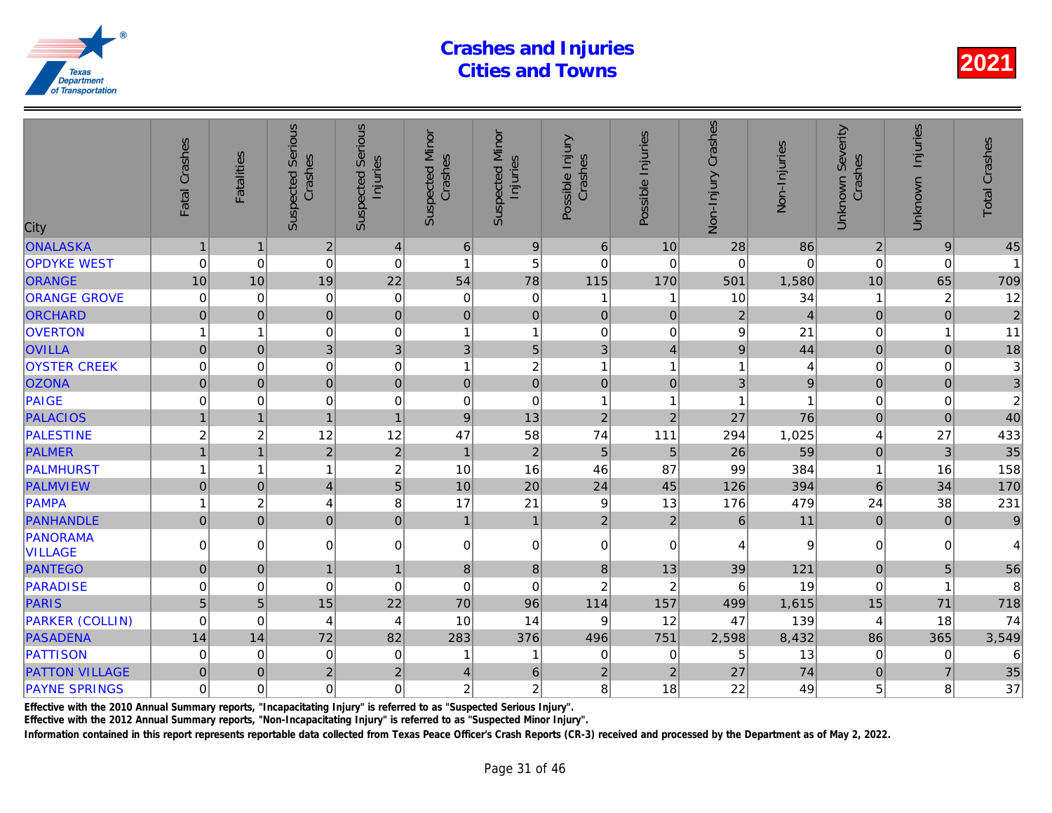# Crashes and Injuries Cities and Towns

2021

| City | Fatal Crashes | Fatalities | Suspected Serious Crashes | Suspected Serious Injuries | Suspected Minor Crashes | Suspected Minor Injuries | Possible Injury Crashes | Possible Injuries | Non-Injury Crashes | Non-Injuries | Unknown Severity Crashes | Unknown Injuries | Total Crashes |
|---|---|---|---|---|---|---|---|---|---|---|---|---|---|
| ONALASKA | 1 | 1 | 2 | 4 | 6 | 9 | 6 | 10 | 28 | 86 | 2 | 9 | 45 |
| OPDYKE WEST | 0 | 0 | 0 | 0 | 1 | 5 | 0 | 0 | 0 | 0 | 0 | 0 | 1 |
| ORANGE | 10 | 10 | 19 | 22 | 54 | 78 | 115 | 170 | 501 | 1,580 | 10 | 65 | 709 |
| ORANGE GROVE | 0 | 0 | 0 | 0 | 0 | 0 | 1 | 1 | 10 | 34 | 1 | 2 | 12 |
| ORCHARD | 0 | 0 | 0 | 0 | 0 | 0 | 0 | 0 | 2 | 4 | 0 | 0 | 2 |
| OVERTON | 1 | 1 | 0 | 0 | 1 | 1 | 0 | 0 | 9 | 21 | 0 | 1 | 11 |
| OVILLA | 0 | 0 | 3 | 3 | 3 | 5 | 3 | 4 | 9 | 44 | 0 | 0 | 18 |
| OYSTER CREEK | 0 | 0 | 0 | 0 | 1 | 2 | 1 | 1 | 1 | 4 | 0 | 0 | 3 |
| OZONA | 0 | 0 | 0 | 0 | 0 | 0 | 0 | 0 | 3 | 9 | 0 | 0 | 3 |
| PAIGE | 0 | 0 | 0 | 0 | 0 | 0 | 1 | 1 | 1 | 1 | 0 | 0 | 2 |
| PALACIOS | 1 | 1 | 1 | 1 | 9 | 13 | 2 | 2 | 27 | 76 | 0 | 0 | 40 |
| PALESTINE | 2 | 2 | 12 | 12 | 47 | 58 | 74 | 111 | 294 | 1,025 | 4 | 27 | 433 |
| PALMER | 1 | 1 | 2 | 2 | 1 | 2 | 5 | 5 | 26 | 59 | 0 | 3 | 35 |
| PALMHURST | 1 | 1 | 1 | 2 | 10 | 16 | 46 | 87 | 99 | 384 | 1 | 16 | 158 |
| PALMVIEW | 0 | 0 | 4 | 5 | 10 | 20 | 24 | 45 | 126 | 394 | 6 | 34 | 170 |
| PAMPA | 1 | 2 | 4 | 8 | 17 | 21 | 9 | 13 | 176 | 479 | 24 | 38 | 231 |
| PANHANDLE | 0 | 0 | 0 | 0 | 1 | 1 | 2 | 2 | 6 | 11 | 0 | 0 | 9 |
| PANORAMA VILLAGE | 0 | 0 | 0 | 0 | 0 | 0 | 0 | 0 | 4 | 9 | 0 | 0 | 4 |
| PANTEGO | 0 | 0 | 1 | 1 | 8 | 8 | 8 | 13 | 39 | 121 | 0 | 5 | 56 |
| PARADISE | 0 | 0 | 0 | 0 | 0 | 0 | 2 | 2 | 6 | 19 | 0 | 1 | 8 |
| PARIS | 5 | 5 | 15 | 22 | 70 | 96 | 114 | 157 | 499 | 1,615 | 15 | 71 | 718 |
| PARKER (COLLIN) | 0 | 0 | 4 | 4 | 10 | 14 | 9 | 12 | 47 | 139 | 4 | 18 | 74 |
| PASADENA | 14 | 14 | 72 | 82 | 283 | 376 | 496 | 751 | 2,598 | 8,432 | 86 | 365 | 3,549 |
| PATTISON | 0 | 0 | 0 | 0 | 1 | 1 | 0 | 0 | 5 | 13 | 0 | 0 | 6 |
| PATTON VILLAGE | 0 | 0 | 2 | 2 | 4 | 6 | 2 | 2 | 27 | 74 | 0 | 7 | 35 |
| PAYNE SPRINGS | 0 | 0 | 0 | 0 | 2 | 2 | 8 | 18 | 22 | 49 | 5 | 8 | 37 |

Effective with the 2010 Annual Summary reports, "Incapacitating Injury" is referred to as "Suspected Serious Injury".

Effective with the 2012 Annual Summary reports, "Non-Incapacitating Injury" is referred to as "Suspected Minor Injury".

Information contained in this report represents reportable data collected from Texas Peace Officer's Crash Reports (CR-3) received and processed by the Department as of May 2, 2022.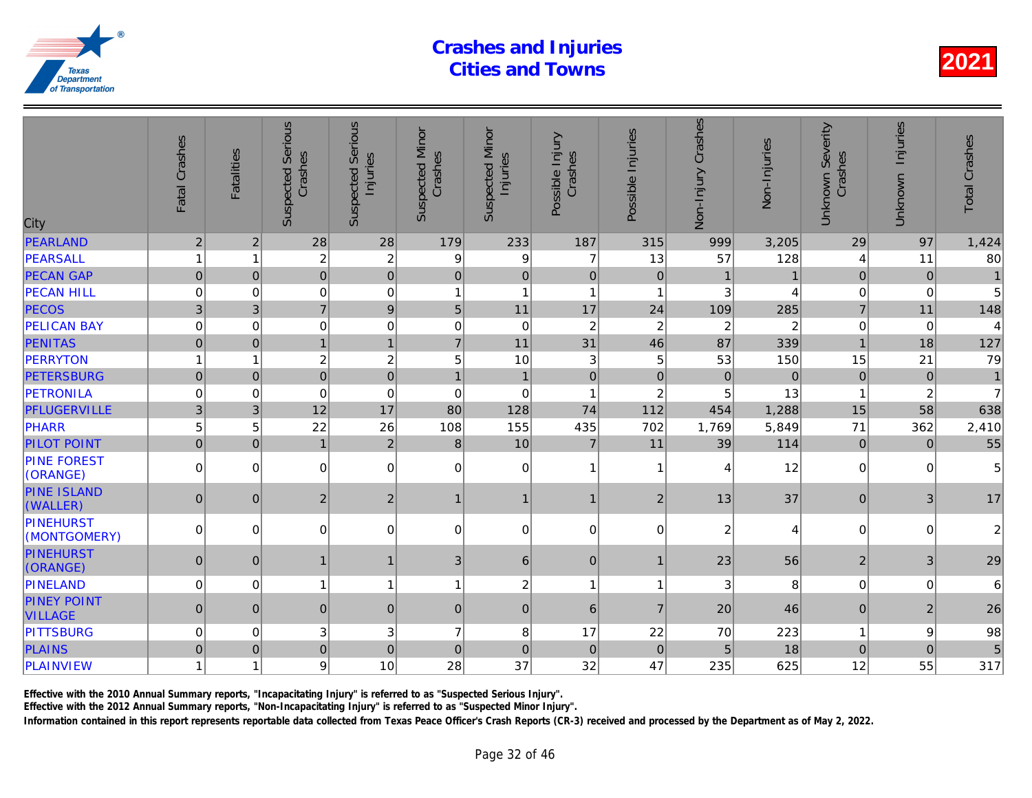# Crashes and Injuries
# Cities and Towns

2021

| City | Fatal Crashes | Fatalities | Suspected Serious Crashes | Suspected Serious Injuries | Suspected Minor Crashes | Suspected Minor Injuries | Possible Injury Crashes | Possible Injuries | Non-Injury Crashes | Non-Injuries | Unknown Severity Crashes | Unknown Injuries | Total Crashes |
|---|---|---|---|---|---|---|---|---|---|---|---|---|---|
| PEARLAND | 2 | 2 | 28 | 28 | 179 | 233 | 187 | 315 | 999 | 3,205 | 29 | 97 | 1,424 |
| PEARSALL | 1 | 1 | 2 | 2 | 9 | 9 | 7 | 13 | 57 | 128 | 4 | 11 | 80 |
| PECAN GAP | 0 | 0 | 0 | 0 | 0 | 0 | 0 | 0 | 1 | 1 | 0 | 0 | 1 |
| PECAN HILL | 0 | 0 | 0 | 0 | 1 | 1 | 1 | 1 | 3 | 4 | 0 | 0 | 5 |
| PECOS | 3 | 3 | 7 | 9 | 5 | 11 | 17 | 24 | 109 | 285 | 7 | 11 | 148 |
| PELICAN BAY | 0 | 0 | 0 | 0 | 0 | 0 | 2 | 2 | 2 | 2 | 0 | 0 | 4 |
| PENITAS | 0 | 0 | 1 | 1 | 7 | 11 | 31 | 46 | 87 | 339 | 1 | 18 | 127 |
| PERRYTON | 1 | 1 | 2 | 2 | 5 | 10 | 3 | 5 | 53 | 150 | 15 | 21 | 79 |
| PETERSBURG | 0 | 0 | 0 | 0 | 1 | 1 | 0 | 0 | 0 | 0 | 0 | 0 | 1 |
| PETRONILA | 0 | 0 | 0 | 0 | 0 | 0 | 1 | 2 | 5 | 13 | 1 | 2 | 7 |
| PFLUGERVILLE | 3 | 3 | 12 | 17 | 80 | 128 | 74 | 112 | 454 | 1,288 | 15 | 58 | 638 |
| PHARR | 5 | 5 | 22 | 26 | 108 | 155 | 435 | 702 | 1,769 | 5,849 | 71 | 362 | 2,410 |
| PILOT POINT | 0 | 0 | 1 | 2 | 8 | 10 | 7 | 11 | 39 | 114 | 0 | 0 | 55 |
| PINE FOREST (ORANGE) | 0 | 0 | 0 | 0 | 0 | 0 | 1 | 1 | 4 | 12 | 0 | 0 | 5 |
| PINE ISLAND (WALLER) | 0 | 0 | 2 | 2 | 1 | 1 | 1 | 2 | 13 | 37 | 0 | 3 | 17 |
| PINEHURST (MONTGOMERY) | 0 | 0 | 0 | 0 | 0 | 0 | 0 | 0 | 2 | 4 | 0 | 0 | 2 |
| PINEHURST (ORANGE) | 0 | 0 | 1 | 1 | 3 | 6 | 0 | 1 | 23 | 56 | 2 | 3 | 29 |
| PINELAND | 0 | 0 | 1 | 1 | 1 | 2 | 1 | 1 | 3 | 8 | 0 | 0 | 6 |
| PINEY POINT VILLAGE | 0 | 0 | 0 | 0 | 0 | 0 | 6 | 7 | 20 | 46 | 0 | 2 | 26 |
| PITTSBURG | 0 | 0 | 3 | 3 | 7 | 8 | 17 | 22 | 70 | 223 | 1 | 9 | 98 |
| PLAINS | 0 | 0 | 0 | 0 | 0 | 0 | 0 | 0 | 5 | 18 | 0 | 0 | 5 |
| PLAINVIEW | 1 | 1 | 9 | 10 | 28 | 37 | 32 | 47 | 235 | 625 | 12 | 55 | 317 |

Effective with the 2010 Annual Summary reports, "Incapacitating Injury" is referred to as "Suspected Serious Injury".

Effective with the 2012 Annual Summary reports, "Non-Incapacitating Injury" is referred to as "Suspected Minor Injury".

Information contained in this report represents reportable data collected from Texas Peace Officer's Crash Reports (CR-3) received and processed by the Department as of May 2, 2022.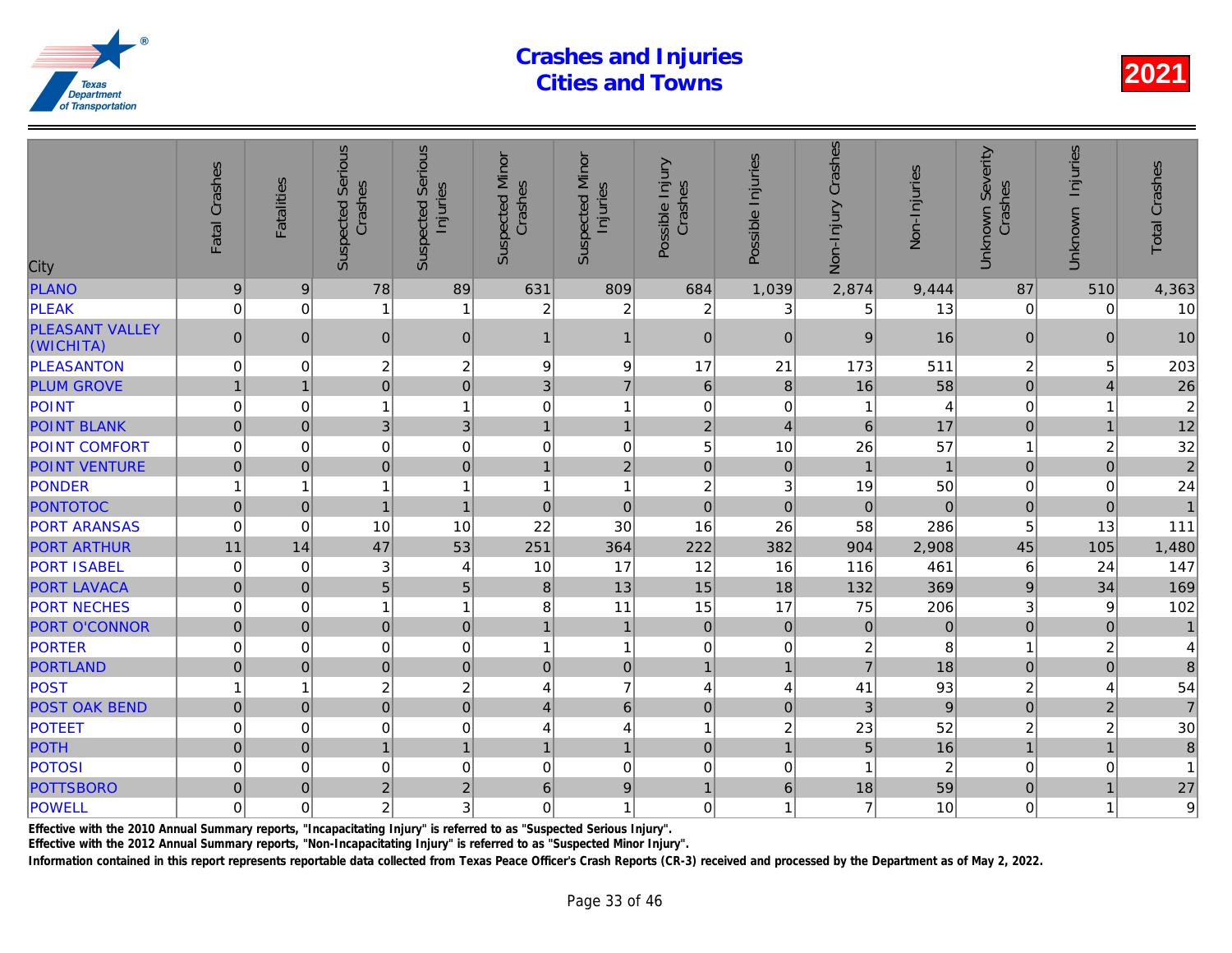# Crashes and Injuries Cities and Towns

2021

| City | Fatal Crashes | Fatalities | Suspected Serious Crashes | Suspected Serious Injuries | Suspected Minor Crashes | Suspected Minor Injuries | Possible Injury Crashes | Possible Injuries | Non-Injury Crashes | Non-Injuries | Unknown Severity Crashes | Unknown Injuries | Total Crashes |
|---|---|---|---|---|---|---|---|---|---|---|---|---|---|
| PLANO | 9 | 9 | 78 | 89 | 631 | 809 | 684 | 1,039 | 2,874 | 9,444 | 87 | 510 | 4,363 |
| PLEAK | 0 | 0 | 1 | 1 | 2 | 2 | 2 | 3 | 5 | 13 | 0 | 0 | 10 |
| PLEASANT VALLEY (WICHITA) | 0 | 0 | 0 | 0 | 1 | 1 | 0 | 0 | 9 | 16 | 0 | 0 | 10 |
| PLEASANTON | 0 | 0 | 2 | 2 | 9 | 9 | 17 | 21 | 173 | 511 | 2 | 5 | 203 |
| PLUM GROVE | 1 | 1 | 0 | 0 | 3 | 7 | 6 | 8 | 16 | 58 | 0 | 4 | 26 |
| POINT | 0 | 0 | 1 | 1 | 0 | 1 | 0 | 0 | 1 | 4 | 0 | 1 | 2 |
| POINT BLANK | 0 | 0 | 3 | 3 | 1 | 1 | 2 | 4 | 6 | 17 | 0 | 1 | 12 |
| POINT COMFORT | 0 | 0 | 0 | 0 | 0 | 0 | 5 | 10 | 26 | 57 | 1 | 2 | 32 |
| POINT VENTURE | 0 | 0 | 0 | 0 | 1 | 2 | 0 | 0 | 1 | 1 | 0 | 0 | 2 |
| PONDER | 1 | 1 | 1 | 1 | 1 | 1 | 2 | 3 | 19 | 50 | 0 | 0 | 24 |
| PONTOTOC | 0 | 0 | 1 | 1 | 0 | 0 | 0 | 0 | 0 | 0 | 0 | 0 | 1 |
| PORT ARANSAS | 0 | 0 | 10 | 10 | 22 | 30 | 16 | 26 | 58 | 286 | 5 | 13 | 111 |
| PORT ARTHUR | 11 | 14 | 47 | 53 | 251 | 364 | 222 | 382 | 904 | 2,908 | 45 | 105 | 1,480 |
| PORT ISABEL | 0 | 0 | 3 | 4 | 10 | 17 | 12 | 16 | 116 | 461 | 6 | 24 | 147 |
| PORT LAVACA | 0 | 0 | 5 | 5 | 8 | 13 | 15 | 18 | 132 | 369 | 9 | 34 | 169 |
| PORT NECHES | 0 | 0 | 1 | 1 | 8 | 11 | 15 | 17 | 75 | 206 | 3 | 9 | 102 |
| PORT O'CONNOR | 0 | 0 | 0 | 0 | 1 | 1 | 0 | 0 | 0 | 0 | 0 | 0 | 1 |
| PORTER | 0 | 0 | 0 | 0 | 1 | 1 | 0 | 0 | 2 | 8 | 1 | 2 | 4 |
| PORTLAND | 0 | 0 | 0 | 0 | 0 | 0 | 1 | 1 | 7 | 18 | 0 | 0 | 8 |
| POST | 1 | 1 | 2 | 2 | 4 | 7 | 4 | 4 | 41 | 93 | 2 | 4 | 54 |
| POST OAK BEND | 0 | 0 | 0 | 0 | 4 | 6 | 0 | 0 | 3 | 9 | 0 | 2 | 7 |
| POTEET | 0 | 0 | 0 | 0 | 4 | 4 | 1 | 2 | 23 | 52 | 2 | 2 | 30 |
| POTH | 0 | 0 | 1 | 1 | 1 | 1 | 0 | 1 | 5 | 16 | 1 | 1 | 8 |
| POTOSI | 0 | 0 | 0 | 0 | 0 | 0 | 0 | 0 | 1 | 2 | 0 | 0 | 1 |
| POTTSBORO | 0 | 0 | 2 | 2 | 6 | 9 | 1 | 6 | 18 | 59 | 0 | 1 | 27 |
| POWELL | 0 | 0 | 2 | 3 | 0 | 1 | 0 | 1 | 7 | 10 | 0 | 1 | 9 |

**Effective with the 2010 Annual Summary reports, "Incapacitating Injury" is referred to as "Suspected Serious Injury".**

**Effective with the 2012 Annual Summary reports, "Non-Incapacitating Injury" is referred to as "Suspected Minor Injury".**

**Information contained in this report represents reportable data collected from Texas Peace Officer's Crash Reports (CR-3) received and processed by the Department as of May 2, 2022.**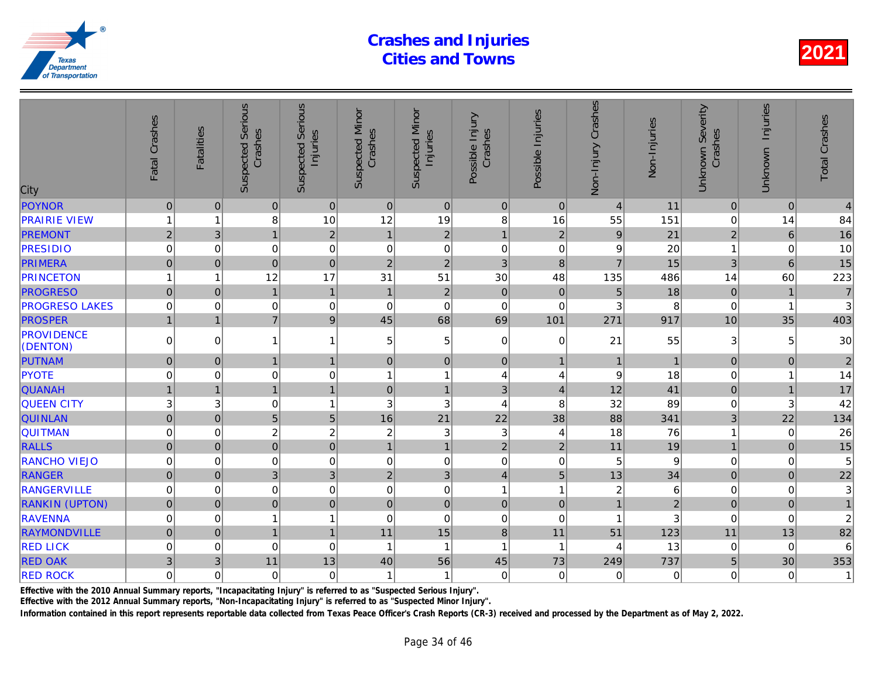# Crashes and Injuries
# Cities and Towns

**2021**

| City | Fatal Crashes | Fatalities | Suspected Serious Crashes | Suspected Serious Injuries | Suspected Minor Crashes | Suspected Minor Injuries | Possible Injury Crashes | Possible Injuries | Non-Injury Crashes | Non-Injuries | Unknown Severity Crashes | Unknown Injuries | Total Crashes |
|---|---|---|---|---|---|---|---|---|---|---|---|---|---|
| POYNOR | 0 | 0 | 0 | 0 | 0 | 0 | 0 | 0 | 4 | 11 | 0 | 0 | 4 |
| PRAIRIE VIEW | 1 | 1 | 8 | 10 | 12 | 19 | 8 | 16 | 55 | 151 | 0 | 14 | 84 |
| PREMONT | 2 | 3 | 1 | 2 | 1 | 2 | 1 | 2 | 9 | 21 | 2 | 6 | 16 |
| PRESIDIO | 0 | 0 | 0 | 0 | 0 | 0 | 0 | 0 | 9 | 20 | 1 | 0 | 10 |
| PRIMERA | 0 | 0 | 0 | 0 | 2 | 2 | 3 | 8 | 7 | 15 | 3 | 6 | 15 |
| PRINCETON | 1 | 1 | 12 | 17 | 31 | 51 | 30 | 48 | 135 | 486 | 14 | 60 | 223 |
| PROGRESO | 0 | 0 | 1 | 1 | 1 | 2 | 0 | 0 | 5 | 18 | 0 | 1 | 7 |
| PROGRESO LAKES | 0 | 0 | 0 | 0 | 0 | 0 | 0 | 0 | 3 | 8 | 0 | 1 | 3 |
| PROSPER | 1 | 1 | 7 | 9 | 45 | 68 | 69 | 101 | 271 | 917 | 10 | 35 | 403 |
| PROVIDENCE (DENTON) | 0 | 0 | 1 | 1 | 5 | 5 | 0 | 0 | 21 | 55 | 3 | 5 | 30 |
| PUTNAM | 0 | 0 | 1 | 1 | 0 | 0 | 0 | 1 | 1 | 1 | 0 | 0 | 2 |
| PYOTE | 0 | 0 | 0 | 0 | 1 | 1 | 4 | 4 | 9 | 18 | 0 | 1 | 14 |
| QUANAH | 1 | 1 | 1 | 1 | 0 | 1 | 3 | 4 | 12 | 41 | 0 | 1 | 17 |
| QUEEN CITY | 3 | 3 | 0 | 1 | 3 | 3 | 4 | 8 | 32 | 89 | 0 | 3 | 42 |
| QUINLAN | 0 | 0 | 5 | 5 | 16 | 21 | 22 | 38 | 88 | 341 | 3 | 22 | 134 |
| QUITMAN | 0 | 0 | 2 | 2 | 2 | 3 | 3 | 4 | 18 | 76 | 1 | 0 | 26 |
| RALLS | 0 | 0 | 0 | 0 | 1 | 1 | 2 | 2 | 11 | 19 | 1 | 0 | 15 |
| RANCHO VIEJO | 0 | 0 | 0 | 0 | 0 | 0 | 0 | 0 | 5 | 9 | 0 | 0 | 5 |
| RANGER | 0 | 0 | 3 | 3 | 2 | 3 | 4 | 5 | 13 | 34 | 0 | 0 | 22 |
| RANGERVILLE | 0 | 0 | 0 | 0 | 0 | 0 | 1 | 1 | 2 | 6 | 0 | 0 | 3 |
| RANKIN (UPTON) | 0 | 0 | 0 | 0 | 0 | 0 | 0 | 0 | 1 | 2 | 0 | 0 | 1 |
| RAVENNA | 0 | 0 | 1 | 1 | 0 | 0 | 0 | 0 | 1 | 3 | 0 | 0 | 2 |
| RAYMONDVILLE | 0 | 0 | 1 | 1 | 11 | 15 | 8 | 11 | 51 | 123 | 11 | 13 | 82 |
| RED LICK | 0 | 0 | 0 | 0 | 1 | 1 | 1 | 1 | 4 | 13 | 0 | 0 | 6 |
| RED OAK | 3 | 3 | 11 | 13 | 40 | 56 | 45 | 73 | 249 | 737 | 5 | 30 | 353 |
| RED ROCK | 0 | 0 | 0 | 0 | 1 | 1 | 0 | 0 | 0 | 0 | 0 | 0 | 1 |

Effective with the 2010 Annual Summary reports, "Incapacitating Injury" is referred to as "Suspected Serious Injury".

Effective with the 2012 Annual Summary reports, "Non-Incapacitating Injury" is referred to as "Suspected Minor Injury".

Information contained in this report represents reportable data collected from Texas Peace Officer's Crash Reports (CR-3) received and processed by the Department as of May 2, 2022.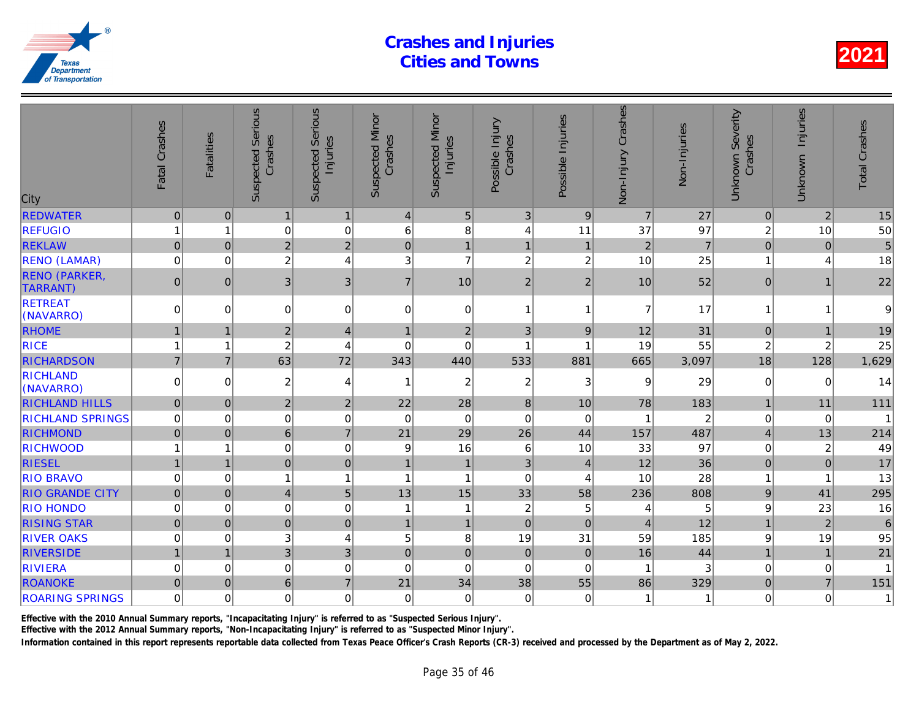# Crashes and Injuries Cities and Towns

2021

| City | Fatal Crashes | Fatalities | Suspected Serious Crashes | Suspected Serious Injuries | Suspected Minor Crashes | Suspected Minor Injuries | Possible Injury Crashes | Possible Injuries | Non-Injury Crashes | Non-Injuries | Unknown Severity Crashes | Unknown Injuries | Total Crashes |
|---|---|---|---|---|---|---|---|---|---|---|---|---|---|
| REDWATER | 0 | 0 | 1 | 1 | 4 | 5 | 3 | 9 | 7 | 27 | 0 | 2 | 15 |
| REFUGIO | 1 | 1 | 0 | 0 | 6 | 8 | 4 | 11 | 37 | 97 | 2 | 10 | 50 |
| REKLAW | 0 | 0 | 2 | 2 | 0 | 1 | 1 | 1 | 2 | 7 | 0 | 0 | 5 |
| RENO (LAMAR) | 0 | 0 | 2 | 4 | 3 | 7 | 2 | 2 | 10 | 25 | 1 | 4 | 18 |
| RENO (PARKER, TARRANT) | 0 | 0 | 3 | 3 | 7 | 10 | 2 | 2 | 10 | 52 | 0 | 1 | 22 |
| RETREAT (NAVARRO) | 0 | 0 | 0 | 0 | 0 | 0 | 1 | 1 | 7 | 17 | 1 | 1 | 9 |
| RHOME | 1 | 1 | 2 | 4 | 1 | 2 | 3 | 9 | 12 | 31 | 0 | 1 | 19 |
| RICE | 1 | 1 | 2 | 4 | 0 | 0 | 1 | 1 | 19 | 55 | 2 | 2 | 25 |
| RICHARDSON | 7 | 7 | 63 | 72 | 343 | 440 | 533 | 881 | 665 | 3,097 | 18 | 128 | 1,629 |
| RICHLAND (NAVARRO) | 0 | 0 | 2 | 4 | 1 | 2 | 2 | 3 | 9 | 29 | 0 | 0 | 14 |
| RICHLAND HILLS | 0 | 0 | 2 | 2 | 22 | 28 | 8 | 10 | 78 | 183 | 1 | 11 | 111 |
| RICHLAND SPRINGS | 0 | 0 | 0 | 0 | 0 | 0 | 0 | 0 | 1 | 2 | 0 | 0 | 1 |
| RICHMOND | 0 | 0 | 6 | 7 | 21 | 29 | 26 | 44 | 157 | 487 | 4 | 13 | 214 |
| RICHWOOD | 1 | 1 | 0 | 0 | 9 | 16 | 6 | 10 | 33 | 97 | 0 | 2 | 49 |
| RIESEL | 1 | 1 | 0 | 0 | 1 | 1 | 3 | 4 | 12 | 36 | 0 | 0 | 17 |
| RIO BRAVO | 0 | 0 | 1 | 1 | 1 | 1 | 0 | 4 | 10 | 28 | 1 | 1 | 13 |
| RIO GRANDE CITY | 0 | 0 | 4 | 5 | 13 | 15 | 33 | 58 | 236 | 808 | 9 | 41 | 295 |
| RIO HONDO | 0 | 0 | 0 | 0 | 1 | 1 | 2 | 5 | 4 | 5 | 9 | 23 | 16 |
| RISING STAR | 0 | 0 | 0 | 0 | 1 | 1 | 0 | 0 | 4 | 12 | 1 | 2 | 6 |
| RIVER OAKS | 0 | 0 | 3 | 4 | 5 | 8 | 19 | 31 | 59 | 185 | 9 | 19 | 95 |
| RIVERSIDE | 1 | 1 | 3 | 3 | 0 | 0 | 0 | 0 | 16 | 44 | 1 | 1 | 21 |
| RIVIERA | 0 | 0 | 0 | 0 | 0 | 0 | 0 | 0 | 1 | 3 | 0 | 0 | 1 |
| ROANOKE | 0 | 0 | 6 | 7 | 21 | 34 | 38 | 55 | 86 | 329 | 0 | 7 | 151 |
| ROARING SPRINGS | 0 | 0 | 0 | 0 | 0 | 0 | 0 | 0 | 1 | 1 | 0 | 0 | 1 |

Effective with the 2010 Annual Summary reports, "Incapacitating Injury" is referred to as "Suspected Serious Injury".

Effective with the 2012 Annual Summary reports, "Non-Incapacitating Injury" is referred to as "Suspected Minor Injury".

Information contained in this report represents reportable data collected from Texas Peace Officer's Crash Reports (CR-3) received and processed by the Department as of May 2, 2022.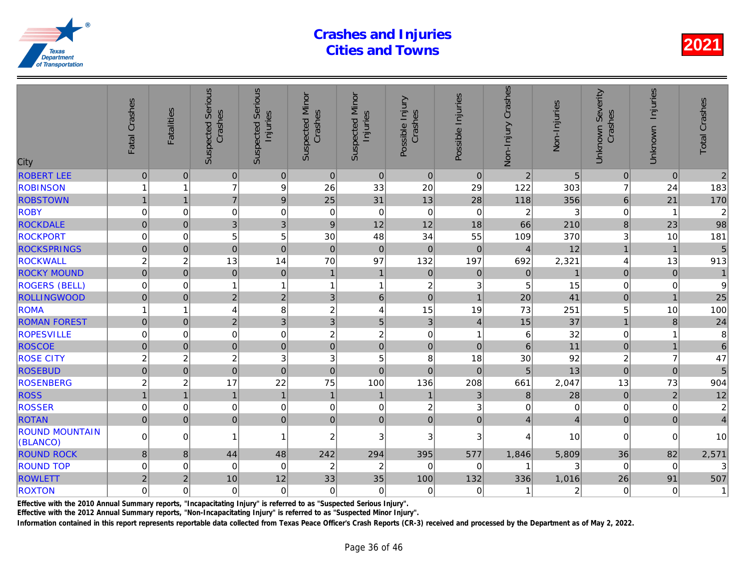# Crashes and Injuries Cities and Towns

2021

| City | Fatal Crashes | Fatalities | Suspected Serious Crashes | Suspected Serious Injuries | Suspected Minor Crashes | Suspected Minor Injuries | Possible Injury Crashes | Possible Injuries | Non-Injury Crashes | Non-Injuries | Unknown Severity Crashes | Unknown Injuries | Total Crashes |
|---|---|---|---|---|---|---|---|---|---|---|---|---|---|
| ROBERT LEE | 0 | 0 | 0 | 0 | 0 | 0 | 0 | 0 | 2 | 5 | 0 | 0 | 2 |
| ROBINSON | 1 | 1 | 7 | 9 | 26 | 33 | 20 | 29 | 122 | 303 | 7 | 24 | 183 |
| ROBSTOWN | 1 | 1 | 7 | 9 | 25 | 31 | 13 | 28 | 118 | 356 | 6 | 21 | 170 |
| ROBY | 0 | 0 | 0 | 0 | 0 | 0 | 0 | 0 | 2 | 3 | 0 | 1 | 2 |
| ROCKDALE | 0 | 0 | 3 | 3 | 9 | 12 | 12 | 18 | 66 | 210 | 8 | 23 | 98 |
| ROCKPORT | 0 | 0 | 5 | 5 | 30 | 48 | 34 | 55 | 109 | 370 | 3 | 10 | 181 |
| ROCKSPRINGS | 0 | 0 | 0 | 0 | 0 | 0 | 0 | 0 | 4 | 12 | 1 | 1 | 5 |
| ROCKWALL | 2 | 2 | 13 | 14 | 70 | 97 | 132 | 197 | 692 | 2,321 | 4 | 13 | 913 |
| ROCKY MOUND | 0 | 0 | 0 | 0 | 1 | 1 | 0 | 0 | 0 | 1 | 0 | 0 | 1 |
| ROGERS (BELL) | 0 | 0 | 1 | 1 | 1 | 1 | 2 | 3 | 5 | 15 | 0 | 0 | 9 |
| ROLLINGWOOD | 0 | 0 | 2 | 2 | 3 | 6 | 0 | 1 | 20 | 41 | 0 | 1 | 25 |
| ROMA | 1 | 1 | 4 | 8 | 2 | 4 | 15 | 19 | 73 | 251 | 5 | 10 | 100 |
| ROMAN FOREST | 0 | 0 | 2 | 3 | 3 | 5 | 3 | 4 | 15 | 37 | 1 | 8 | 24 |
| ROPESVILLE | 0 | 0 | 0 | 0 | 2 | 2 | 0 | 1 | 6 | 32 | 0 | 1 | 8 |
| ROSCOE | 0 | 0 | 0 | 0 | 0 | 0 | 0 | 0 | 6 | 11 | 0 | 1 | 6 |
| ROSE CITY | 2 | 2 | 2 | 3 | 3 | 5 | 8 | 18 | 30 | 92 | 2 | 7 | 47 |
| ROSEBUD | 0 | 0 | 0 | 0 | 0 | 0 | 0 | 0 | 5 | 13 | 0 | 0 | 5 |
| ROSENBERG | 2 | 2 | 17 | 22 | 75 | 100 | 136 | 208 | 661 | 2,047 | 13 | 73 | 904 |
| ROSS | 1 | 1 | 1 | 1 | 1 | 1 | 1 | 3 | 8 | 28 | 0 | 2 | 12 |
| ROSSER | 0 | 0 | 0 | 0 | 0 | 0 | 2 | 3 | 0 | 0 | 0 | 0 | 2 |
| ROTAN | 0 | 0 | 0 | 0 | 0 | 0 | 0 | 0 | 4 | 4 | 0 | 0 | 4 |
| ROUND MOUNTAIN (BLANCO) | 0 | 0 | 1 | 1 | 2 | 3 | 3 | 3 | 4 | 10 | 0 | 0 | 10 |
| ROUND ROCK | 8 | 8 | 44 | 48 | 242 | 294 | 395 | 577 | 1,846 | 5,809 | 36 | 82 | 2,571 |
| ROUND TOP | 0 | 0 | 0 | 0 | 2 | 2 | 0 | 0 | 1 | 3 | 0 | 0 | 3 |
| ROWLETT | 2 | 2 | 10 | 12 | 33 | 35 | 100 | 132 | 336 | 1,016 | 26 | 91 | 507 |
| ROXTON | 0 | 0 | 0 | 0 | 0 | 0 | 0 | 0 | 1 | 2 | 0 | 0 | 1 |

Effective with the 2010 Annual Summary reports, "Incapacitating Injury" is referred to as "Suspected Serious Injury".

Effective with the 2012 Annual Summary reports, "Non-Incapacitating Injury" is referred to as "Suspected Minor Injury".

Information contained in this report represents reportable data collected from Texas Peace Officer's Crash Reports (CR-3) received and processed by the Department as of May 2, 2022.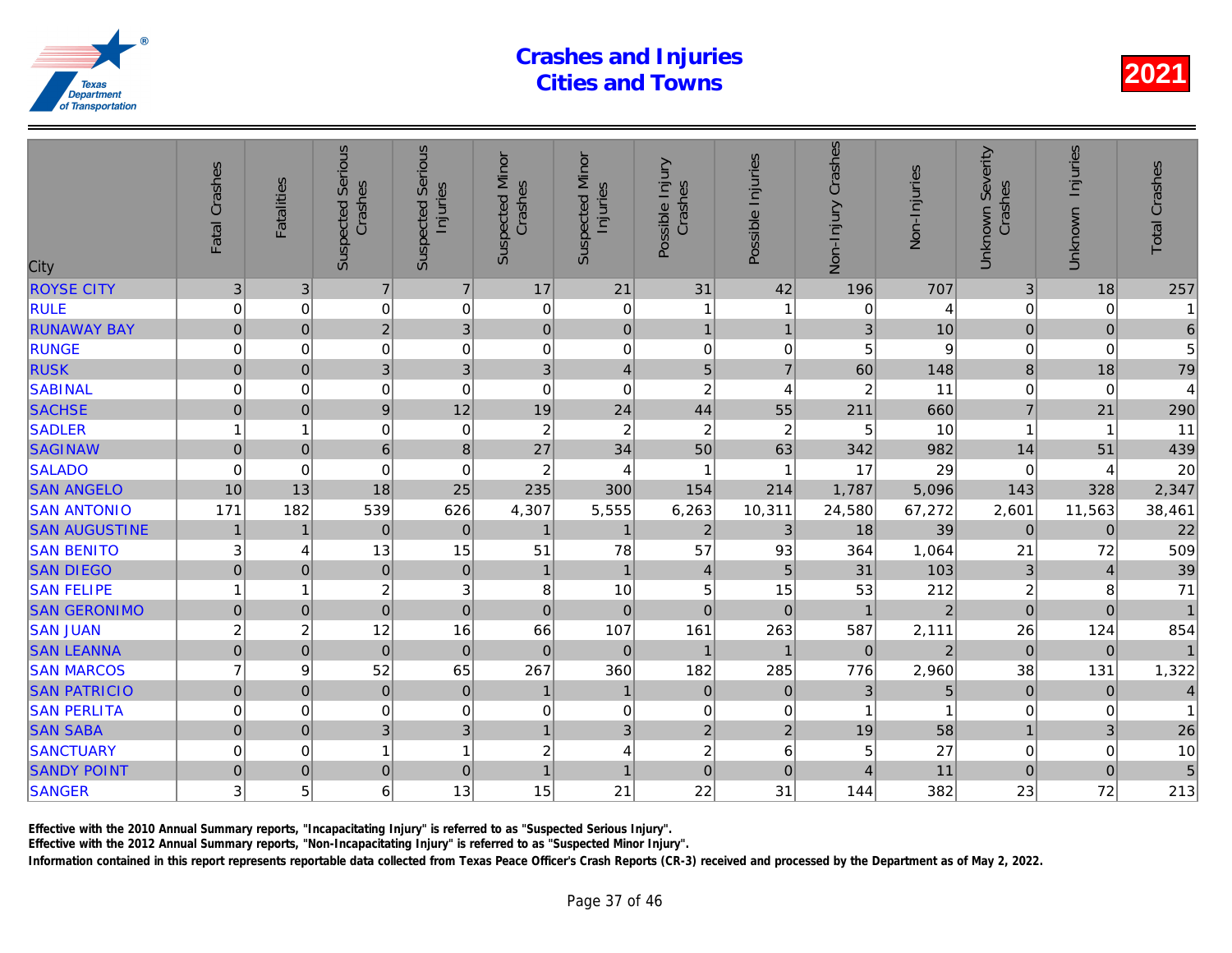# Crashes and Injuries Cities and Towns

**2021**

| City | Fatal Crashes | Fatalities | Suspected Serious Crashes | Suspected Serious Injuries | Suspected Minor Crashes | Suspected Minor Injuries | Possible Injury Crashes | Possible Injuries | Non-Injury Crashes | Non-Injuries | Unknown Severity Crashes | Unknown Injuries | Total Crashes |
|---|---|---|---|---|---|---|---|---|---|---|---|---|---|
| ROYSE CITY | 3 | 3 | 7 | 7 | 17 | 21 | 31 | 42 | 196 | 707 | 3 | 18 | 257 |
| RULE | 0 | 0 | 0 | 0 | 0 | 0 | 1 | 1 | 0 | 4 | 0 | 0 | 1 |
| RUNAWAY BAY | 0 | 0 | 2 | 3 | 0 | 0 | 1 | 1 | 3 | 10 | 0 | 0 | 6 |
| RUNGE | 0 | 0 | 0 | 0 | 0 | 0 | 0 | 0 | 5 | 9 | 0 | 0 | 5 |
| RUSK | 0 | 0 | 3 | 3 | 3 | 4 | 5 | 7 | 60 | 148 | 8 | 18 | 79 |
| SABINAL | 0 | 0 | 0 | 0 | 0 | 0 | 2 | 4 | 2 | 11 | 0 | 0 | 4 |
| SACHSE | 0 | 0 | 9 | 12 | 19 | 24 | 44 | 55 | 211 | 660 | 7 | 21 | 290 |
| SADLER | 1 | 1 | 0 | 0 | 2 | 2 | 2 | 2 | 5 | 10 | 1 | 1 | 11 |
| SAGINAW | 0 | 0 | 6 | 8 | 27 | 34 | 50 | 63 | 342 | 982 | 14 | 51 | 439 |
| SALADO | 0 | 0 | 0 | 0 | 2 | 4 | 1 | 1 | 17 | 29 | 0 | 4 | 20 |
| SAN ANGELO | 10 | 13 | 18 | 25 | 235 | 300 | 154 | 214 | 1,787 | 5,096 | 143 | 328 | 2,347 |
| SAN ANTONIO | 171 | 182 | 539 | 626 | 4,307 | 5,555 | 6,263 | 10,311 | 24,580 | 67,272 | 2,601 | 11,563 | 38,461 |
| SAN AUGUSTINE | 1 | 1 | 0 | 0 | 1 | 1 | 2 | 3 | 18 | 39 | 0 | 0 | 22 |
| SAN BENITO | 3 | 4 | 13 | 15 | 51 | 78 | 57 | 93 | 364 | 1,064 | 21 | 72 | 509 |
| SAN DIEGO | 0 | 0 | 0 | 0 | 1 | 1 | 4 | 5 | 31 | 103 | 3 | 4 | 39 |
| SAN FELIPE | 1 | 1 | 2 | 3 | 8 | 10 | 5 | 15 | 53 | 212 | 2 | 8 | 71 |
| SAN GERONIMO | 0 | 0 | 0 | 0 | 0 | 0 | 0 | 0 | 1 | 2 | 0 | 0 | 1 |
| SAN JUAN | 2 | 2 | 12 | 16 | 66 | 107 | 161 | 263 | 587 | 2,111 | 26 | 124 | 854 |
| SAN LEANNA | 0 | 0 | 0 | 0 | 0 | 0 | 1 | 1 | 0 | 2 | 0 | 0 | 1 |
| SAN MARCOS | 7 | 9 | 52 | 65 | 267 | 360 | 182 | 285 | 776 | 2,960 | 38 | 131 | 1,322 |
| SAN PATRICIO | 0 | 0 | 0 | 0 | 1 | 1 | 0 | 0 | 3 | 5 | 0 | 0 | 4 |
| SAN PERLITA | 0 | 0 | 0 | 0 | 0 | 0 | 0 | 0 | 1 | 1 | 0 | 0 | 1 |
| SAN SABA | 0 | 0 | 3 | 3 | 1 | 3 | 2 | 2 | 19 | 58 | 1 | 3 | 26 |
| SANCTUARY | 0 | 0 | 1 | 1 | 2 | 4 | 2 | 6 | 5 | 27 | 0 | 0 | 10 |
| SANDY POINT | 0 | 0 | 0 | 0 | 1 | 1 | 0 | 0 | 4 | 11 | 0 | 0 | 5 |
| SANGER | 3 | 5 | 6 | 13 | 15 | 21 | 22 | 31 | 144 | 382 | 23 | 72 | 213 |

**Effective with the 2010 Annual Summary reports, "Incapacitating Injury" is referred to as "Suspected Serious Injury".**

**Effective with the 2012 Annual Summary reports, "Non-Incapacitating Injury" is referred to as "Suspected Minor Injury".**

**Information contained in this report represents reportable data collected from Texas Peace Officer's Crash Reports (CR-3) received and processed by the Department as of May 2, 2022.**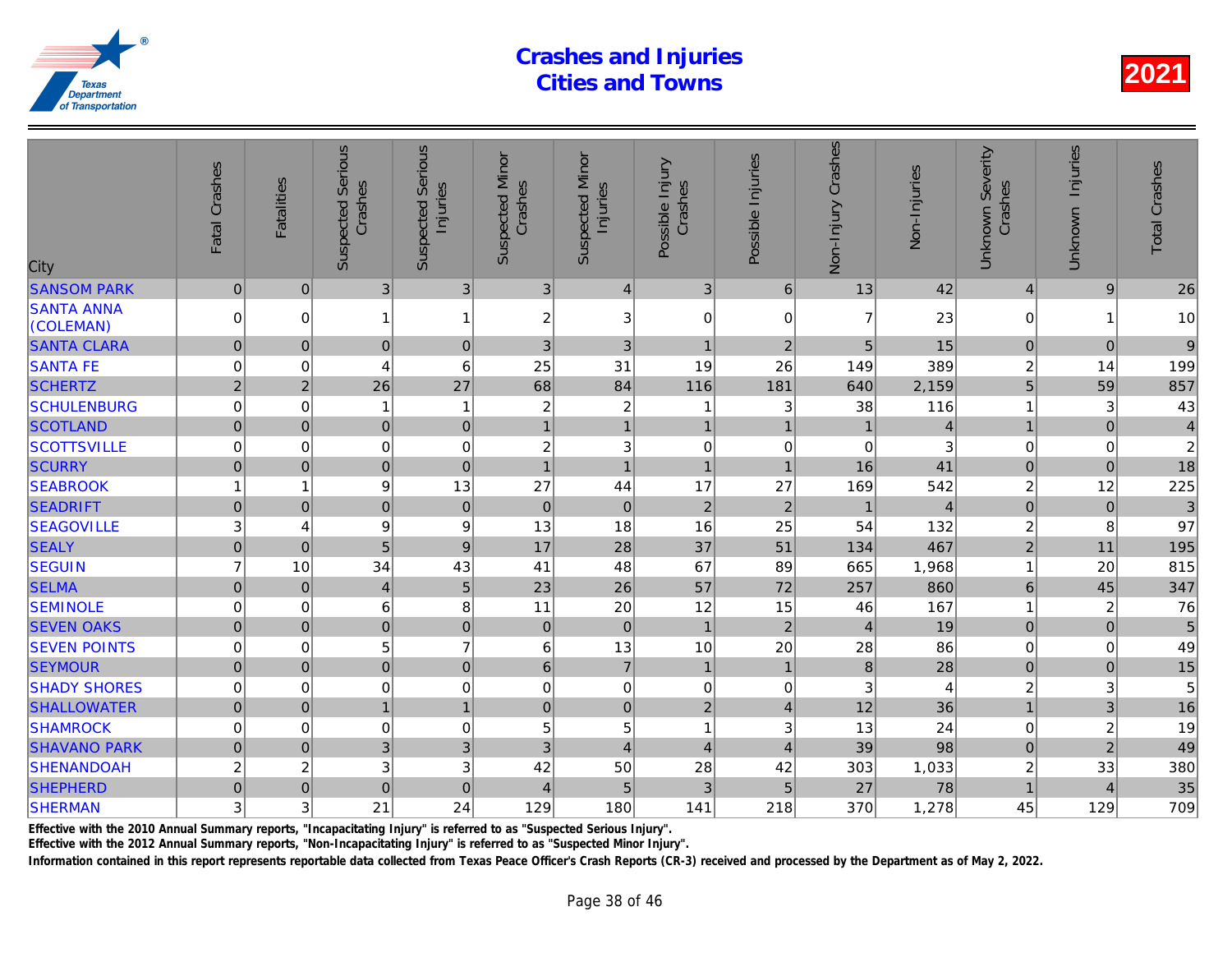# Crashes and Injuries Cities and Towns

**2021**

| City | Fatal Crashes | Fatalities | Suspected Serious Crashes | Suspected Serious Injuries | Suspected Minor Crashes | Suspected Minor Injuries | Possible Injury Crashes | Possible Injuries | Non-Injury Crashes | Non-Injuries | Unknown Severity Crashes | Unknown Injuries | Total Crashes |
|---|---|---|---|---|---|---|---|---|---|---|---|---|---|
| SANSOM PARK | 0 | 0 | 3 | 3 | 3 | 4 | 3 | 6 | 13 | 42 | 4 | 9 | 26 |
| SANTA ANNA (COLEMAN) | 0 | 0 | 1 | 1 | 2 | 3 | 0 | 0 | 7 | 23 | 0 | 1 | 10 |
| SANTA CLARA | 0 | 0 | 0 | 0 | 3 | 3 | 1 | 2 | 5 | 15 | 0 | 0 | 9 |
| SANTA FE | 0 | 0 | 4 | 6 | 25 | 31 | 19 | 26 | 149 | 389 | 2 | 14 | 199 |
| SCHERTZ | 2 | 2 | 26 | 27 | 68 | 84 | 116 | 181 | 640 | 2,159 | 5 | 59 | 857 |
| SCHULENBURG | 0 | 0 | 1 | 1 | 2 | 2 | 1 | 3 | 38 | 116 | 1 | 3 | 43 |
| SCOTLAND | 0 | 0 | 0 | 0 | 1 | 1 | 1 | 1 | 1 | 4 | 1 | 0 | 4 |
| SCOTTSVILLE | 0 | 0 | 0 | 0 | 2 | 3 | 0 | 0 | 0 | 3 | 0 | 0 | 2 |
| SCURRY | 0 | 0 | 0 | 0 | 1 | 1 | 1 | 1 | 16 | 41 | 0 | 0 | 18 |
| SEABROOK | 1 | 1 | 9 | 13 | 27 | 44 | 17 | 27 | 169 | 542 | 2 | 12 | 225 |
| SEADRIFT | 0 | 0 | 0 | 0 | 0 | 0 | 2 | 2 | 1 | 4 | 0 | 0 | 3 |
| SEAGOVILLE | 3 | 4 | 9 | 9 | 13 | 18 | 16 | 25 | 54 | 132 | 2 | 8 | 97 |
| SEALY | 0 | 0 | 5 | 9 | 17 | 28 | 37 | 51 | 134 | 467 | 2 | 11 | 195 |
| SEGUIN | 7 | 10 | 34 | 43 | 41 | 48 | 67 | 89 | 665 | 1,968 | 1 | 20 | 815 |
| SELMA | 0 | 0 | 4 | 5 | 23 | 26 | 57 | 72 | 257 | 860 | 6 | 45 | 347 |
| SEMINOLE | 0 | 0 | 6 | 8 | 11 | 20 | 12 | 15 | 46 | 167 | 1 | 2 | 76 |
| SEVEN OAKS | 0 | 0 | 0 | 0 | 0 | 0 | 1 | 2 | 4 | 19 | 0 | 0 | 5 |
| SEVEN POINTS | 0 | 0 | 5 | 7 | 6 | 13 | 10 | 20 | 28 | 86 | 0 | 0 | 49 |
| SEYMOUR | 0 | 0 | 0 | 0 | 6 | 7 | 1 | 1 | 8 | 28 | 0 | 0 | 15 |
| SHADY SHORES | 0 | 0 | 0 | 0 | 0 | 0 | 0 | 0 | 3 | 4 | 2 | 3 | 5 |
| SHALLOWATER | 0 | 0 | 1 | 1 | 0 | 0 | 2 | 4 | 12 | 36 | 1 | 3 | 16 |
| SHAMROCK | 0 | 0 | 0 | 0 | 5 | 5 | 1 | 3 | 13 | 24 | 0 | 2 | 19 |
| SHAVANO PARK | 0 | 0 | 3 | 3 | 3 | 4 | 4 | 4 | 39 | 98 | 0 | 2 | 49 |
| SHENANDOAH | 2 | 2 | 3 | 3 | 42 | 50 | 28 | 42 | 303 | 1,033 | 2 | 33 | 380 |
| SHEPHERD | 0 | 0 | 0 | 0 | 4 | 5 | 3 | 5 | 27 | 78 | 1 | 4 | 35 |
| SHERMAN | 3 | 3 | 21 | 24 | 129 | 180 | 141 | 218 | 370 | 1,278 | 45 | 129 | 709 |

**Effective with the 2010 Annual Summary reports, "Incapacitating Injury" is referred to as "Suspected Serious Injury".**

**Effective with the 2012 Annual Summary reports, "Non-Incapacitating Injury" is referred to as "Suspected Minor Injury".**

**Information contained in this report represents reportable data collected from Texas Peace Officer's Crash Reports (CR-3) received and processed by the Department as of May 2, 2022.**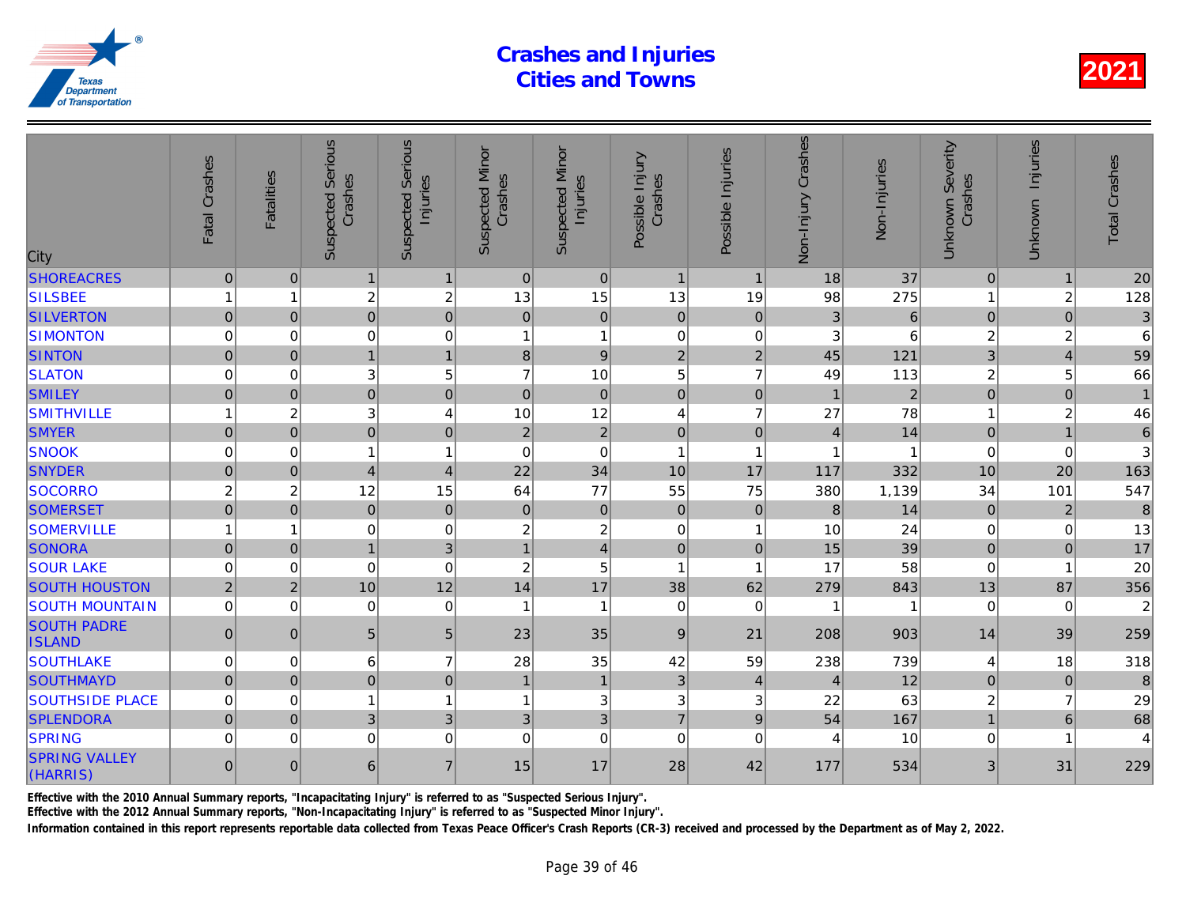# Crashes and Injuries
# Cities and Towns

**2021**

| City | Fatal Crashes | Fatalities | Suspected Serious Crashes | Suspected Serious Injuries | Suspected Minor Crashes | Suspected Minor Injuries | Possible Injury Crashes | Possible Injuries | Non-Injury Crashes | Non-Injuries | Unknown Severity Crashes | Unknown Injuries | Total Crashes |
|---|---|---|---|---|---|---|---|---|---|---|---|---|---|
| SHOREACRES | 0 | 0 | 1 | 1 | 0 | 0 | 1 | 1 | 18 | 37 | 0 | 1 | 20 |
| SILSBEE | 1 | 1 | 2 | 2 | 13 | 15 | 13 | 19 | 98 | 275 | 1 | 2 | 128 |
| SILVERTON | 0 | 0 | 0 | 0 | 0 | 0 | 0 | 0 | 3 | 6 | 0 | 0 | 3 |
| SIMONTON | 0 | 0 | 0 | 0 | 1 | 1 | 0 | 0 | 3 | 6 | 2 | 2 | 6 |
| SINTON | 0 | 0 | 1 | 1 | 8 | 9 | 2 | 2 | 45 | 121 | 3 | 4 | 59 |
| SLATON | 0 | 0 | 3 | 5 | 7 | 10 | 5 | 7 | 49 | 113 | 2 | 5 | 66 |
| SMILEY | 0 | 0 | 0 | 0 | 0 | 0 | 0 | 0 | 1 | 2 | 0 | 0 | 1 |
| SMITHVILLE | 1 | 2 | 3 | 4 | 10 | 12 | 4 | 7 | 27 | 78 | 1 | 2 | 46 |
| SMYER | 0 | 0 | 0 | 0 | 2 | 2 | 0 | 0 | 4 | 14 | 0 | 1 | 6 |
| SNOOK | 0 | 0 | 1 | 1 | 0 | 0 | 1 | 1 | 1 | 1 | 0 | 0 | 3 |
| SNYDER | 0 | 0 | 4 | 4 | 22 | 34 | 10 | 17 | 117 | 332 | 10 | 20 | 163 |
| SOCORRO | 2 | 2 | 12 | 15 | 64 | 77 | 55 | 75 | 380 | 1,139 | 34 | 101 | 547 |
| SOMERSET | 0 | 0 | 0 | 0 | 0 | 0 | 0 | 0 | 8 | 14 | 0 | 2 | 8 |
| SOMERVILLE | 1 | 1 | 0 | 0 | 2 | 2 | 0 | 1 | 10 | 24 | 0 | 0 | 13 |
| SONORA | 0 | 0 | 1 | 3 | 1 | 4 | 0 | 0 | 15 | 39 | 0 | 0 | 17 |
| SOUR LAKE | 0 | 0 | 0 | 0 | 2 | 5 | 1 | 1 | 17 | 58 | 0 | 1 | 20 |
| SOUTH HOUSTON | 2 | 2 | 10 | 12 | 14 | 17 | 38 | 62 | 279 | 843 | 13 | 87 | 356 |
| SOUTH MOUNTAIN | 0 | 0 | 0 | 0 | 1 | 1 | 0 | 0 | 1 | 1 | 0 | 0 | 2 |
| SOUTH PADRE ISLAND | 0 | 0 | 5 | 5 | 23 | 35 | 9 | 21 | 208 | 903 | 14 | 39 | 259 |
| SOUTHLAKE | 0 | 0 | 6 | 7 | 28 | 35 | 42 | 59 | 238 | 739 | 4 | 18 | 318 |
| SOUTHMAYD | 0 | 0 | 0 | 0 | 1 | 1 | 3 | 4 | 4 | 12 | 0 | 0 | 8 |
| SOUTHSIDE PLACE | 0 | 0 | 1 | 1 | 1 | 3 | 3 | 3 | 22 | 63 | 2 | 7 | 29 |
| SPLENDORA | 0 | 0 | 3 | 3 | 3 | 3 | 7 | 9 | 54 | 167 | 1 | 6 | 68 |
| SPRING | 0 | 0 | 0 | 0 | 0 | 0 | 0 | 0 | 4 | 10 | 0 | 1 | 4 |
| SPRING VALLEY (HARRIS) | 0 | 0 | 6 | 7 | 15 | 17 | 28 | 42 | 177 | 534 | 3 | 31 | 229 |

**Effective with the 2010 Annual Summary reports, "Incapacitating Injury" is referred to as "Suspected Serious Injury".**

**Effective with the 2012 Annual Summary reports, "Non-Incapacitating Injury" is referred to as "Suspected Minor Injury".**

**Information contained in this report represents reportable data collected from Texas Peace Officer's Crash Reports (CR-3) received and processed by the Department as of May 2, 2022.**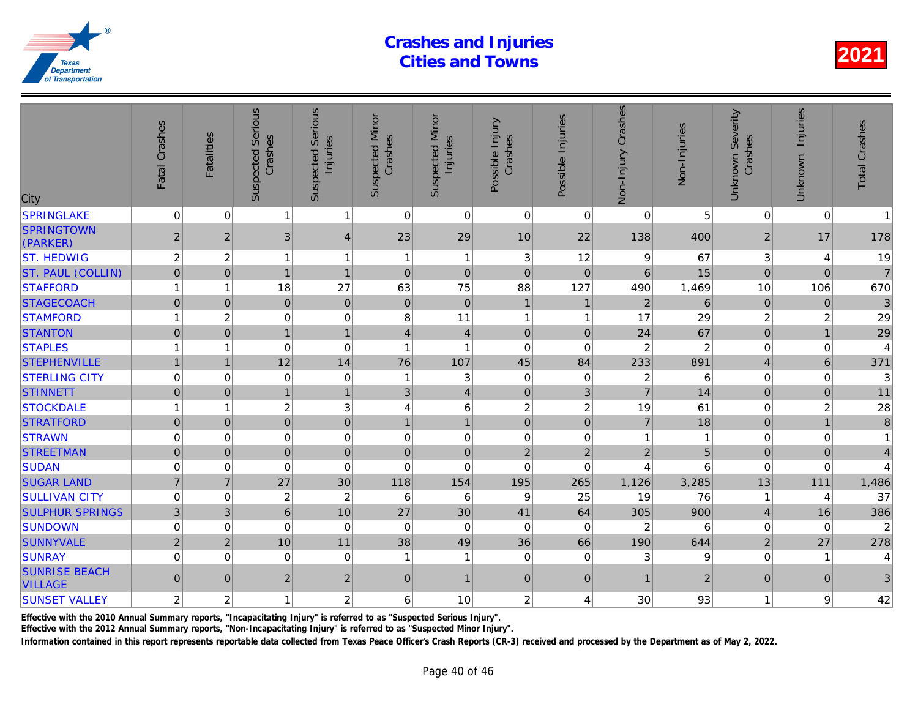# Crashes and Injuries Cities and Towns

2021

| City | Fatal Crashes | Fatalities | Suspected Serious Crashes | Suspected Serious Injuries | Suspected Minor Crashes | Suspected Minor Injuries | Possible Injury Crashes | Possible Injuries | Non-Injury Crashes | Non-Injuries | Unknown Severity Crashes | Unknown Injuries | Total Crashes |
|---|---|---|---|---|---|---|---|---|---|---|---|---|---|
| SPRINGLAKE | 0 | 0 | 1 | 1 | 0 | 0 | 0 | 0 | 0 | 5 | 0 | 0 | 1 |
| SPRINGTOWN (PARKER) | 2 | 2 | 3 | 4 | 23 | 29 | 10 | 22 | 138 | 400 | 2 | 17 | 178 |
| ST. HEDWIG | 2 | 2 | 1 | 1 | 1 | 1 | 3 | 12 | 9 | 67 | 3 | 4 | 19 |
| ST. PAUL (COLLIN) | 0 | 0 | 1 | 1 | 0 | 0 | 0 | 0 | 6 | 15 | 0 | 0 | 7 |
| STAFFORD | 1 | 1 | 18 | 27 | 63 | 75 | 88 | 127 | 490 | 1,469 | 10 | 106 | 670 |
| STAGECOACH | 0 | 0 | 0 | 0 | 0 | 0 | 1 | 1 | 2 | 6 | 0 | 0 | 3 |
| STAMFORD | 1 | 2 | 0 | 0 | 8 | 11 | 1 | 1 | 17 | 29 | 2 | 2 | 29 |
| STANTON | 0 | 0 | 1 | 1 | 4 | 4 | 0 | 0 | 24 | 67 | 0 | 1 | 29 |
| STAPLES | 1 | 1 | 0 | 0 | 1 | 1 | 0 | 0 | 2 | 2 | 0 | 0 | 4 |
| STEPHENVILLE | 1 | 1 | 12 | 14 | 76 | 107 | 45 | 84 | 233 | 891 | 4 | 6 | 371 |
| STERLING CITY | 0 | 0 | 0 | 0 | 1 | 3 | 0 | 0 | 2 | 6 | 0 | 0 | 3 |
| STINNETT | 0 | 0 | 1 | 1 | 3 | 4 | 0 | 3 | 7 | 14 | 0 | 0 | 11 |
| STOCKDALE | 1 | 1 | 2 | 3 | 4 | 6 | 2 | 2 | 19 | 61 | 0 | 2 | 28 |
| STRATFORD | 0 | 0 | 0 | 0 | 1 | 1 | 0 | 0 | 7 | 18 | 0 | 1 | 8 |
| STRAWN | 0 | 0 | 0 | 0 | 0 | 0 | 0 | 0 | 1 | 1 | 0 | 0 | 1 |
| STREETMAN | 0 | 0 | 0 | 0 | 0 | 0 | 2 | 2 | 2 | 5 | 0 | 0 | 4 |
| SUDAN | 0 | 0 | 0 | 0 | 0 | 0 | 0 | 0 | 4 | 6 | 0 | 0 | 4 |
| SUGAR LAND | 7 | 7 | 27 | 30 | 118 | 154 | 195 | 265 | 1,126 | 3,285 | 13 | 111 | 1,486 |
| SULLIVAN CITY | 0 | 0 | 2 | 2 | 6 | 6 | 9 | 25 | 19 | 76 | 1 | 4 | 37 |
| SULPHUR SPRINGS | 3 | 3 | 6 | 10 | 27 | 30 | 41 | 64 | 305 | 900 | 4 | 16 | 386 |
| SUNDOWN | 0 | 0 | 0 | 0 | 0 | 0 | 0 | 0 | 2 | 6 | 0 | 0 | 2 |
| SUNNYVALE | 2 | 2 | 10 | 11 | 38 | 49 | 36 | 66 | 190 | 644 | 2 | 27 | 278 |
| SUNRAY | 0 | 0 | 0 | 0 | 1 | 1 | 0 | 0 | 3 | 9 | 0 | 1 | 4 |
| SUNRISE BEACH VILLAGE | 0 | 0 | 2 | 2 | 0 | 1 | 0 | 0 | 1 | 2 | 0 | 0 | 3 |
| SUNSET VALLEY | 2 | 2 | 1 | 2 | 6 | 10 | 2 | 4 | 30 | 93 | 1 | 9 | 42 |

Effective with the 2010 Annual Summary reports, "Incapacitating Injury" is referred to as "Suspected Serious Injury".

Effective with the 2012 Annual Summary reports, "Non-Incapacitating Injury" is referred to as "Suspected Minor Injury".

Information contained in this report represents reportable data collected from Texas Peace Officer's Crash Reports (CR-3) received and processed by the Department as of May 2, 2022.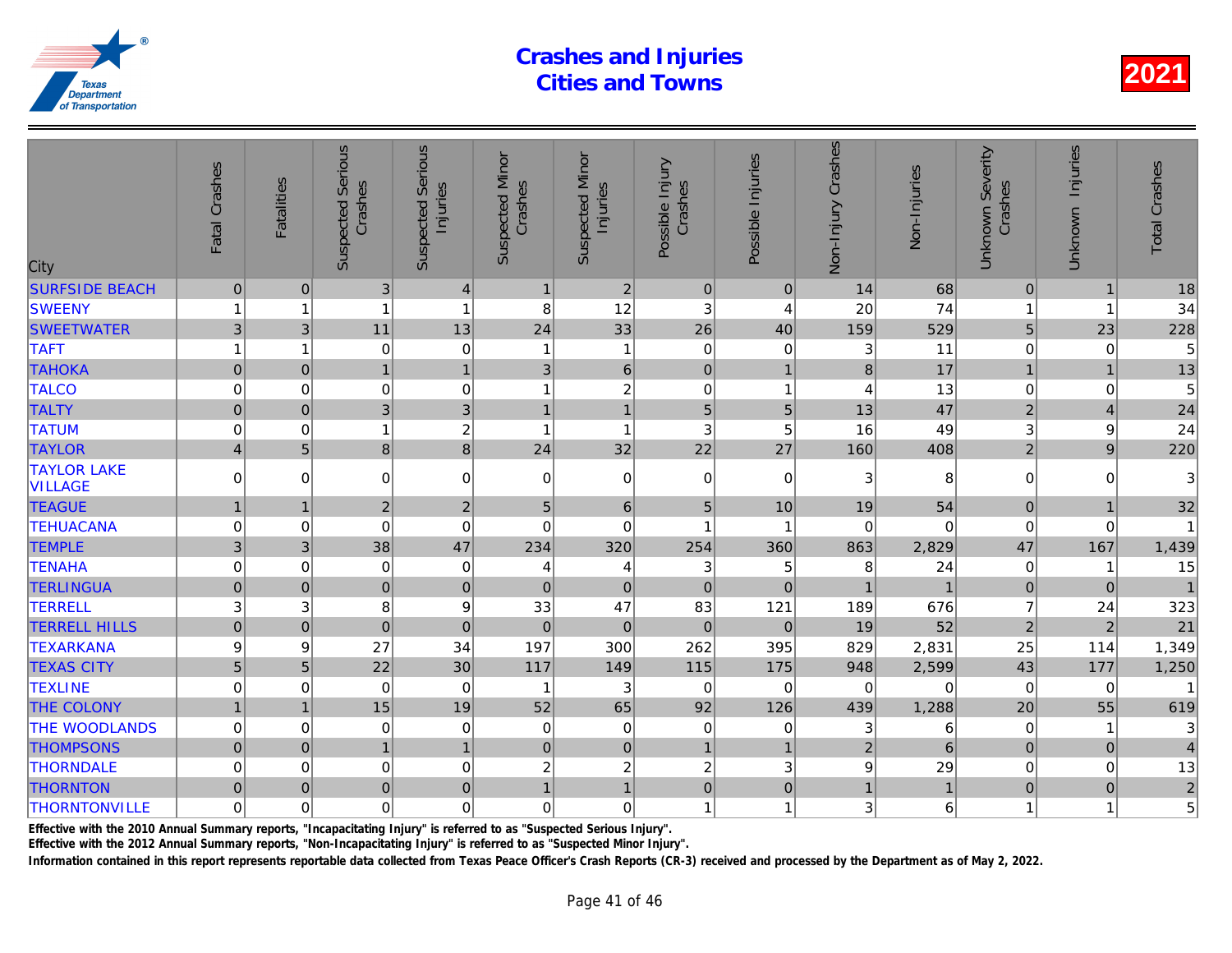# Crashes and Injuries Cities and Towns

2021

| City | Fatal Crashes | Fatalities | Suspected Serious Crashes | Suspected Serious Injuries | Suspected Minor Crashes | Suspected Minor Injuries | Possible Injury Crashes | Possible Injuries | Non-Injury Crashes | Non-Injuries | Unknown Severity Crashes | Unknown Injuries | Total Crashes |
|---|---|---|---|---|---|---|---|---|---|---|---|---|---|
| SURFSIDE BEACH | 0 | 0 | 3 | 4 | 1 | 2 | 0 | 0 | 14 | 68 | 0 | 1 | 18 |
| SWEENY | 1 | 1 | 1 | 1 | 8 | 12 | 3 | 4 | 20 | 74 | 1 | 1 | 34 |
| SWEETWATER | 3 | 3 | 11 | 13 | 24 | 33 | 26 | 40 | 159 | 529 | 5 | 23 | 228 |
| TAFT | 1 | 1 | 0 | 0 | 1 | 1 | 0 | 0 | 3 | 11 | 0 | 0 | 5 |
| TAHOKA | 0 | 0 | 1 | 1 | 3 | 6 | 0 | 1 | 8 | 17 | 1 | 1 | 13 |
| TALCO | 0 | 0 | 0 | 0 | 1 | 2 | 0 | 1 | 4 | 13 | 0 | 0 | 5 |
| TALTY | 0 | 0 | 3 | 3 | 1 | 1 | 5 | 5 | 13 | 47 | 2 | 4 | 24 |
| TATUM | 0 | 0 | 1 | 2 | 1 | 1 | 3 | 5 | 16 | 49 | 3 | 9 | 24 |
| TAYLOR | 4 | 5 | 8 | 8 | 24 | 32 | 22 | 27 | 160 | 408 | 2 | 9 | 220 |
| TAYLOR LAKE VILLAGE | 0 | 0 | 0 | 0 | 0 | 0 | 0 | 0 | 3 | 8 | 0 | 0 | 3 |
| TEAGUE | 1 | 1 | 2 | 2 | 5 | 6 | 5 | 10 | 19 | 54 | 0 | 1 | 32 |
| TEHUACANA | 0 | 0 | 0 | 0 | 0 | 0 | 1 | 1 | 0 | 0 | 0 | 0 | 1 |
| TEMPLE | 3 | 3 | 38 | 47 | 234 | 320 | 254 | 360 | 863 | 2,829 | 47 | 167 | 1,439 |
| TENAHA | 0 | 0 | 0 | 0 | 4 | 4 | 3 | 5 | 8 | 24 | 0 | 1 | 15 |
| TERLINGUA | 0 | 0 | 0 | 0 | 0 | 0 | 0 | 0 | 1 | 1 | 0 | 0 | 1 |
| TERRELL | 3 | 3 | 8 | 9 | 33 | 47 | 83 | 121 | 189 | 676 | 7 | 24 | 323 |
| TERRELL HILLS | 0 | 0 | 0 | 0 | 0 | 0 | 0 | 0 | 19 | 52 | 2 | 2 | 21 |
| TEXARKANA | 9 | 9 | 27 | 34 | 197 | 300 | 262 | 395 | 829 | 2,831 | 25 | 114 | 1,349 |
| TEXAS CITY | 5 | 5 | 22 | 30 | 117 | 149 | 115 | 175 | 948 | 2,599 | 43 | 177 | 1,250 |
| TEXLINE | 0 | 0 | 0 | 0 | 1 | 3 | 0 | 0 | 0 | 0 | 0 | 0 | 1 |
| THE COLONY | 1 | 1 | 15 | 19 | 52 | 65 | 92 | 126 | 439 | 1,288 | 20 | 55 | 619 |
| THE WOODLANDS | 0 | 0 | 0 | 0 | 0 | 0 | 0 | 0 | 3 | 6 | 0 | 1 | 3 |
| THOMPSONS | 0 | 0 | 1 | 1 | 0 | 0 | 1 | 1 | 2 | 6 | 0 | 0 | 4 |
| THORNDALE | 0 | 0 | 0 | 0 | 2 | 2 | 2 | 3 | 9 | 29 | 0 | 0 | 13 |
| THORNTON | 0 | 0 | 0 | 0 | 1 | 1 | 0 | 0 | 1 | 1 | 0 | 0 | 2 |
| THORNTONVILLE | 0 | 0 | 0 | 0 | 0 | 0 | 1 | 1 | 3 | 6 | 1 | 1 | 5 |

Effective with the 2010 Annual Summary reports, "Incapacitating Injury" is referred to as "Suspected Serious Injury".

Effective with the 2012 Annual Summary reports, "Non-Incapacitating Injury" is referred to as "Suspected Minor Injury".

Information contained in this report represents reportable data collected from Texas Peace Officer's Crash Reports (CR-3) received and processed by the Department as of May 2, 2022.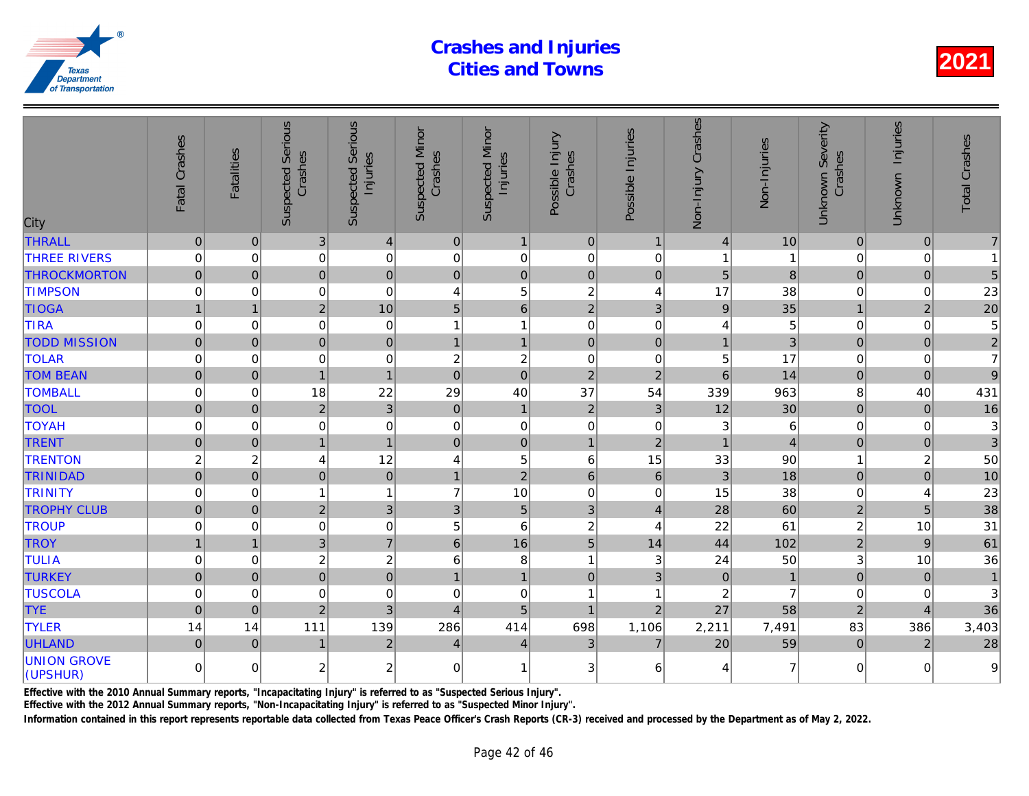# Crashes and Injuries Cities and Towns

**2021**

| City | Fatal Crashes | Fatalities | Suspected Serious Crashes | Suspected Serious Injuries | Suspected Minor Crashes | Suspected Minor Injuries | Possible Injury Crashes | Possible Injuries | Non-Injury Crashes | Non-Injuries | Unknown Severity Crashes | Unknown Injuries | Total Crashes |
|---|---|---|---|---|---|---|---|---|---|---|---|---|---|
| THRALL | 0 | 0 | 3 | 4 | 0 | 1 | 0 | 1 | 4 | 10 | 0 | 0 | 7 |
| THREE RIVERS | 0 | 0 | 0 | 0 | 0 | 0 | 0 | 0 | 1 | 1 | 0 | 0 | 1 |
| THROCKMORTON | 0 | 0 | 0 | 0 | 0 | 0 | 0 | 0 | 5 | 8 | 0 | 0 | 5 |
| TIMPSON | 0 | 0 | 0 | 0 | 4 | 5 | 2 | 4 | 17 | 38 | 0 | 0 | 23 |
| TIOGA | 1 | 1 | 2 | 10 | 5 | 6 | 2 | 3 | 9 | 35 | 1 | 2 | 20 |
| TIRA | 0 | 0 | 0 | 0 | 1 | 1 | 0 | 0 | 4 | 5 | 0 | 0 | 5 |
| TODD MISSION | 0 | 0 | 0 | 0 | 1 | 1 | 0 | 0 | 1 | 3 | 0 | 0 | 2 |
| TOLAR | 0 | 0 | 0 | 0 | 2 | 2 | 0 | 0 | 5 | 17 | 0 | 0 | 7 |
| TOM BEAN | 0 | 0 | 1 | 1 | 0 | 0 | 2 | 2 | 6 | 14 | 0 | 0 | 9 |
| TOMBALL | 0 | 0 | 18 | 22 | 29 | 40 | 37 | 54 | 339 | 963 | 8 | 40 | 431 |
| TOOL | 0 | 0 | 2 | 3 | 0 | 1 | 2 | 3 | 12 | 30 | 0 | 0 | 16 |
| TOYAH | 0 | 0 | 0 | 0 | 0 | 0 | 0 | 0 | 3 | 6 | 0 | 0 | 3 |
| TRENT | 0 | 0 | 1 | 1 | 0 | 0 | 1 | 2 | 1 | 4 | 0 | 0 | 3 |
| TRENTON | 2 | 2 | 4 | 12 | 4 | 5 | 6 | 15 | 33 | 90 | 1 | 2 | 50 |
| TRINIDAD | 0 | 0 | 0 | 0 | 1 | 2 | 6 | 6 | 3 | 18 | 0 | 0 | 10 |
| TRINITY | 0 | 0 | 1 | 1 | 7 | 10 | 0 | 0 | 15 | 38 | 0 | 4 | 23 |
| TROPHY CLUB | 0 | 0 | 2 | 3 | 3 | 5 | 3 | 4 | 28 | 60 | 2 | 5 | 38 |
| TROUP | 0 | 0 | 0 | 0 | 5 | 6 | 2 | 4 | 22 | 61 | 2 | 10 | 31 |
| TROY | 1 | 1 | 3 | 7 | 6 | 16 | 5 | 14 | 44 | 102 | 2 | 9 | 61 |
| TULIA | 0 | 0 | 2 | 2 | 6 | 8 | 1 | 3 | 24 | 50 | 3 | 10 | 36 |
| TURKEY | 0 | 0 | 0 | 0 | 1 | 1 | 0 | 3 | 0 | 1 | 0 | 0 | 1 |
| TUSCOLA | 0 | 0 | 0 | 0 | 0 | 0 | 1 | 1 | 2 | 7 | 0 | 0 | 3 |
| TYE | 0 | 0 | 2 | 3 | 4 | 5 | 1 | 2 | 27 | 58 | 2 | 4 | 36 |
| TYLER | 14 | 14 | 111 | 139 | 286 | 414 | 698 | 1,106 | 2,211 | 7,491 | 83 | 386 | 3,403 |
| UHLAND | 0 | 0 | 1 | 2 | 4 | 4 | 3 | 7 | 20 | 59 | 0 | 2 | 28 |
| UNION GROVE (UPSHUR) | 0 | 0 | 2 | 2 | 0 | 1 | 3 | 6 | 4 | 7 | 0 | 0 | 9 |

Effective with the 2010 Annual Summary reports, "Incapacitating Injury" is referred to as "Suspected Serious Injury".

Effective with the 2012 Annual Summary reports, "Non-Incapacitating Injury" is referred to as "Suspected Minor Injury".

Information contained in this report represents reportable data collected from Texas Peace Officer's Crash Reports (CR-3) received and processed by the Department as of May 2, 2022.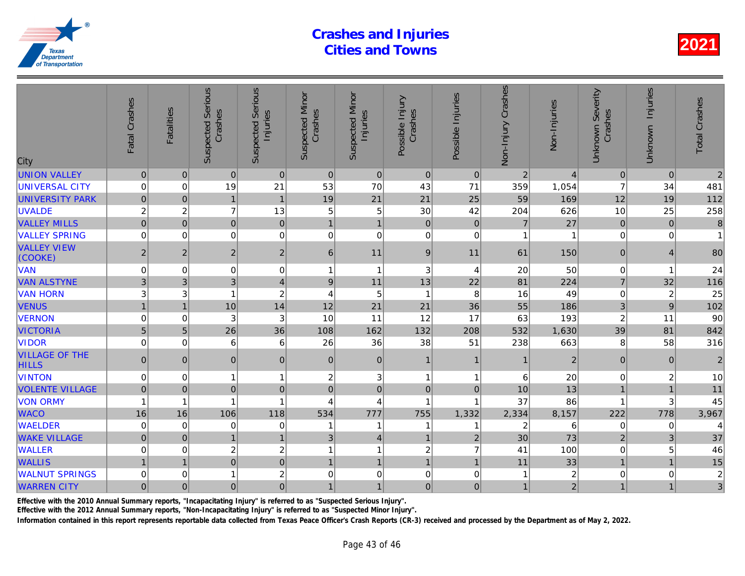# Crashes and Injuries
# Cities and Towns

2021

| City | Fatal Crashes | Fatalities | Suspected Serious Crashes | Suspected Serious Injuries | Suspected Minor Crashes | Suspected Minor Injuries | Possible Injury Crashes | Possible Injuries | Non-Injury Crashes | Non-Injuries | Unknown Severity Crashes | Unknown Injuries | Total Crashes |
|---|---|---|---|---|---|---|---|---|---|---|---|---|---|
| UNION VALLEY | 0 | 0 | 0 | 0 | 0 | 0 | 0 | 0 | 2 | 4 | 0 | 0 | 2 |
| UNIVERSAL CITY | 0 | 0 | 19 | 21 | 53 | 70 | 43 | 71 | 359 | 1,054 | 7 | 34 | 481 |
| UNIVERSITY PARK | 0 | 0 | 1 | 1 | 19 | 21 | 21 | 25 | 59 | 169 | 12 | 19 | 112 |
| UVALDE | 2 | 2 | 7 | 13 | 5 | 5 | 30 | 42 | 204 | 626 | 10 | 25 | 258 |
| VALLEY MILLS | 0 | 0 | 0 | 0 | 1 | 1 | 0 | 0 | 7 | 27 | 0 | 0 | 8 |
| VALLEY SPRING | 0 | 0 | 0 | 0 | 0 | 0 | 0 | 0 | 1 | 1 | 0 | 0 | 1 |
| VALLEY VIEW (COOKE) | 2 | 2 | 2 | 2 | 6 | 11 | 9 | 11 | 61 | 150 | 0 | 4 | 80 |
| VAN | 0 | 0 | 0 | 0 | 1 | 1 | 3 | 4 | 20 | 50 | 0 | 1 | 24 |
| VAN ALSTYNE | 3 | 3 | 3 | 4 | 9 | 11 | 13 | 22 | 81 | 224 | 7 | 32 | 116 |
| VAN HORN | 3 | 3 | 1 | 2 | 4 | 5 | 1 | 8 | 16 | 49 | 0 | 2 | 25 |
| VENUS | 1 | 1 | 10 | 14 | 12 | 21 | 21 | 36 | 55 | 186 | 3 | 9 | 102 |
| VERNON | 0 | 0 | 3 | 3 | 10 | 11 | 12 | 17 | 63 | 193 | 2 | 11 | 90 |
| VICTORIA | 5 | 5 | 26 | 36 | 108 | 162 | 132 | 208 | 532 | 1,630 | 39 | 81 | 842 |
| VIDOR | 0 | 0 | 6 | 6 | 26 | 36 | 38 | 51 | 238 | 663 | 8 | 58 | 316 |
| VILLAGE OF THE HILLS | 0 | 0 | 0 | 0 | 0 | 0 | 1 | 1 | 1 | 2 | 0 | 0 | 2 |
| VINTON | 0 | 0 | 1 | 1 | 2 | 3 | 1 | 1 | 6 | 20 | 0 | 2 | 10 |
| VOLENTE VILLAGE | 0 | 0 | 0 | 0 | 0 | 0 | 0 | 0 | 10 | 13 | 1 | 1 | 11 |
| VON ORMY | 1 | 1 | 1 | 1 | 4 | 4 | 1 | 1 | 37 | 86 | 1 | 3 | 45 |
| WACO | 16 | 16 | 106 | 118 | 534 | 777 | 755 | 1,332 | 2,334 | 8,157 | 222 | 778 | 3,967 |
| WAELDER | 0 | 0 | 0 | 0 | 1 | 1 | 1 | 1 | 2 | 6 | 0 | 0 | 4 |
| WAKE VILLAGE | 0 | 0 | 1 | 1 | 3 | 4 | 1 | 2 | 30 | 73 | 2 | 3 | 37 |
| WALLER | 0 | 0 | 2 | 2 | 1 | 1 | 2 | 7 | 41 | 100 | 0 | 5 | 46 |
| WALLIS | 1 | 1 | 0 | 0 | 1 | 1 | 1 | 1 | 11 | 33 | 1 | 1 | 15 |
| WALNUT SPRINGS | 0 | 0 | 1 | 2 | 0 | 0 | 0 | 0 | 1 | 2 | 0 | 0 | 2 |
| WARREN CITY | 0 | 0 | 0 | 0 | 1 | 1 | 0 | 0 | 1 | 2 | 1 | 1 | 3 |

Effective with the 2010 Annual Summary reports, "Incapacitating Injury" is referred to as "Suspected Serious Injury".

Effective with the 2012 Annual Summary reports, "Non-Incapacitating Injury" is referred to as "Suspected Minor Injury".

Information contained in this report represents reportable data collected from Texas Peace Officer's Crash Reports (CR-3) received and processed by the Department as of May 2, 2022.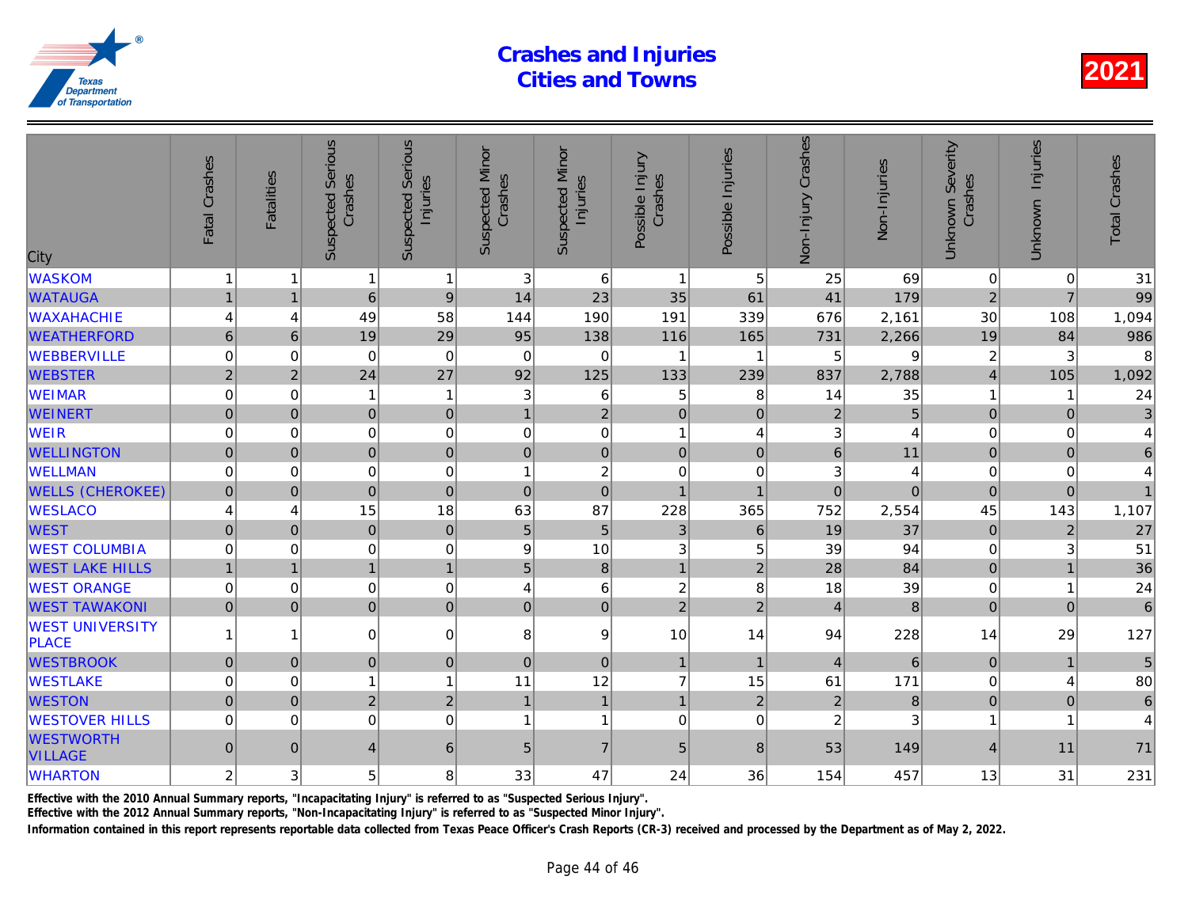# Crashes and Injuries
# Cities and Towns

2021

| City | Fatal Crashes | Fatalities | Suspected Serious Crashes | Suspected Serious Injuries | Suspected Minor Crashes | Suspected Minor Injuries | Possible Injury Crashes | Possible Injuries | Non-Injury Crashes | Non-Injuries | Unknown Severity Crashes | Unknown Injuries | Total Crashes |
|---|---|---|---|---|---|---|---|---|---|---|---|---|---|
| WASKOM | 1 | 1 | 1 | 1 | 3 | 6 | 1 | 5 | 25 | 69 | 0 | 0 | 31 |
| WATAUGA | 1 | 1 | 6 | 9 | 14 | 23 | 35 | 61 | 41 | 179 | 2 | 7 | 99 |
| WAXAHACHIE | 4 | 4 | 49 | 58 | 144 | 190 | 191 | 339 | 676 | 2,161 | 30 | 108 | 1,094 |
| WEATHERFORD | 6 | 6 | 19 | 29 | 95 | 138 | 116 | 165 | 731 | 2,266 | 19 | 84 | 986 |
| WEBBERVILLE | 0 | 0 | 0 | 0 | 0 | 0 | 1 | 1 | 5 | 9 | 2 | 3 | 8 |
| WEBSTER | 2 | 2 | 24 | 27 | 92 | 125 | 133 | 239 | 837 | 2,788 | 4 | 105 | 1,092 |
| WEIMAR | 0 | 0 | 1 | 1 | 3 | 6 | 5 | 8 | 14 | 35 | 1 | 1 | 24 |
| WEINERT | 0 | 0 | 0 | 0 | 1 | 2 | 0 | 0 | 2 | 5 | 0 | 0 | 3 |
| WEIR | 0 | 0 | 0 | 0 | 0 | 0 | 1 | 4 | 3 | 4 | 0 | 0 | 4 |
| WELLINGTON | 0 | 0 | 0 | 0 | 0 | 0 | 0 | 0 | 6 | 11 | 0 | 0 | 6 |
| WELLMAN | 0 | 0 | 0 | 0 | 1 | 2 | 0 | 0 | 3 | 4 | 0 | 0 | 4 |
| WELLS (CHEROKEE) | 0 | 0 | 0 | 0 | 0 | 0 | 1 | 1 | 0 | 0 | 0 | 0 | 1 |
| WESLACO | 4 | 4 | 15 | 18 | 63 | 87 | 228 | 365 | 752 | 2,554 | 45 | 143 | 1,107 |
| WEST | 0 | 0 | 0 | 0 | 5 | 5 | 3 | 6 | 19 | 37 | 0 | 2 | 27 |
| WEST COLUMBIA | 0 | 0 | 0 | 0 | 9 | 10 | 3 | 5 | 39 | 94 | 0 | 3 | 51 |
| WEST LAKE HILLS | 1 | 1 | 1 | 1 | 5 | 8 | 1 | 2 | 28 | 84 | 0 | 1 | 36 |
| WEST ORANGE | 0 | 0 | 0 | 0 | 4 | 6 | 2 | 8 | 18 | 39 | 0 | 1 | 24 |
| WEST TAWAKONI | 0 | 0 | 0 | 0 | 0 | 0 | 2 | 2 | 4 | 8 | 0 | 0 | 6 |
| WEST UNIVERSITY PLACE | 1 | 1 | 0 | 0 | 8 | 9 | 10 | 14 | 94 | 228 | 14 | 29 | 127 |
| WESTBROOK | 0 | 0 | 0 | 0 | 0 | 0 | 1 | 1 | 4 | 6 | 0 | 1 | 5 |
| WESTLAKE | 0 | 0 | 1 | 1 | 11 | 12 | 7 | 15 | 61 | 171 | 0 | 4 | 80 |
| WESTON | 0 | 0 | 2 | 2 | 1 | 1 | 1 | 2 | 2 | 8 | 0 | 0 | 6 |
| WESTOVER HILLS | 0 | 0 | 0 | 0 | 1 | 1 | 0 | 0 | 2 | 3 | 1 | 1 | 4 |
| WESTWORTH VILLAGE | 0 | 0 | 4 | 6 | 5 | 7 | 5 | 8 | 53 | 149 | 4 | 11 | 71 |
| WHARTON | 2 | 3 | 5 | 8 | 33 | 47 | 24 | 36 | 154 | 457 | 13 | 31 | 231 |

Effective with the 2010 Annual Summary reports, "Incapacitating Injury" is referred to as "Suspected Serious Injury".

Effective with the 2012 Annual Summary reports, "Non-Incapacitating Injury" is referred to as "Suspected Minor Injury".

Information contained in this report represents reportable data collected from Texas Peace Officer's Crash Reports (CR-3) received and processed by the Department as of May 2, 2022.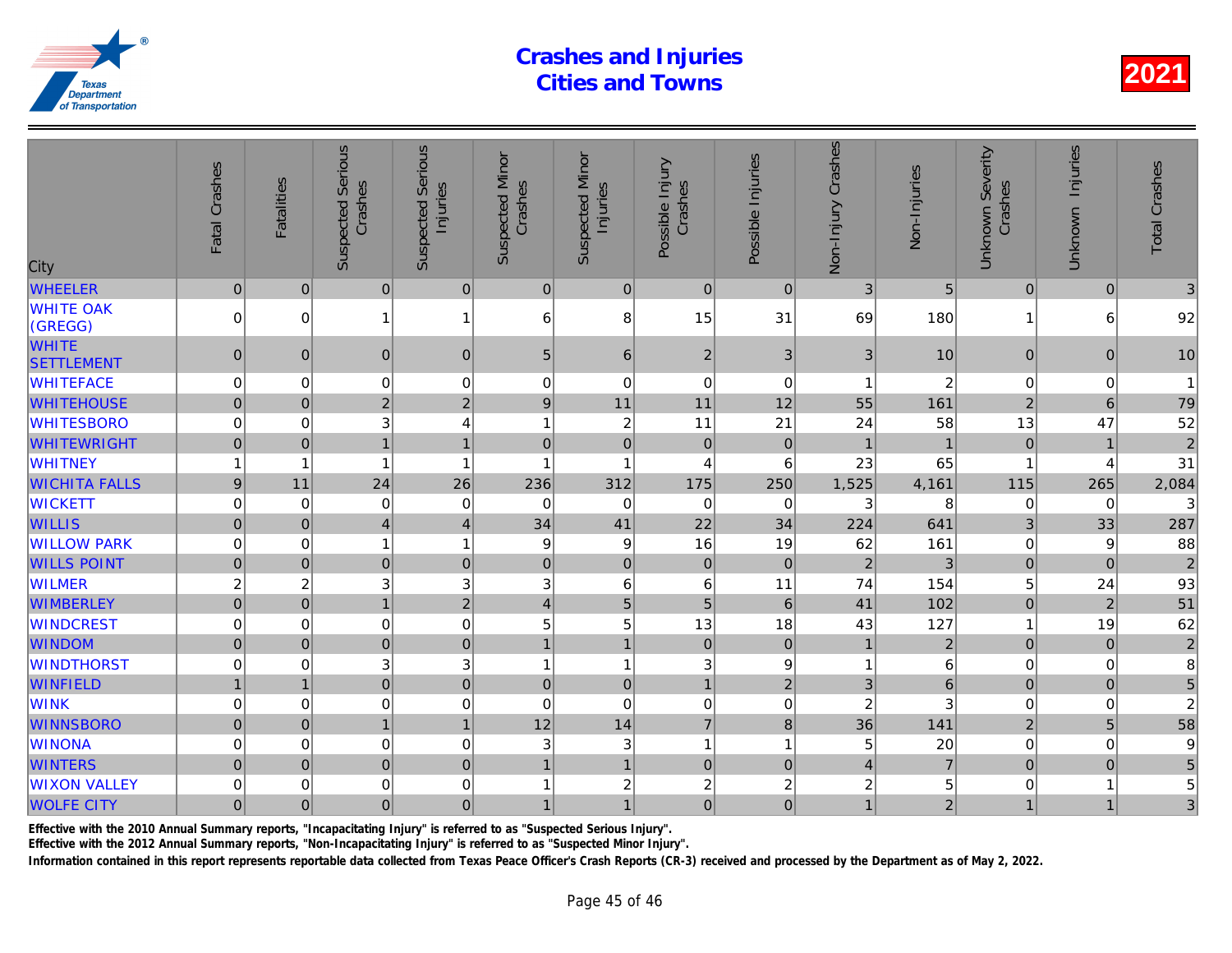# Crashes and Injuries
# Cities and Towns

2021

| City | Fatal Crashes | Fatalities | Suspected Serious Crashes | Suspected Serious Injuries | Suspected Minor Crashes | Suspected Minor Injuries | Possible Injury Crashes | Possible Injuries | Non-Injury Crashes | Non-Injuries | Unknown Severity Crashes | Unknown Injuries | Total Crashes |
|---|---|---|---|---|---|---|---|---|---|---|---|---|---|
| WHEELER | 0 | 0 | 0 | 0 | 0 | 0 | 0 | 0 | 3 | 5 | 0 | 0 | 3 |
| WHITE OAK (GREGG) | 0 | 0 | 1 | 1 | 6 | 8 | 15 | 31 | 69 | 180 | 1 | 6 | 92 |
| WHITE SETTLEMENT | 0 | 0 | 0 | 0 | 5 | 6 | 2 | 3 | 3 | 10 | 0 | 0 | 10 |
| WHITEFACE | 0 | 0 | 0 | 0 | 0 | 0 | 0 | 0 | 1 | 2 | 0 | 0 | 1 |
| WHITEHOUSE | 0 | 0 | 2 | 2 | 9 | 11 | 11 | 12 | 55 | 161 | 2 | 6 | 79 |
| WHITESBORO | 0 | 0 | 3 | 4 | 1 | 2 | 11 | 21 | 24 | 58 | 13 | 47 | 52 |
| WHITEWRIGHT | 0 | 0 | 1 | 1 | 0 | 0 | 0 | 0 | 1 | 1 | 0 | 1 | 2 |
| WHITNEY | 1 | 1 | 1 | 1 | 1 | 1 | 4 | 6 | 23 | 65 | 1 | 4 | 31 |
| WICHITA FALLS | 9 | 11 | 24 | 26 | 236 | 312 | 175 | 250 | 1,525 | 4,161 | 115 | 265 | 2,084 |
| WICKETT | 0 | 0 | 0 | 0 | 0 | 0 | 0 | 0 | 3 | 8 | 0 | 0 | 3 |
| WILLIS | 0 | 0 | 4 | 4 | 34 | 41 | 22 | 34 | 224 | 641 | 3 | 33 | 287 |
| WILLOW PARK | 0 | 0 | 1 | 1 | 9 | 9 | 16 | 19 | 62 | 161 | 0 | 9 | 88 |
| WILLS POINT | 0 | 0 | 0 | 0 | 0 | 0 | 0 | 0 | 2 | 3 | 0 | 0 | 2 |
| WILMER | 2 | 2 | 3 | 3 | 3 | 6 | 6 | 11 | 74 | 154 | 5 | 24 | 93 |
| WIMBERLEY | 0 | 0 | 1 | 2 | 4 | 5 | 5 | 6 | 41 | 102 | 0 | 2 | 51 |
| WINDCREST | 0 | 0 | 0 | 0 | 5 | 5 | 13 | 18 | 43 | 127 | 1 | 19 | 62 |
| WINDOM | 0 | 0 | 0 | 0 | 1 | 1 | 0 | 0 | 1 | 2 | 0 | 0 | 2 |
| WINDTHORST | 0 | 0 | 3 | 3 | 1 | 1 | 3 | 9 | 1 | 6 | 0 | 0 | 8 |
| WINFIELD | 1 | 1 | 0 | 0 | 0 | 0 | 1 | 2 | 3 | 6 | 0 | 0 | 5 |
| WINK | 0 | 0 | 0 | 0 | 0 | 0 | 0 | 0 | 2 | 3 | 0 | 0 | 2 |
| WINNSBORO | 0 | 0 | 1 | 1 | 12 | 14 | 7 | 8 | 36 | 141 | 2 | 5 | 58 |
| WINONA | 0 | 0 | 0 | 0 | 3 | 3 | 1 | 1 | 5 | 20 | 0 | 0 | 9 |
| WINTERS | 0 | 0 | 0 | 0 | 1 | 1 | 0 | 0 | 4 | 7 | 0 | 0 | 5 |
| WIXON VALLEY | 0 | 0 | 0 | 0 | 1 | 2 | 2 | 2 | 2 | 5 | 0 | 1 | 5 |
| WOLFE CITY | 0 | 0 | 0 | 0 | 1 | 1 | 0 | 0 | 1 | 2 | 1 | 1 | 3 |

**Effective with the 2010 Annual Summary reports, "Incapacitating Injury" is referred to as "Suspected Serious Injury".**

**Effective with the 2012 Annual Summary reports, "Non-Incapacitating Injury" is referred to as "Suspected Minor Injury".**

**Information contained in this report represents reportable data collected from Texas Peace Officer's Crash Reports (CR-3) received and processed by the Department as of May 2, 2022.**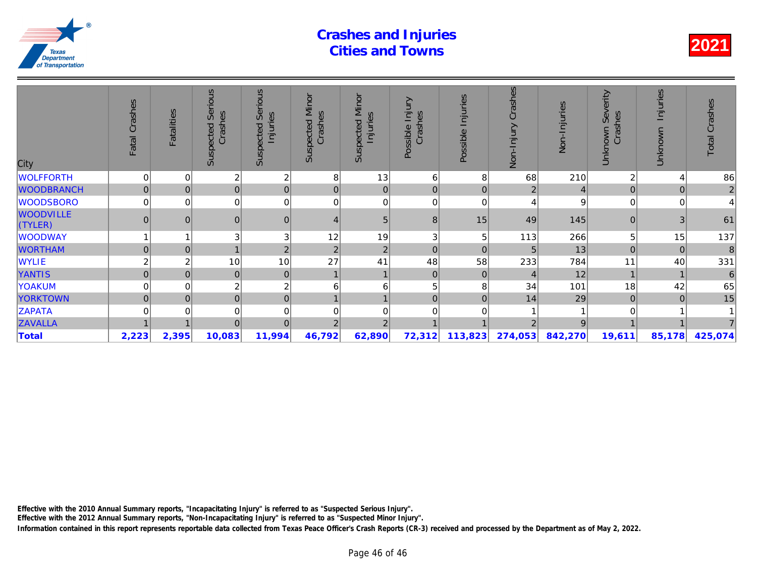# Crashes and Injuries Cities and Towns

2021

| City | Fatal Crashes | Fatalities | Suspected Serious Crashes | Suspected Serious Injuries | Suspected Minor Crashes | Suspected Minor Injuries | Possible Injury Crashes | Possible Injuries | Non-Injury Crashes | Non-Injuries | Unknown Severity Crashes | Unknown Injuries | Total Crashes |
|---|---|---|---|---|---|---|---|---|---|---|---|---|---|
| WOLFFORTH | 0 | 0 | 2 | 2 | 8 | 13 | 6 | 8 | 68 | 210 | 2 | 4 | 86 |
| WOODBRANCH | 0 | 0 | 0 | 0 | 0 | 0 | 0 | 0 | 2 | 4 | 0 | 0 | 2 |
| WOODSBORO | 0 | 0 | 0 | 0 | 0 | 0 | 0 | 0 | 4 | 9 | 0 | 0 | 4 |
| WOODVILLE (TYLER) | 0 | 0 | 0 | 0 | 4 | 5 | 8 | 15 | 49 | 145 | 0 | 3 | 61 |
| WOODWAY | 1 | 1 | 3 | 3 | 12 | 19 | 3 | 5 | 113 | 266 | 5 | 15 | 137 |
| WORTHAM | 0 | 0 | 1 | 2 | 2 | 2 | 0 | 0 | 5 | 13 | 0 | 0 | 8 |
| WYLIE | 2 | 2 | 10 | 10 | 27 | 41 | 48 | 58 | 233 | 784 | 11 | 40 | 331 |
| YANTIS | 0 | 0 | 0 | 0 | 1 | 1 | 0 | 0 | 4 | 12 | 1 | 1 | 6 |
| YOAKUM | 0 | 0 | 2 | 2 | 6 | 6 | 5 | 8 | 34 | 101 | 18 | 42 | 65 |
| YORKTOWN | 0 | 0 | 0 | 0 | 1 | 1 | 0 | 0 | 14 | 29 | 0 | 0 | 15 |
| ZAPATA | 0 | 0 | 0 | 0 | 0 | 0 | 0 | 0 | 1 | 1 | 0 | 1 | 1 |
| ZAVALLA | 1 | 1 | 0 | 0 | 2 | 2 | 1 | 1 | 2 | 9 | 1 | 1 | 7 |
| **Total** | **2,223** | **2,395** | **10,083** | **11,994** | **46,792** | **62,890** | **72,312** | **113,823** | **274,053** | **842,270** | **19,611** | **85,178** | **425,074** |

Effective with the 2010 Annual Summary reports, "Incapacitating Injury" is referred to as "Suspected Serious Injury".

Effective with the 2012 Annual Summary reports, "Non-Incapacitating Injury" is referred to as "Suspected Minor Injury".

Information contained in this report represents reportable data collected from Texas Peace Officer's Crash Reports (CR-3) received and processed by the Department as of May 2, 2022.